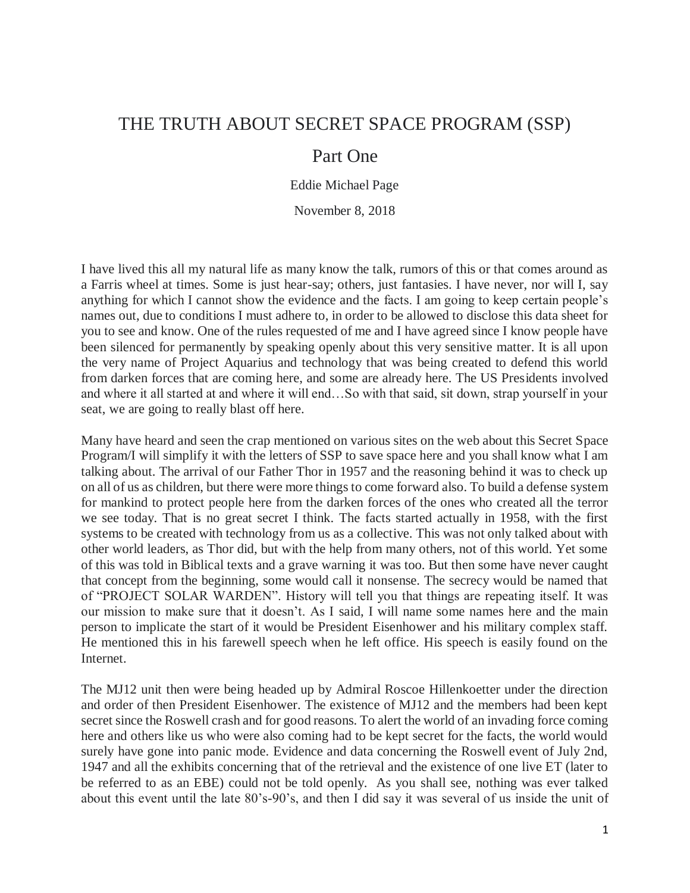# THE TRUTH ABOUT SECRET SPACE PROGRAM (SSP)

## Part One

Eddie Michael Page

November 8, 2018

I have lived this all my natural life as many know the talk, rumors of this or that comes around as a Farris wheel at times. Some is just hear-say; others, just fantasies. I have never, nor will I, say anything for which I cannot show the evidence and the facts. I am going to keep certain people's names out, due to conditions I must adhere to, in order to be allowed to disclose this data sheet for you to see and know. One of the rules requested of me and I have agreed since I know people have been silenced for permanently by speaking openly about this very sensitive matter. It is all upon the very name of Project Aquarius and technology that was being created to defend this world from darken forces that are coming here, and some are already here. The US Presidents involved and where it all started at and where it will end…So with that said, sit down, strap yourself in your seat, we are going to really blast off here.

Many have heard and seen the crap mentioned on various sites on the web about this Secret Space Program/I will simplify it with the letters of SSP to save space here and you shall know what I am talking about. The arrival of our Father Thor in 1957 and the reasoning behind it was to check up on all of us as children, but there were more things to come forward also. To build a defense system for mankind to protect people here from the darken forces of the ones who created all the terror we see today. That is no great secret I think. The facts started actually in 1958, with the first systems to be created with technology from us as a collective. This was not only talked about with other world leaders, as Thor did, but with the help from many others, not of this world. Yet some of this was told in Biblical texts and a grave warning it was too. But then some have never caught that concept from the beginning, some would call it nonsense. The secrecy would be named that of "PROJECT SOLAR WARDEN". History will tell you that things are repeating itself. It was our mission to make sure that it doesn't. As I said, I will name some names here and the main person to implicate the start of it would be President Eisenhower and his military complex staff. He mentioned this in his farewell speech when he left office. His speech is easily found on the Internet.

The MJ12 unit then were being headed up by Admiral Roscoe Hillenkoetter under the direction and order of then President Eisenhower. The existence of MJ12 and the members had been kept secret since the Roswell crash and for good reasons. To alert the world of an invading force coming here and others like us who were also coming had to be kept secret for the facts, the world would surely have gone into panic mode. Evidence and data concerning the Roswell event of July 2nd, 1947 and all the exhibits concerning that of the retrieval and the existence of one live ET (later to be referred to as an EBE) could not be told openly. As you shall see, nothing was ever talked about this event until the late 80's-90's, and then I did say it was several of us inside the unit of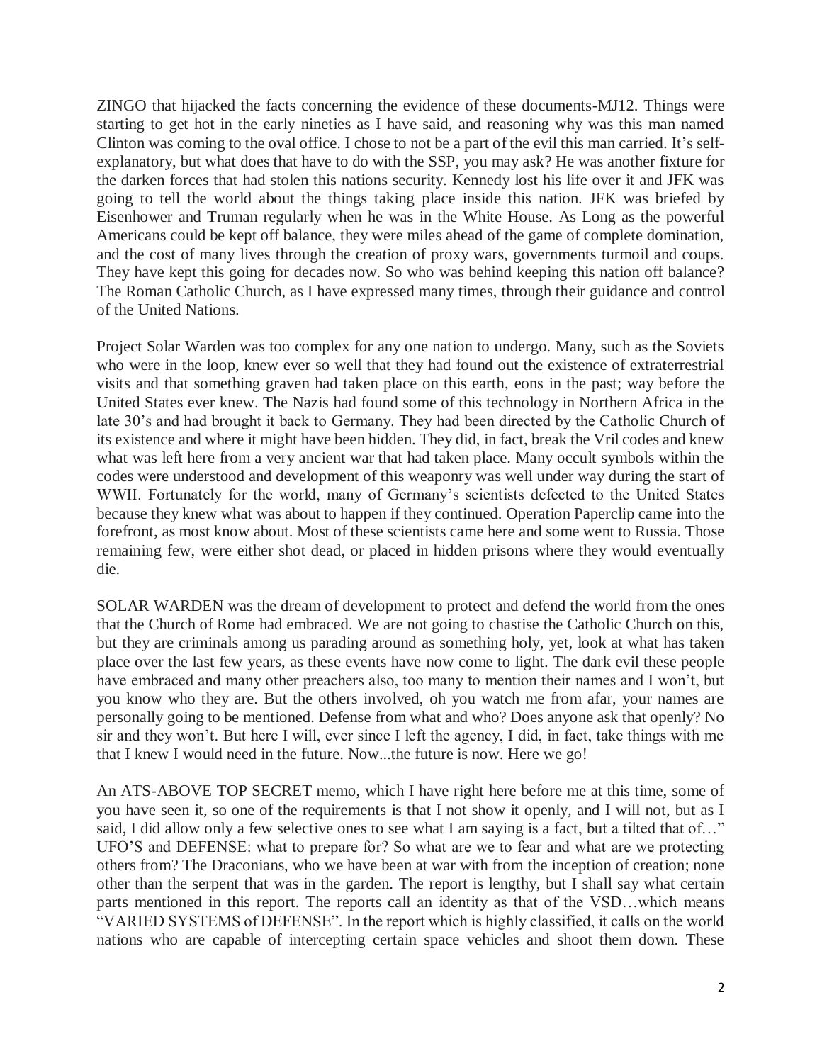ZINGO that hijacked the facts concerning the evidence of these documents-MJ12. Things were starting to get hot in the early nineties as I have said, and reasoning why was this man named Clinton was coming to the oval office. I chose to not be a part of the evil this man carried. It's self-explanatory, but what does that have to do with the SSP, you may ask? He was another fixture for the darken forces that had stolen this nations security. Kennedy lost his life over it and JFK was going to tell the world about the things taking place inside this nation. JFK was briefed by Eisenhower and Truman regularly when he was in the White House. As Long as the powerful Americans could be kept off balance, they were miles ahead of the game of complete domination, and the cost of many lives through the creation of proxy wars, governments turmoil and coups. They have kept this going for decades now. So who was behind keeping this nation off balance? The Roman Catholic Church, as I have expressed many times, through their guidance and control of the United Nations.

Project Solar Warden was too complex for any one nation to undergo. Many, such as the Soviets who were in the loop, knew ever so well that they had found out the existence of extraterrestrial visits and that something graven had taken place on this earth, eons in the past; way before the United States ever knew. The Nazis had found some of this technology in Northern Africa in the late 30's and had brought it back to Germany. They had been directed by the Catholic Church of its existence and where it might have been hidden. They did, in fact, break the Vril codes and knew what was left here from a very ancient war that had taken place. Many occult symbols within the codes were understood and development of this weaponry was well under way during the start of WWII. Fortunately for the world, many of Germany's scientists defected to the United States because they knew what was about to happen if they continued. Operation Paperclip came into the forefront, as most know about. Most of these scientists came here and some went to Russia. Those remaining few, were either shot dead, or placed in hidden prisons where they would eventually die.

SOLAR WARDEN was the dream of development to protect and defend the world from the ones that the Church of Rome had embraced. We are not going to chastise the Catholic Church on this, but they are criminals among us parading around as something holy, yet, look at what has taken place over the last few years, as these events have now come to light. The dark evil these people have embraced and many other preachers also, too many to mention their names and I won't, but you know who they are. But the others involved, oh you watch me from afar, your names are personally going to be mentioned. Defense from what and who? Does anyone ask that openly? No sir and they won't. But here I will, ever since I left the agency, I did, in fact, take things with me that I knew I would need in the future. Now...the future is now. Here we go!

An ATS-ABOVE TOP SECRET memo, which I have right here before me at this time, some of you have seen it, so one of the requirements is that I not show it openly, and I will not, but as I said, I did allow only a few selective ones to see what I am saying is a fact, but a tilted that of…" UFO'S and DEFENSE: what to prepare for? So what are we to fear and what are we protecting others from? The Draconians, who we have been at war with from the inception of creation; none other than the serpent that was in the garden. The report is lengthy, but I shall say what certain parts mentioned in this report. The reports call an identity as that of the VSD…which means "VARIED SYSTEMS of DEFENSE". In the report which is highly classified, it calls on the world nations who are capable of intercepting certain space vehicles and shoot them down. These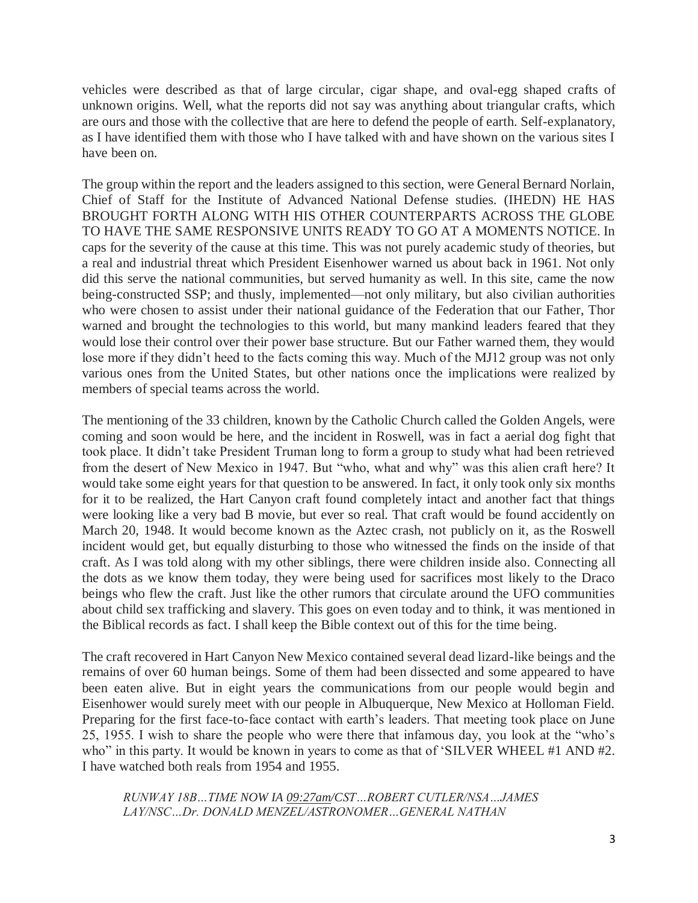vehicles were described as that of large circular, cigar shape, and oval-egg shaped crafts of unknown origins. Well, what the reports did not say was anything about triangular crafts, which are ours and those with the collective that are here to defend the people of earth. Self-explanatory, as I have identified them with those who I have talked with and have shown on the various sites I have been on.

The group within the report and the leaders assigned to this section, were General Bernard Norlain, Chief of Staff for the Institute of Advanced National Defense studies. (IHEDN) HE HAS BROUGHT FORTH ALONG WITH HIS OTHER COUNTERPARTS ACROSS THE GLOBE TO HAVE THE SAME RESPONSIVE UNITS READY TO GO AT A MOMENTS NOTICE. In caps for the severity of the cause at this time. This was not purely academic study of theories, but a real and industrial threat which President Eisenhower warned us about back in 1961. Not only did this serve the national communities, but served humanity as well. In this site, came the now being-constructed SSP; and thusly, implemented—not only military, but also civilian authorities who were chosen to assist under their national guidance of the Federation that our Father, Thor warned and brought the technologies to this world, but many mankind leaders feared that they would lose their control over their power base structure. But our Father warned them, they would lose more if they didn't heed to the facts coming this way. Much of the MJ12 group was not only various ones from the United States, but other nations once the implications were realized by members of special teams across the world.

The mentioning of the 33 children, known by the Catholic Church called the Golden Angels, were coming and soon would be here, and the incident in Roswell, was in fact a aerial dog fight that took place. It didn't take President Truman long to form a group to study what had been retrieved from the desert of New Mexico in 1947. But "who, what and why" was this alien craft here? It would take some eight years for that question to be answered. In fact, it only took only six months for it to be realized, the Hart Canyon craft found completely intact and another fact that things were looking like a very bad B movie, but ever so real. That craft would be found accidently on March 20, 1948. It would become known as the Aztec crash, not publicly on it, as the Roswell incident would get, but equally disturbing to those who witnessed the finds on the inside of that craft. As I was told along with my other siblings, there were children inside also. Connecting all the dots as we know them today, they were being used for sacrifices most likely to the Draco beings who flew the craft. Just like the other rumors that circulate around the UFO communities about child sex trafficking and slavery. This goes on even today and to think, it was mentioned in the Biblical records as fact. I shall keep the Bible context out of this for the time being.

The craft recovered in Hart Canyon New Mexico contained several dead lizard-like beings and the remains of over 60 human beings. Some of them had been dissected and some appeared to have been eaten alive. But in eight years the communications from our people would begin and Eisenhower would surely meet with our people in Albuquerque, New Mexico at Holloman Field. Preparing for the first face-to-face contact with earth's leaders. That meeting took place on June 25, 1955. I wish to share the people who were there that infamous day, you look at the "who's who" in this party. It would be known in years to come as that of 'SILVER WHEEL #1 AND #2. I have watched both reals from 1954 and 1955.

*RUNWAY 18B…TIME NOW IA 09:27am/CST…ROBERT CUTLER/NSA…JAMES LAY/NSC…Dr. DONALD MENZEL/ASTRONOMER…GENERAL NATHAN*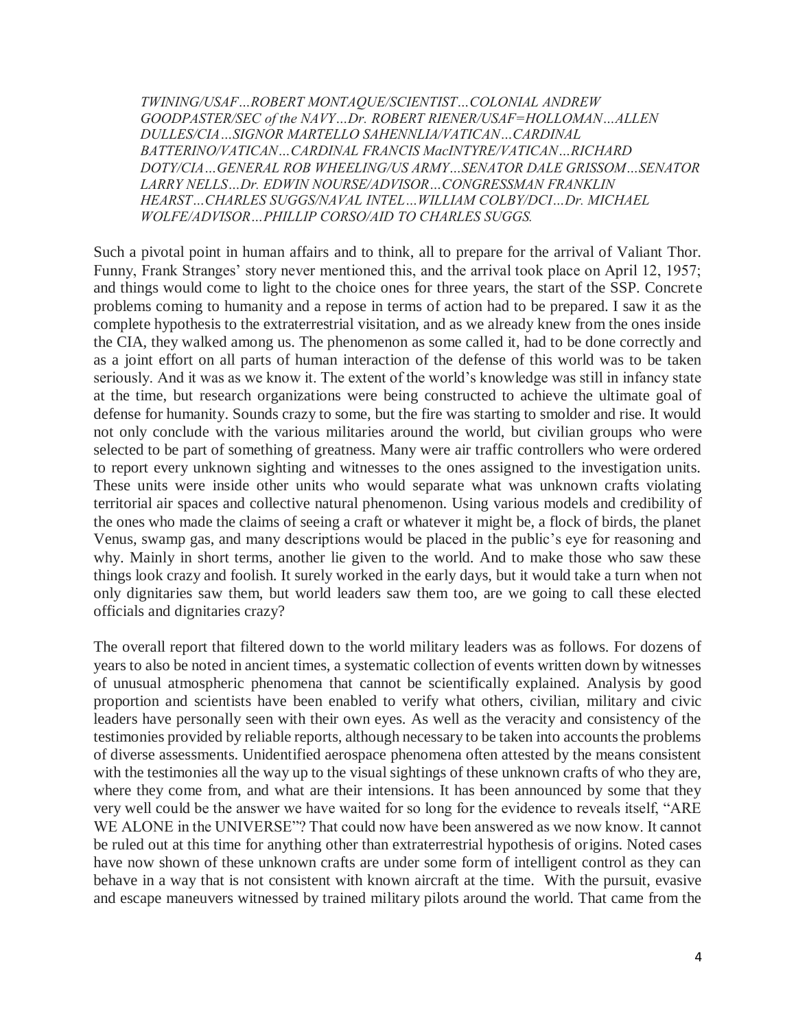*TWINING/USAF…ROBERT MONTAQUE/SCIENTIST…COLONIAL ANDREW GOODPASTER/SEC of the NAVY…Dr. ROBERT RIENER/USAF=HOLLOMAN…ALLEN DULLES/CIA…SIGNOR MARTELLO SAHENNLIA/VATICAN…CARDINAL BATTERINO/VATICAN…CARDINAL FRANCIS MacINTYRE/VATICAN…RICHARD DOTY/CIA…GENERAL ROB WHEELING/US ARMY…SENATOR DALE GRISSOM…SENATOR LARRY NELLS…Dr. EDWIN NOURSE/ADVISOR…CONGRESSMAN FRANKLIN HEARST…CHARLES SUGGS/NAVAL INTEL…WILLIAM COLBY/DCI…Dr. MICHAEL WOLFE/ADVISOR…PHILLIP CORSO/AID TO CHARLES SUGGS.*

Such a pivotal point in human affairs and to think, all to prepare for the arrival of Valiant Thor. Funny, Frank Stranges' story never mentioned this, and the arrival took place on April 12, 1957; and things would come to light to the choice ones for three years, the start of the SSP. Concrete problems coming to humanity and a repose in terms of action had to be prepared. I saw it as the complete hypothesis to the extraterrestrial visitation, and as we already knew from the ones inside the CIA, they walked among us. The phenomenon as some called it, had to be done correctly and as a joint effort on all parts of human interaction of the defense of this world was to be taken seriously. And it was as we know it. The extent of the world's knowledge was still in infancy state at the time, but research organizations were being constructed to achieve the ultimate goal of defense for humanity. Sounds crazy to some, but the fire was starting to smolder and rise. It would not only conclude with the various militaries around the world, but civilian groups who were selected to be part of something of greatness. Many were air traffic controllers who were ordered to report every unknown sighting and witnesses to the ones assigned to the investigation units. These units were inside other units who would separate what was unknown crafts violating territorial air spaces and collective natural phenomenon. Using various models and credibility of the ones who made the claims of seeing a craft or whatever it might be, a flock of birds, the planet Venus, swamp gas, and many descriptions would be placed in the public's eye for reasoning and why. Mainly in short terms, another lie given to the world. And to make those who saw these things look crazy and foolish. It surely worked in the early days, but it would take a turn when not only dignitaries saw them, but world leaders saw them too, are we going to call these elected officials and dignitaries crazy?

The overall report that filtered down to the world military leaders was as follows. For dozens of years to also be noted in ancient times, a systematic collection of events written down by witnesses of unusual atmospheric phenomena that cannot be scientifically explained. Analysis by good proportion and scientists have been enabled to verify what others, civilian, military and civic leaders have personally seen with their own eyes. As well as the veracity and consistency of the testimonies provided by reliable reports, although necessary to be taken into accounts the problems of diverse assessments. Unidentified aerospace phenomena often attested by the means consistent with the testimonies all the way up to the visual sightings of these unknown crafts of who they are, where they come from, and what are their intensions. It has been announced by some that they very well could be the answer we have waited for so long for the evidence to reveals itself, "ARE WE ALONE in the UNIVERSE"? That could now have been answered as we now know. It cannot be ruled out at this time for anything other than extraterrestrial hypothesis of origins. Noted cases have now shown of these unknown crafts are under some form of intelligent control as they can behave in a way that is not consistent with known aircraft at the time. With the pursuit, evasive and escape maneuvers witnessed by trained military pilots around the world. That came from the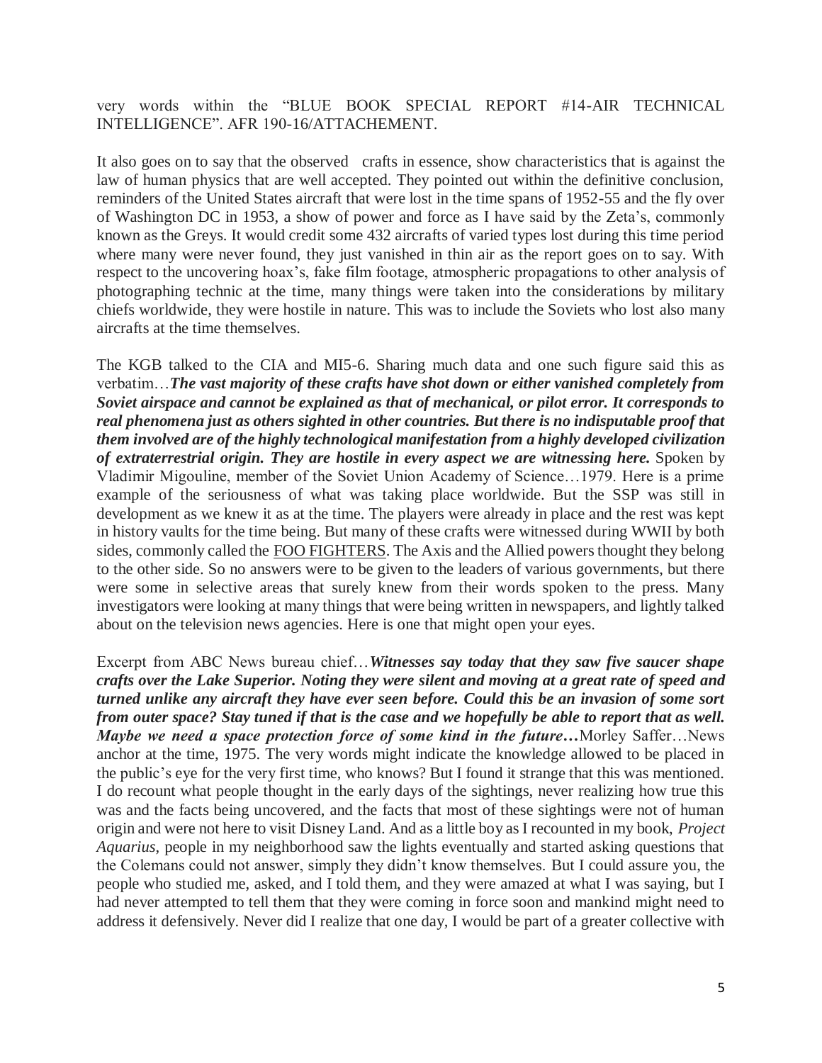very words within the "BLUE BOOK SPECIAL REPORT #14-AIR TECHNICAL INTELLIGENCE". AFR 190-16/ATTACHEMENT.

It also goes on to say that the observed crafts in essence, show characteristics that is against the law of human physics that are well accepted. They pointed out within the definitive conclusion, reminders of the United States aircraft that were lost in the time spans of 1952-55 and the fly over of Washington DC in 1953, a show of power and force as I have said by the Zeta's, commonly known as the Greys. It would credit some 432 aircrafts of varied types lost during this time period where many were never found, they just vanished in thin air as the report goes on to say. With respect to the uncovering hoax's, fake film footage, atmospheric propagations to other analysis of photographing technic at the time, many things were taken into the considerations by military chiefs worldwide, they were hostile in nature. This was to include the Soviets who lost also many aircrafts at the time themselves.

The KGB talked to the CIA and MI5-6. Sharing much data and one such figure said this as verbatim…***The vast majority of these crafts have shot down or either vanished completely from Soviet airspace and cannot be explained as that of mechanical, or pilot error. It corresponds to real phenomena just as others sighted in other countries. But there is no indisputable proof that them involved are of the highly technological manifestation from a highly developed civilization of extraterrestrial origin. They are hostile in every aspect we are witnessing here.*** Spoken by Vladimir Migouline, member of the Soviet Union Academy of Science…1979. Here is a prime example of the seriousness of what was taking place worldwide. But the SSP was still in development as we knew it as at the time. The players were already in place and the rest was kept in history vaults for the time being. But many of these crafts were witnessed during WWII by both sides, commonly called the FOO FIGHTERS. The Axis and the Allied powers thought they belong to the other side. So no answers were to be given to the leaders of various governments, but there were some in selective areas that surely knew from their words spoken to the press. Many investigators were looking at many things that were being written in newspapers, and lightly talked about on the television news agencies. Here is one that might open your eyes.

Excerpt from ABC News bureau chief…***Witnesses say today that they saw five saucer shape crafts over the Lake Superior. Noting they were silent and moving at a great rate of speed and turned unlike any aircraft they have ever seen before. Could this be an invasion of some sort from outer space? Stay tuned if that is the case and we hopefully be able to report that as well. Maybe we need a space protection force of some kind in the future…***Morley Saffer…News anchor at the time, 1975. The very words might indicate the knowledge allowed to be placed in the public's eye for the very first time, who knows? But I found it strange that this was mentioned. I do recount what people thought in the early days of the sightings, never realizing how true this was and the facts being uncovered, and the facts that most of these sightings were not of human origin and were not here to visit Disney Land. And as a little boy as I recounted in my book, *Project Aquarius*, people in my neighborhood saw the lights eventually and started asking questions that the Colemans could not answer, simply they didn't know themselves. But I could assure you, the people who studied me, asked, and I told them, and they were amazed at what I was saying, but I had never attempted to tell them that they were coming in force soon and mankind might need to address it defensively. Never did I realize that one day, I would be part of a greater collective with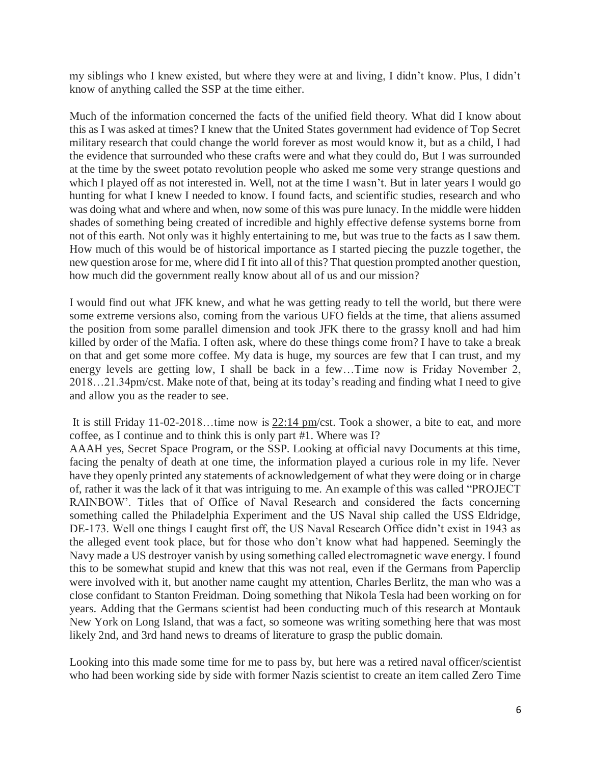my siblings who I knew existed, but where they were at and living, I didn't know. Plus, I didn't know of anything called the SSP at the time either.

Much of the information concerned the facts of the unified field theory. What did I know about this as I was asked at times? I knew that the United States government had evidence of Top Secret military research that could change the world forever as most would know it, but as a child, I had the evidence that surrounded who these crafts were and what they could do, But I was surrounded at the time by the sweet potato revolution people who asked me some very strange questions and which I played off as not interested in. Well, not at the time I wasn't. But in later years I would go hunting for what I knew I needed to know. I found facts, and scientific studies, research and who was doing what and where and when, now some of this was pure lunacy. In the middle were hidden shades of something being created of incredible and highly effective defense systems borne from not of this earth. Not only was it highly entertaining to me, but was true to the facts as I saw them. How much of this would be of historical importance as I started piecing the puzzle together, the new question arose for me, where did I fit into all of this? That question prompted another question, how much did the government really know about all of us and our mission?

I would find out what JFK knew, and what he was getting ready to tell the world, but there were some extreme versions also, coming from the various UFO fields at the time, that aliens assumed the position from some parallel dimension and took JFK there to the grassy knoll and had him killed by order of the Mafia. I often ask, where do these things come from? I have to take a break on that and get some more coffee. My data is huge, my sources are few that I can trust, and my energy levels are getting low, I shall be back in a few…Time now is Friday November 2, 2018…21.34pm/cst. Make note of that, being at its today's reading and finding what I need to give and allow you as the reader to see.

It is still Friday 11-02-2018…time now is 22:14 pm/cst. Took a shower, a bite to eat, and more coffee, as I continue and to think this is only part #1. Where was I?

AAAH yes, Secret Space Program, or the SSP. Looking at official navy Documents at this time, facing the penalty of death at one time, the information played a curious role in my life. Never have they openly printed any statements of acknowledgement of what they were doing or in charge of, rather it was the lack of it that was intriguing to me. An example of this was called "PROJECT RAINBOW'. Titles that of Office of Naval Research and considered the facts concerning something called the Philadelphia Experiment and the US Naval ship called the USS Eldridge, DE-173. Well one things I caught first off, the US Naval Research Office didn't exist in 1943 as the alleged event took place, but for those who don't know what had happened. Seemingly the Navy made a US destroyer vanish by using something called electromagnetic wave energy. I found this to be somewhat stupid and knew that this was not real, even if the Germans from Paperclip were involved with it, but another name caught my attention, Charles Berlitz, the man who was a close confidant to Stanton Freidman. Doing something that Nikola Tesla had been working on for years. Adding that the Germans scientist had been conducting much of this research at Montauk New York on Long Island, that was a fact, so someone was writing something here that was most likely 2nd, and 3rd hand news to dreams of literature to grasp the public domain.

Looking into this made some time for me to pass by, but here was a retired naval officer/scientist who had been working side by side with former Nazis scientist to create an item called Zero Time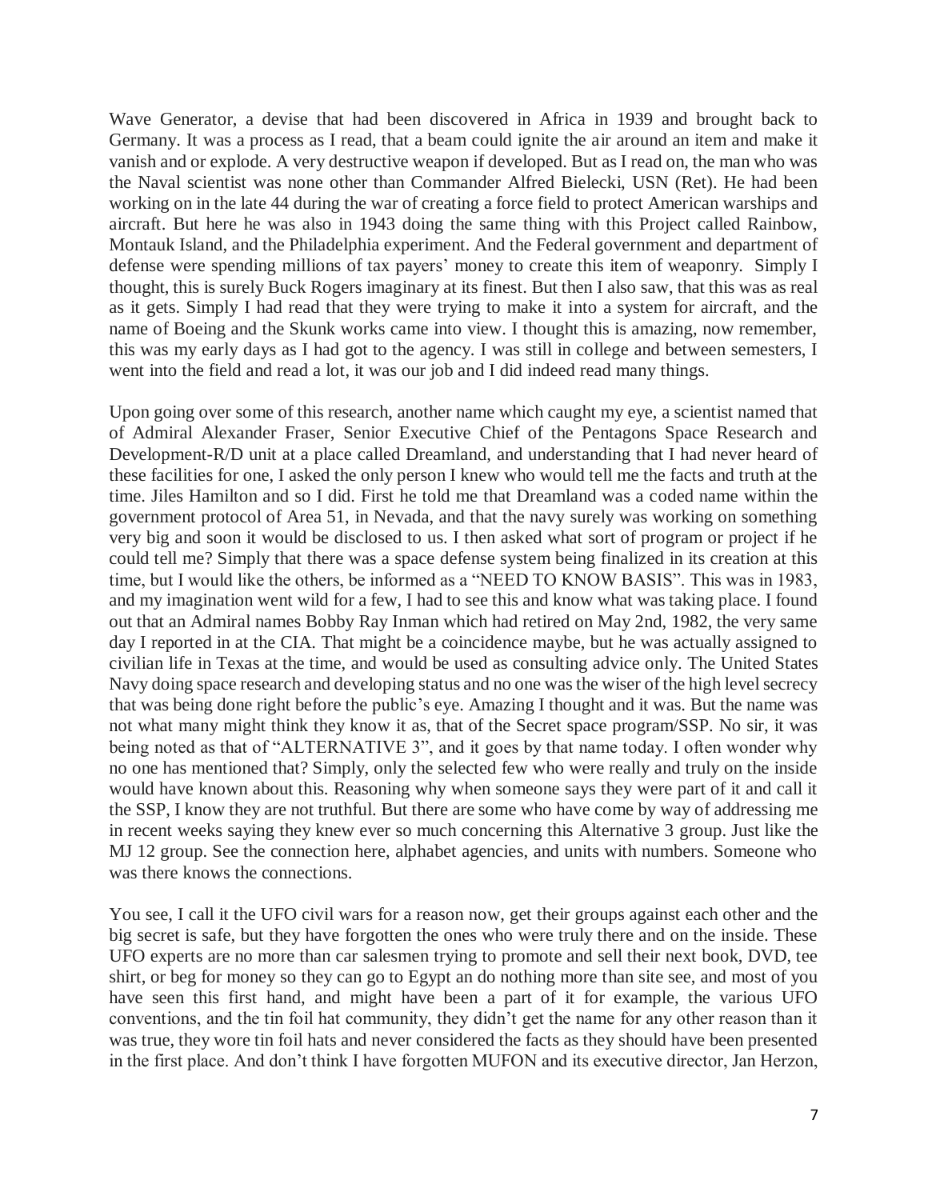Wave Generator, a devise that had been discovered in Africa in 1939 and brought back to Germany. It was a process as I read, that a beam could ignite the air around an item and make it vanish and or explode. A very destructive weapon if developed. But as I read on, the man who was the Naval scientist was none other than Commander Alfred Bielecki, USN (Ret). He had been working on in the late 44 during the war of creating a force field to protect American warships and aircraft. But here he was also in 1943 doing the same thing with this Project called Rainbow, Montauk Island, and the Philadelphia experiment. And the Federal government and department of defense were spending millions of tax payers' money to create this item of weaponry. Simply I thought, this is surely Buck Rogers imaginary at its finest. But then I also saw, that this was as real as it gets. Simply I had read that they were trying to make it into a system for aircraft, and the name of Boeing and the Skunk works came into view. I thought this is amazing, now remember, this was my early days as I had got to the agency. I was still in college and between semesters, I went into the field and read a lot, it was our job and I did indeed read many things.

Upon going over some of this research, another name which caught my eye, a scientist named that of Admiral Alexander Fraser, Senior Executive Chief of the Pentagons Space Research and Development-R/D unit at a place called Dreamland, and understanding that I had never heard of these facilities for one, I asked the only person I knew who would tell me the facts and truth at the time. Jiles Hamilton and so I did. First he told me that Dreamland was a coded name within the government protocol of Area 51, in Nevada, and that the navy surely was working on something very big and soon it would be disclosed to us. I then asked what sort of program or project if he could tell me? Simply that there was a space defense system being finalized in its creation at this time, but I would like the others, be informed as a "NEED TO KNOW BASIS". This was in 1983, and my imagination went wild for a few, I had to see this and know what was taking place. I found out that an Admiral names Bobby Ray Inman which had retired on May 2nd, 1982, the very same day I reported in at the CIA. That might be a coincidence maybe, but he was actually assigned to civilian life in Texas at the time, and would be used as consulting advice only. The United States Navy doing space research and developing status and no one was the wiser of the high level secrecy that was being done right before the public's eye. Amazing I thought and it was. But the name was not what many might think they know it as, that of the Secret space program/SSP. No sir, it was being noted as that of "ALTERNATIVE 3", and it goes by that name today. I often wonder why no one has mentioned that? Simply, only the selected few who were really and truly on the inside would have known about this. Reasoning why when someone says they were part of it and call it the SSP, I know they are not truthful. But there are some who have come by way of addressing me in recent weeks saying they knew ever so much concerning this Alternative 3 group. Just like the MJ 12 group. See the connection here, alphabet agencies, and units with numbers. Someone who was there knows the connections.

You see, I call it the UFO civil wars for a reason now, get their groups against each other and the big secret is safe, but they have forgotten the ones who were truly there and on the inside. These UFO experts are no more than car salesmen trying to promote and sell their next book, DVD, tee shirt, or beg for money so they can go to Egypt an do nothing more than site see, and most of you have seen this first hand, and might have been a part of it for example, the various UFO conventions, and the tin foil hat community, they didn't get the name for any other reason than it was true, they wore tin foil hats and never considered the facts as they should have been presented in the first place. And don't think I have forgotten MUFON and its executive director, Jan Herzon,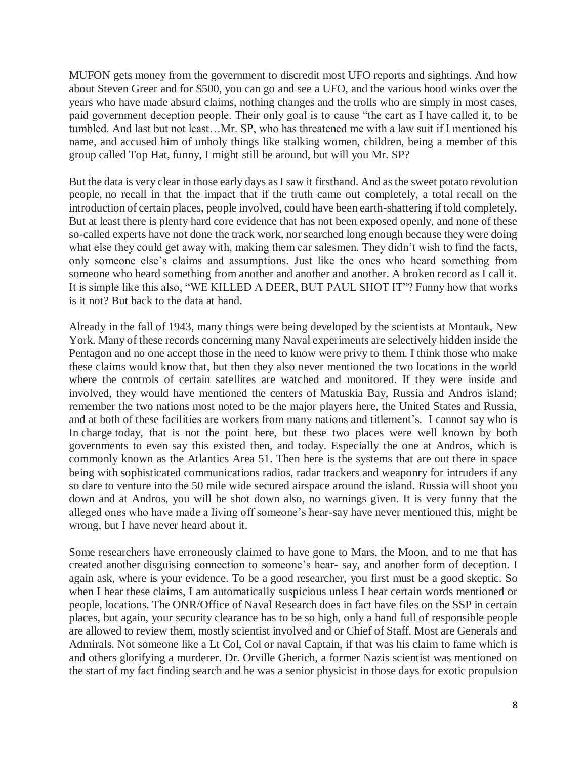MUFON gets money from the government to discredit most UFO reports and sightings. And how about Steven Greer and for $500, you can go and see a UFO, and the various hood winks over the years who have made absurd claims, nothing changes and the trolls who are simply in most cases, paid government deception people. Their only goal is to cause "the cart as I have called it, to be tumbled. And last but not least…Mr. SP, who has threatened me with a law suit if I mentioned his name, and accused him of unholy things like stalking women, children, being a member of this group called Top Hat, funny, I might still be around, but will you Mr. SP?

But the data is very clear in those early days as I saw it firsthand. And as the sweet potato revolution people, no recall in that the impact that if the truth came out completely, a total recall on the introduction of certain places, people involved, could have been earth-shattering if told completely. But at least there is plenty hard core evidence that has not been exposed openly, and none of these so-called experts have not done the track work, nor searched long enough because they were doing what else they could get away with, making them car salesmen. They didn't wish to find the facts, only someone else's claims and assumptions. Just like the ones who heard something from someone who heard something from another and another and another. A broken record as I call it. It is simple like this also, "WE KILLED A DEER, BUT PAUL SHOT IT"? Funny how that works is it not? But back to the data at hand.

Already in the fall of 1943, many things were being developed by the scientists at Montauk, New York. Many of these records concerning many Naval experiments are selectively hidden inside the Pentagon and no one accept those in the need to know were privy to them. I think those who make these claims would know that, but then they also never mentioned the two locations in the world where the controls of certain satellites are watched and monitored. If they were inside and involved, they would have mentioned the centers of Matuskia Bay, Russia and Andros island; remember the two nations most noted to be the major players here, the United States and Russia, and at both of these facilities are workers from many nations and titlement's. I cannot say who is In charge today, that is not the point here, but these two places were well known by both governments to even say this existed then, and today. Especially the one at Andros, which is commonly known as the Atlantics Area 51. Then here is the systems that are out there in space being with sophisticated communications radios, radar trackers and weaponry for intruders if any so dare to venture into the 50 mile wide secured airspace around the island. Russia will shoot you down and at Andros, you will be shot down also, no warnings given. It is very funny that the alleged ones who have made a living off someone's hear-say have never mentioned this, might be wrong, but I have never heard about it.

Some researchers have erroneously claimed to have gone to Mars, the Moon, and to me that has created another disguising connection to someone's hear- say, and another form of deception. I again ask, where is your evidence. To be a good researcher, you first must be a good skeptic. So when I hear these claims, I am automatically suspicious unless I hear certain words mentioned or people, locations. The ONR/Office of Naval Research does in fact have files on the SSP in certain places, but again, your security clearance has to be so high, only a hand full of responsible people are allowed to review them, mostly scientist involved and or Chief of Staff. Most are Generals and Admirals. Not someone like a Lt Col, Col or naval Captain, if that was his claim to fame which is and others glorifying a murderer. Dr. Orville Gherich, a former Nazis scientist was mentioned on the start of my fact finding search and he was a senior physicist in those days for exotic propulsion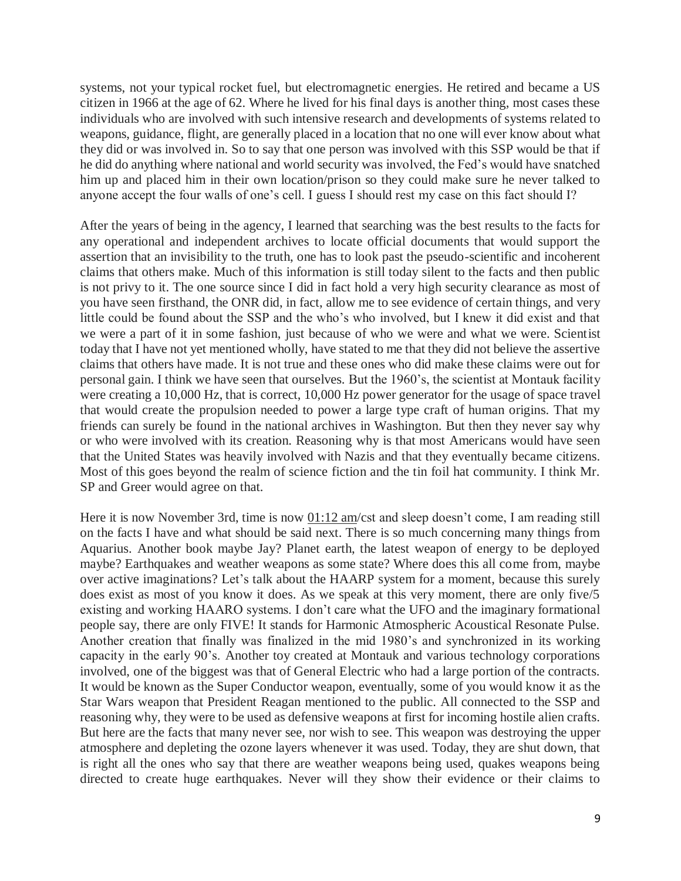systems, not your typical rocket fuel, but electromagnetic energies. He retired and became a US citizen in 1966 at the age of 62. Where he lived for his final days is another thing, most cases these individuals who are involved with such intensive research and developments of systems related to weapons, guidance, flight, are generally placed in a location that no one will ever know about what they did or was involved in. So to say that one person was involved with this SSP would be that if he did do anything where national and world security was involved, the Fed's would have snatched him up and placed him in their own location/prison so they could make sure he never talked to anyone accept the four walls of one's cell. I guess I should rest my case on this fact should I?

After the years of being in the agency, I learned that searching was the best results to the facts for any operational and independent archives to locate official documents that would support the assertion that an invisibility to the truth, one has to look past the pseudo-scientific and incoherent claims that others make. Much of this information is still today silent to the facts and then public is not privy to it. The one source since I did in fact hold a very high security clearance as most of you have seen firsthand, the ONR did, in fact, allow me to see evidence of certain things, and very little could be found about the SSP and the who's who involved, but I knew it did exist and that we were a part of it in some fashion, just because of who we were and what we were. Scientist today that I have not yet mentioned wholly, have stated to me that they did not believe the assertive claims that others have made. It is not true and these ones who did make these claims were out for personal gain. I think we have seen that ourselves. But the 1960's, the scientist at Montauk facility were creating a 10,000 Hz, that is correct, 10,000 Hz power generator for the usage of space travel that would create the propulsion needed to power a large type craft of human origins. That my friends can surely be found in the national archives in Washington. But then they never say why or who were involved with its creation. Reasoning why is that most Americans would have seen that the United States was heavily involved with Nazis and that they eventually became citizens. Most of this goes beyond the realm of science fiction and the tin foil hat community. I think Mr. SP and Greer would agree on that.

Here it is now November 3rd, time is now 01:12 am/cst and sleep doesn't come, I am reading still on the facts I have and what should be said next. There is so much concerning many things from Aquarius. Another book maybe Jay? Planet earth, the latest weapon of energy to be deployed maybe? Earthquakes and weather weapons as some state? Where does this all come from, maybe over active imaginations? Let's talk about the HAARP system for a moment, because this surely does exist as most of you know it does. As we speak at this very moment, there are only five/5 existing and working HAARO systems. I don't care what the UFO and the imaginary formational people say, there are only FIVE! It stands for Harmonic Atmospheric Acoustical Resonate Pulse. Another creation that finally was finalized in the mid 1980's and synchronized in its working capacity in the early 90's. Another toy created at Montauk and various technology corporations involved, one of the biggest was that of General Electric who had a large portion of the contracts. It would be known as the Super Conductor weapon, eventually, some of you would know it as the Star Wars weapon that President Reagan mentioned to the public. All connected to the SSP and reasoning why, they were to be used as defensive weapons at first for incoming hostile alien crafts. But here are the facts that many never see, nor wish to see. This weapon was destroying the upper atmosphere and depleting the ozone layers whenever it was used. Today, they are shut down, that is right all the ones who say that there are weather weapons being used, quakes weapons being directed to create huge earthquakes. Never will they show their evidence or their claims to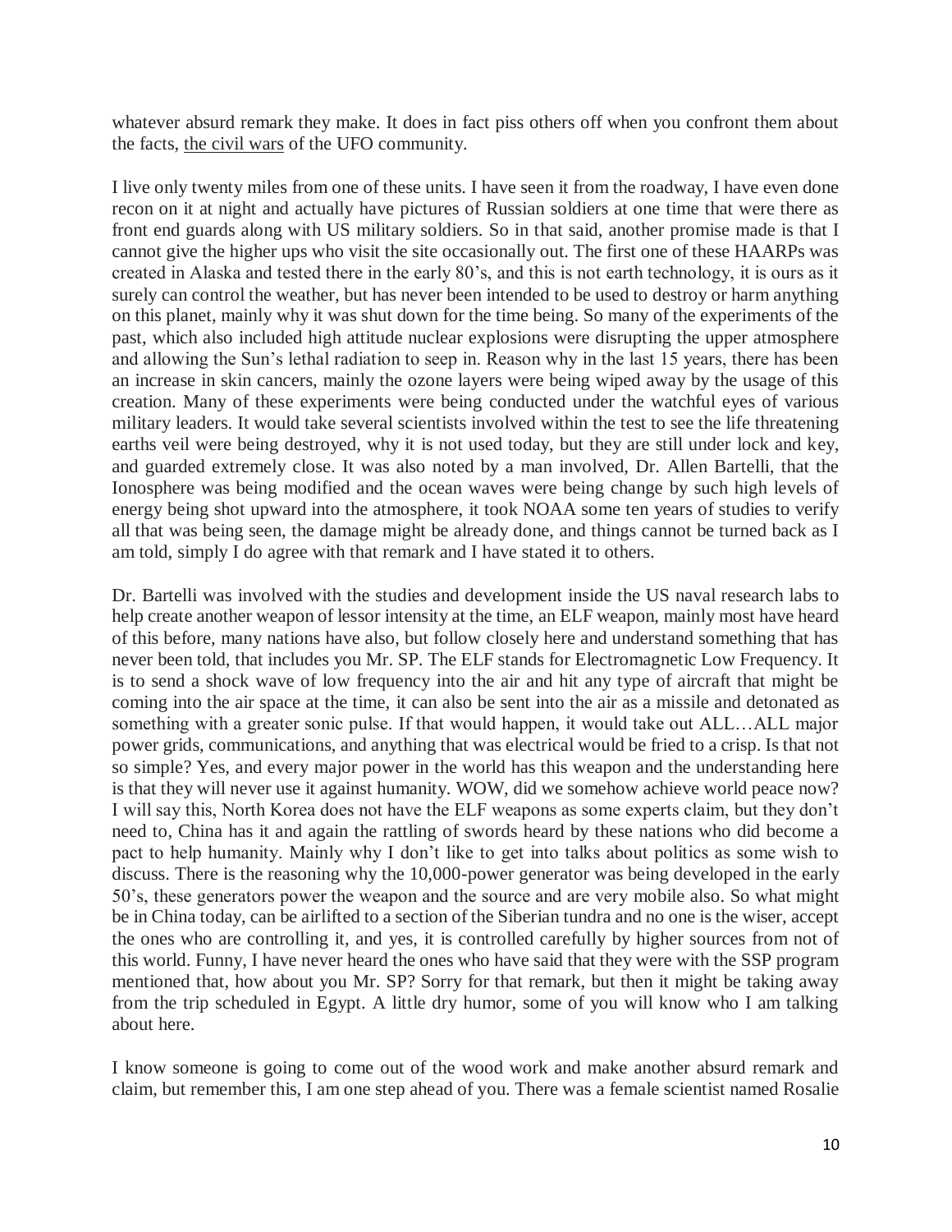whatever absurd remark they make. It does in fact piss others off when you confront them about the facts, the civil wars of the UFO community.

I live only twenty miles from one of these units. I have seen it from the roadway, I have even done recon on it at night and actually have pictures of Russian soldiers at one time that were there as front end guards along with US military soldiers. So in that said, another promise made is that I cannot give the higher ups who visit the site occasionally out. The first one of these HAARPs was created in Alaska and tested there in the early 80's, and this is not earth technology, it is ours as it surely can control the weather, but has never been intended to be used to destroy or harm anything on this planet, mainly why it was shut down for the time being. So many of the experiments of the past, which also included high attitude nuclear explosions were disrupting the upper atmosphere and allowing the Sun's lethal radiation to seep in. Reason why in the last 15 years, there has been an increase in skin cancers, mainly the ozone layers were being wiped away by the usage of this creation. Many of these experiments were being conducted under the watchful eyes of various military leaders. It would take several scientists involved within the test to see the life threatening earths veil were being destroyed, why it is not used today, but they are still under lock and key, and guarded extremely close. It was also noted by a man involved, Dr. Allen Bartelli, that the Ionosphere was being modified and the ocean waves were being change by such high levels of energy being shot upward into the atmosphere, it took NOAA some ten years of studies to verify all that was being seen, the damage might be already done, and things cannot be turned back as I am told, simply I do agree with that remark and I have stated it to others.

Dr. Bartelli was involved with the studies and development inside the US naval research labs to help create another weapon of lessor intensity at the time, an ELF weapon, mainly most have heard of this before, many nations have also, but follow closely here and understand something that has never been told, that includes you Mr. SP. The ELF stands for Electromagnetic Low Frequency. It is to send a shock wave of low frequency into the air and hit any type of aircraft that might be coming into the air space at the time, it can also be sent into the air as a missile and detonated as something with a greater sonic pulse. If that would happen, it would take out ALL…ALL major power grids, communications, and anything that was electrical would be fried to a crisp. Is that not so simple? Yes, and every major power in the world has this weapon and the understanding here is that they will never use it against humanity. WOW, did we somehow achieve world peace now? I will say this, North Korea does not have the ELF weapons as some experts claim, but they don't need to, China has it and again the rattling of swords heard by these nations who did become a pact to help humanity. Mainly why I don't like to get into talks about politics as some wish to discuss. There is the reasoning why the 10,000-power generator was being developed in the early 50's, these generators power the weapon and the source and are very mobile also. So what might be in China today, can be airlifted to a section of the Siberian tundra and no one is the wiser, accept the ones who are controlling it, and yes, it is controlled carefully by higher sources from not of this world. Funny, I have never heard the ones who have said that they were with the SSP program mentioned that, how about you Mr. SP? Sorry for that remark, but then it might be taking away from the trip scheduled in Egypt. A little dry humor, some of you will know who I am talking about here.

I know someone is going to come out of the wood work and make another absurd remark and claim, but remember this, I am one step ahead of you. There was a female scientist named Rosalie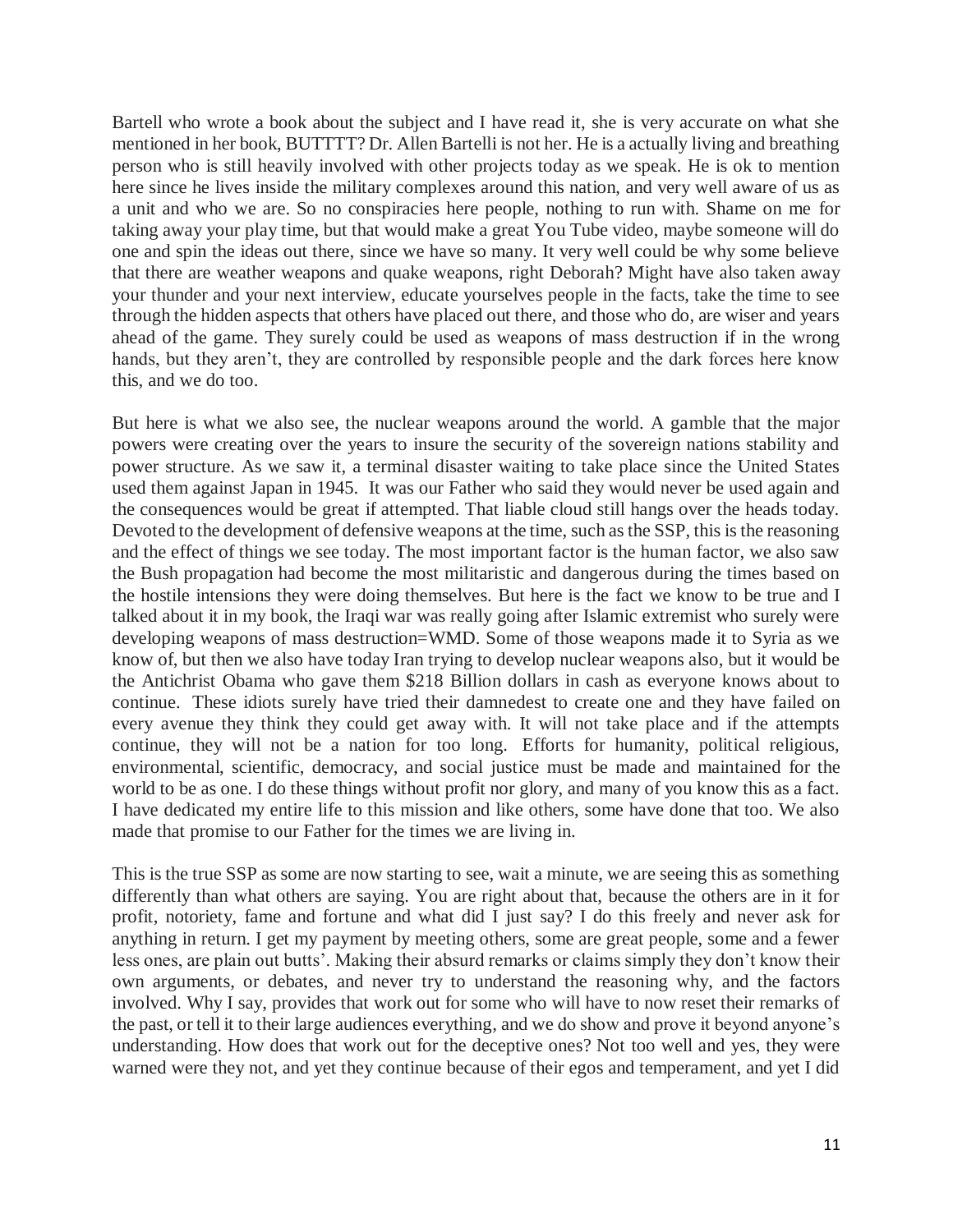Bartell who wrote a book about the subject and I have read it, she is very accurate on what she mentioned in her book, BUTTTT? Dr. Allen Bartelli is not her. He is a actually living and breathing person who is still heavily involved with other projects today as we speak. He is ok to mention here since he lives inside the military complexes around this nation, and very well aware of us as a unit and who we are. So no conspiracies here people, nothing to run with. Shame on me for taking away your play time, but that would make a great You Tube video, maybe someone will do one and spin the ideas out there, since we have so many. It very well could be why some believe that there are weather weapons and quake weapons, right Deborah? Might have also taken away your thunder and your next interview, educate yourselves people in the facts, take the time to see through the hidden aspects that others have placed out there, and those who do, are wiser and years ahead of the game. They surely could be used as weapons of mass destruction if in the wrong hands, but they aren't, they are controlled by responsible people and the dark forces here know this, and we do too.

But here is what we also see, the nuclear weapons around the world. A gamble that the major powers were creating over the years to insure the security of the sovereign nations stability and power structure. As we saw it, a terminal disaster waiting to take place since the United States used them against Japan in 1945. It was our Father who said they would never be used again and the consequences would be great if attempted. That liable cloud still hangs over the heads today. Devoted to the development of defensive weapons at the time, such as the SSP, this is the reasoning and the effect of things we see today. The most important factor is the human factor, we also saw the Bush propagation had become the most militaristic and dangerous during the times based on the hostile intensions they were doing themselves. But here is the fact we know to be true and I talked about it in my book, the Iraqi war was really going after Islamic extremist who surely were developing weapons of mass destruction=WMD. Some of those weapons made it to Syria as we know of, but then we also have today Iran trying to develop nuclear weapons also, but it would be the Antichrist Obama who gave them $218 Billion dollars in cash as everyone knows about to continue. These idiots surely have tried their damnedest to create one and they have failed on every avenue they think they could get away with. It will not take place and if the attempts continue, they will not be a nation for too long. Efforts for humanity, political religious, environmental, scientific, democracy, and social justice must be made and maintained for the world to be as one. I do these things without profit nor glory, and many of you know this as a fact. I have dedicated my entire life to this mission and like others, some have done that too. We also made that promise to our Father for the times we are living in.

This is the true SSP as some are now starting to see, wait a minute, we are seeing this as something differently than what others are saying. You are right about that, because the others are in it for profit, notoriety, fame and fortune and what did I just say? I do this freely and never ask for anything in return. I get my payment by meeting others, some are great people, some and a fewer less ones, are plain out butts'. Making their absurd remarks or claims simply they don't know their own arguments, or debates, and never try to understand the reasoning why, and the factors involved. Why I say, provides that work out for some who will have to now reset their remarks of the past, or tell it to their large audiences everything, and we do show and prove it beyond anyone's understanding. How does that work out for the deceptive ones? Not too well and yes, they were warned were they not, and yet they continue because of their egos and temperament, and yet I did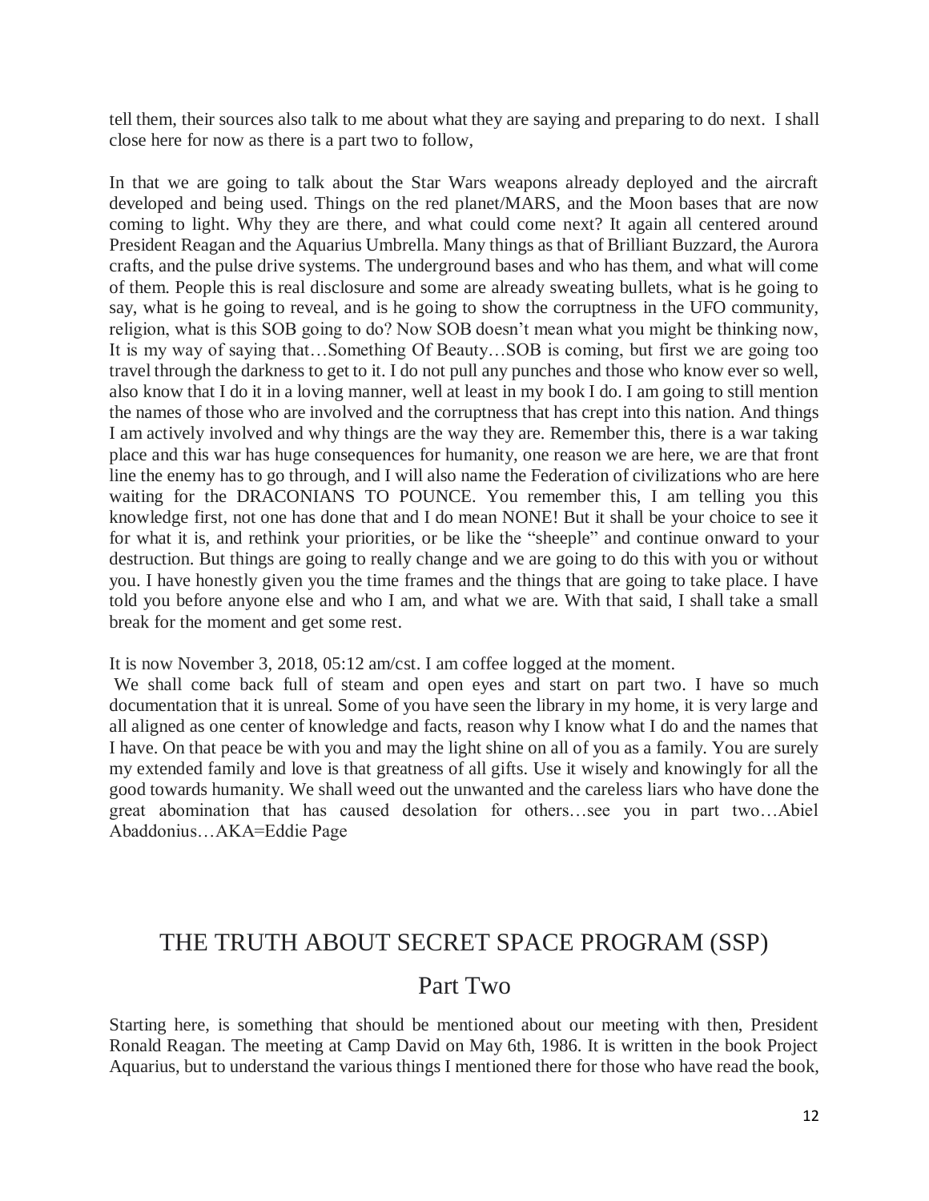tell them, their sources also talk to me about what they are saying and preparing to do next. I shall close here for now as there is a part two to follow,

In that we are going to talk about the Star Wars weapons already deployed and the aircraft developed and being used. Things on the red planet/MARS, and the Moon bases that are now coming to light. Why they are there, and what could come next? It again all centered around President Reagan and the Aquarius Umbrella. Many things as that of Brilliant Buzzard, the Aurora crafts, and the pulse drive systems. The underground bases and who has them, and what will come of them. People this is real disclosure and some are already sweating bullets, what is he going to say, what is he going to reveal, and is he going to show the corruptness in the UFO community, religion, what is this SOB going to do? Now SOB doesn't mean what you might be thinking now, It is my way of saying that…Something Of Beauty…SOB is coming, but first we are going too travel through the darkness to get to it. I do not pull any punches and those who know ever so well, also know that I do it in a loving manner, well at least in my book I do. I am going to still mention the names of those who are involved and the corruptness that has crept into this nation. And things I am actively involved and why things are the way they are. Remember this, there is a war taking place and this war has huge consequences for humanity, one reason we are here, we are that front line the enemy has to go through, and I will also name the Federation of civilizations who are here waiting for the DRACONIANS TO POUNCE. You remember this, I am telling you this knowledge first, not one has done that and I do mean NONE! But it shall be your choice to see it for what it is, and rethink your priorities, or be like the "sheeple" and continue onward to your destruction. But things are going to really change and we are going to do this with you or without you. I have honestly given you the time frames and the things that are going to take place. I have told you before anyone else and who I am, and what we are. With that said, I shall take a small break for the moment and get some rest.

It is now November 3, 2018, 05:12 am/cst. I am coffee logged at the moment.

We shall come back full of steam and open eyes and start on part two. I have so much documentation that it is unreal. Some of you have seen the library in my home, it is very large and all aligned as one center of knowledge and facts, reason why I know what I do and the names that I have. On that peace be with you and may the light shine on all of you as a family. You are surely my extended family and love is that greatness of all gifts. Use it wisely and knowingly for all the good towards humanity. We shall weed out the unwanted and the careless liars who have done the great abomination that has caused desolation for others…see you in part two…Abiel Abaddonius…AKA=Eddie Page

## THE TRUTH ABOUT SECRET SPACE PROGRAM (SSP)

### Part Two

Starting here, is something that should be mentioned about our meeting with then, President Ronald Reagan. The meeting at Camp David on May 6th, 1986. It is written in the book Project Aquarius, but to understand the various things I mentioned there for those who have read the book,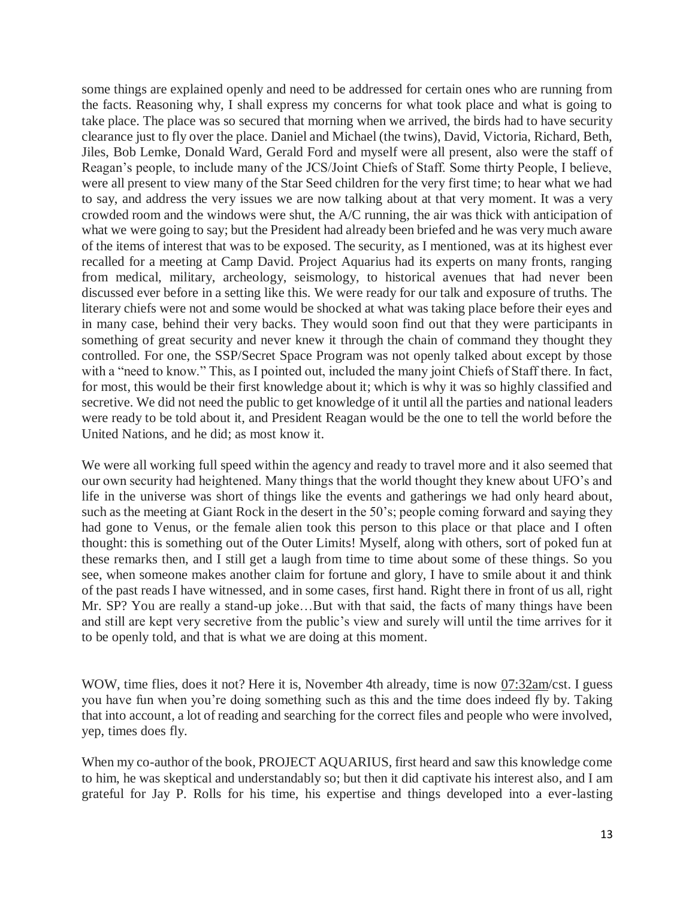some things are explained openly and need to be addressed for certain ones who are running from the facts. Reasoning why, I shall express my concerns for what took place and what is going to take place. The place was so secured that morning when we arrived, the birds had to have security clearance just to fly over the place. Daniel and Michael (the twins), David, Victoria, Richard, Beth, Jiles, Bob Lemke, Donald Ward, Gerald Ford and myself were all present, also were the staff of Reagan's people, to include many of the JCS/Joint Chiefs of Staff. Some thirty People, I believe, were all present to view many of the Star Seed children for the very first time; to hear what we had to say, and address the very issues we are now talking about at that very moment. It was a very crowded room and the windows were shut, the A/C running, the air was thick with anticipation of what we were going to say; but the President had already been briefed and he was very much aware of the items of interest that was to be exposed. The security, as I mentioned, was at its highest ever recalled for a meeting at Camp David. Project Aquarius had its experts on many fronts, ranging from medical, military, archeology, seismology, to historical avenues that had never been discussed ever before in a setting like this. We were ready for our talk and exposure of truths. The literary chiefs were not and some would be shocked at what was taking place before their eyes and in many case, behind their very backs. They would soon find out that they were participants in something of great security and never knew it through the chain of command they thought they controlled. For one, the SSP/Secret Space Program was not openly talked about except by those with a "need to know." This, as I pointed out, included the many joint Chiefs of Staff there. In fact, for most, this would be their first knowledge about it; which is why it was so highly classified and secretive. We did not need the public to get knowledge of it until all the parties and national leaders were ready to be told about it, and President Reagan would be the one to tell the world before the United Nations, and he did; as most know it.

We were all working full speed within the agency and ready to travel more and it also seemed that our own security had heightened. Many things that the world thought they knew about UFO's and life in the universe was short of things like the events and gatherings we had only heard about, such as the meeting at Giant Rock in the desert in the 50's; people coming forward and saying they had gone to Venus, or the female alien took this person to this place or that place and I often thought: this is something out of the Outer Limits! Myself, along with others, sort of poked fun at these remarks then, and I still get a laugh from time to time about some of these things. So you see, when someone makes another claim for fortune and glory, I have to smile about it and think of the past reads I have witnessed, and in some cases, first hand. Right there in front of us all, right Mr. SP? You are really a stand-up joke…But with that said, the facts of many things have been and still are kept very secretive from the public's view and surely will until the time arrives for it to be openly told, and that is what we are doing at this moment.

WOW, time flies, does it not? Here it is, November 4th already, time is now 07:32am/cst. I guess you have fun when you're doing something such as this and the time does indeed fly by. Taking that into account, a lot of reading and searching for the correct files and people who were involved, yep, times does fly.

When my co-author of the book, PROJECT AQUARIUS, first heard and saw this knowledge come to him, he was skeptical and understandably so; but then it did captivate his interest also, and I am grateful for Jay P. Rolls for his time, his expertise and things developed into a ever-lasting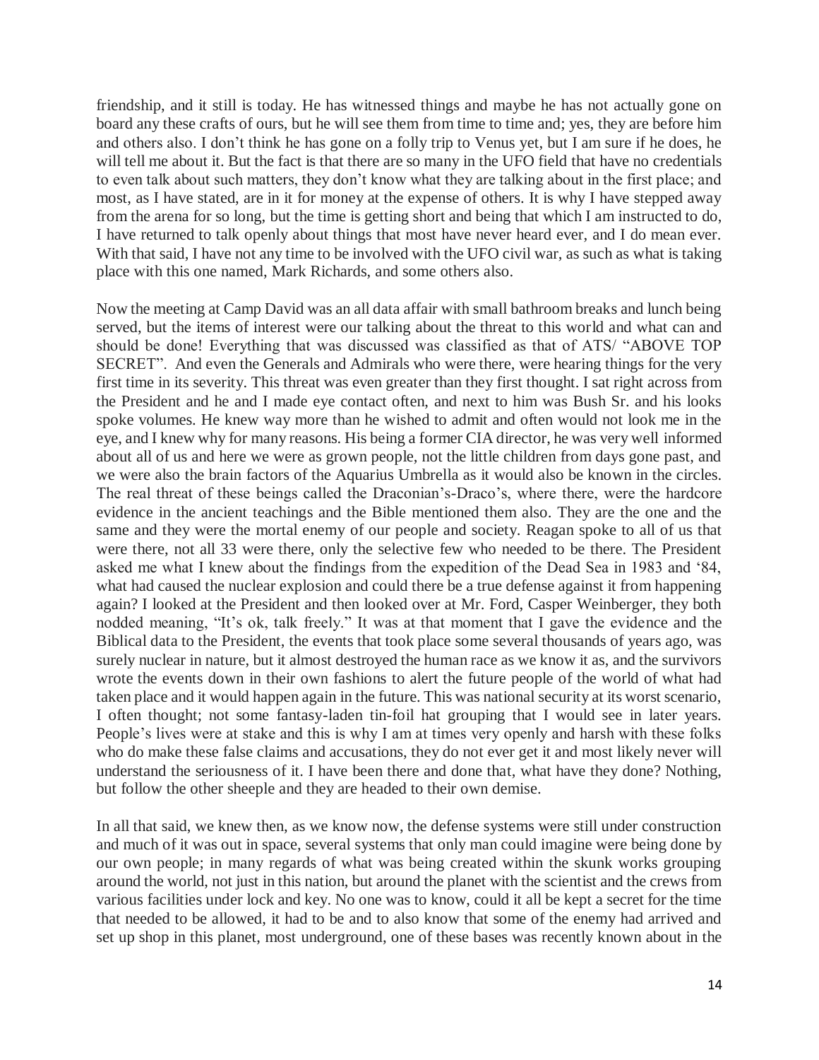friendship, and it still is today. He has witnessed things and maybe he has not actually gone on board any these crafts of ours, but he will see them from time to time and; yes, they are before him and others also. I don't think he has gone on a folly trip to Venus yet, but I am sure if he does, he will tell me about it. But the fact is that there are so many in the UFO field that have no credentials to even talk about such matters, they don't know what they are talking about in the first place; and most, as I have stated, are in it for money at the expense of others. It is why I have stepped away from the arena for so long, but the time is getting short and being that which I am instructed to do, I have returned to talk openly about things that most have never heard ever, and I do mean ever. With that said, I have not any time to be involved with the UFO civil war, as such as what is taking place with this one named, Mark Richards, and some others also.

Now the meeting at Camp David was an all data affair with small bathroom breaks and lunch being served, but the items of interest were our talking about the threat to this world and what can and should be done! Everything that was discussed was classified as that of ATS/ "ABOVE TOP SECRET". And even the Generals and Admirals who were there, were hearing things for the very first time in its severity. This threat was even greater than they first thought. I sat right across from the President and he and I made eye contact often, and next to him was Bush Sr. and his looks spoke volumes. He knew way more than he wished to admit and often would not look me in the eye, and I knew why for many reasons. His being a former CIA director, he was very well informed about all of us and here we were as grown people, not the little children from days gone past, and we were also the brain factors of the Aquarius Umbrella as it would also be known in the circles. The real threat of these beings called the Draconian's-Draco's, where there, were the hardcore evidence in the ancient teachings and the Bible mentioned them also. They are the one and the same and they were the mortal enemy of our people and society. Reagan spoke to all of us that were there, not all 33 were there, only the selective few who needed to be there. The President asked me what I knew about the findings from the expedition of the Dead Sea in 1983 and '84, what had caused the nuclear explosion and could there be a true defense against it from happening again? I looked at the President and then looked over at Mr. Ford, Casper Weinberger, they both nodded meaning, "It's ok, talk freely." It was at that moment that I gave the evidence and the Biblical data to the President, the events that took place some several thousands of years ago, was surely nuclear in nature, but it almost destroyed the human race as we know it as, and the survivors wrote the events down in their own fashions to alert the future people of the world of what had taken place and it would happen again in the future. This was national security at its worst scenario, I often thought; not some fantasy-laden tin-foil hat grouping that I would see in later years. People's lives were at stake and this is why I am at times very openly and harsh with these folks who do make these false claims and accusations, they do not ever get it and most likely never will understand the seriousness of it. I have been there and done that, what have they done? Nothing, but follow the other sheeple and they are headed to their own demise.

In all that said, we knew then, as we know now, the defense systems were still under construction and much of it was out in space, several systems that only man could imagine were being done by our own people; in many regards of what was being created within the skunk works grouping around the world, not just in this nation, but around the planet with the scientist and the crews from various facilities under lock and key. No one was to know, could it all be kept a secret for the time that needed to be allowed, it had to be and to also know that some of the enemy had arrived and set up shop in this planet, most underground, one of these bases was recently known about in the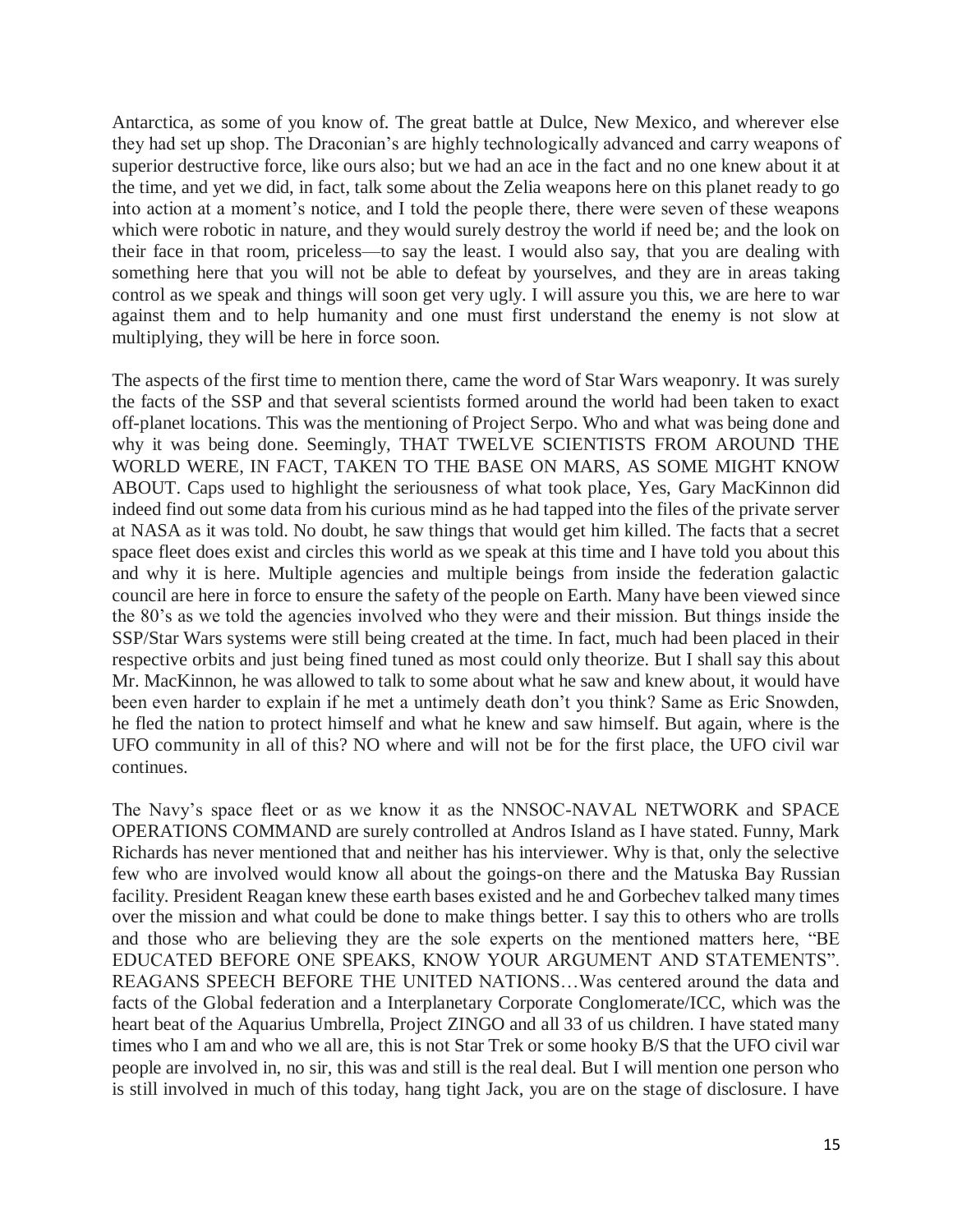Antarctica, as some of you know of. The great battle at Dulce, New Mexico, and wherever else they had set up shop. The Draconian's are highly technologically advanced and carry weapons of superior destructive force, like ours also; but we had an ace in the fact and no one knew about it at the time, and yet we did, in fact, talk some about the Zelia weapons here on this planet ready to go into action at a moment's notice, and I told the people there, there were seven of these weapons which were robotic in nature, and they would surely destroy the world if need be; and the look on their face in that room, priceless—to say the least. I would also say, that you are dealing with something here that you will not be able to defeat by yourselves, and they are in areas taking control as we speak and things will soon get very ugly. I will assure you this, we are here to war against them and to help humanity and one must first understand the enemy is not slow at multiplying, they will be here in force soon.

The aspects of the first time to mention there, came the word of Star Wars weaponry. It was surely the facts of the SSP and that several scientists formed around the world had been taken to exact off-planet locations. This was the mentioning of Project Serpo. Who and what was being done and why it was being done. Seemingly, THAT TWELVE SCIENTISTS FROM AROUND THE WORLD WERE, IN FACT, TAKEN TO THE BASE ON MARS, AS SOME MIGHT KNOW ABOUT. Caps used to highlight the seriousness of what took place, Yes, Gary MacKinnon did indeed find out some data from his curious mind as he had tapped into the files of the private server at NASA as it was told. No doubt, he saw things that would get him killed. The facts that a secret space fleet does exist and circles this world as we speak at this time and I have told you about this and why it is here. Multiple agencies and multiple beings from inside the federation galactic council are here in force to ensure the safety of the people on Earth. Many have been viewed since the 80's as we told the agencies involved who they were and their mission. But things inside the SSP/Star Wars systems were still being created at the time. In fact, much had been placed in their respective orbits and just being fined tuned as most could only theorize. But I shall say this about Mr. MacKinnon, he was allowed to talk to some about what he saw and knew about, it would have been even harder to explain if he met a untimely death don't you think? Same as Eric Snowden, he fled the nation to protect himself and what he knew and saw himself. But again, where is the UFO community in all of this? NO where and will not be for the first place, the UFO civil war continues.

The Navy's space fleet or as we know it as the NNSOC-NAVAL NETWORK and SPACE OPERATIONS COMMAND are surely controlled at Andros Island as I have stated. Funny, Mark Richards has never mentioned that and neither has his interviewer. Why is that, only the selective few who are involved would know all about the goings-on there and the Matuska Bay Russian facility. President Reagan knew these earth bases existed and he and Gorbechev talked many times over the mission and what could be done to make things better. I say this to others who are trolls and those who are believing they are the sole experts on the mentioned matters here, "BE EDUCATED BEFORE ONE SPEAKS, KNOW YOUR ARGUMENT AND STATEMENTS". REAGANS SPEECH BEFORE THE UNITED NATIONS…Was centered around the data and facts of the Global federation and a Interplanetary Corporate Conglomerate/ICC, which was the heart beat of the Aquarius Umbrella, Project ZINGO and all 33 of us children. I have stated many times who I am and who we all are, this is not Star Trek or some hooky B/S that the UFO civil war people are involved in, no sir, this was and still is the real deal. But I will mention one person who is still involved in much of this today, hang tight Jack, you are on the stage of disclosure. I have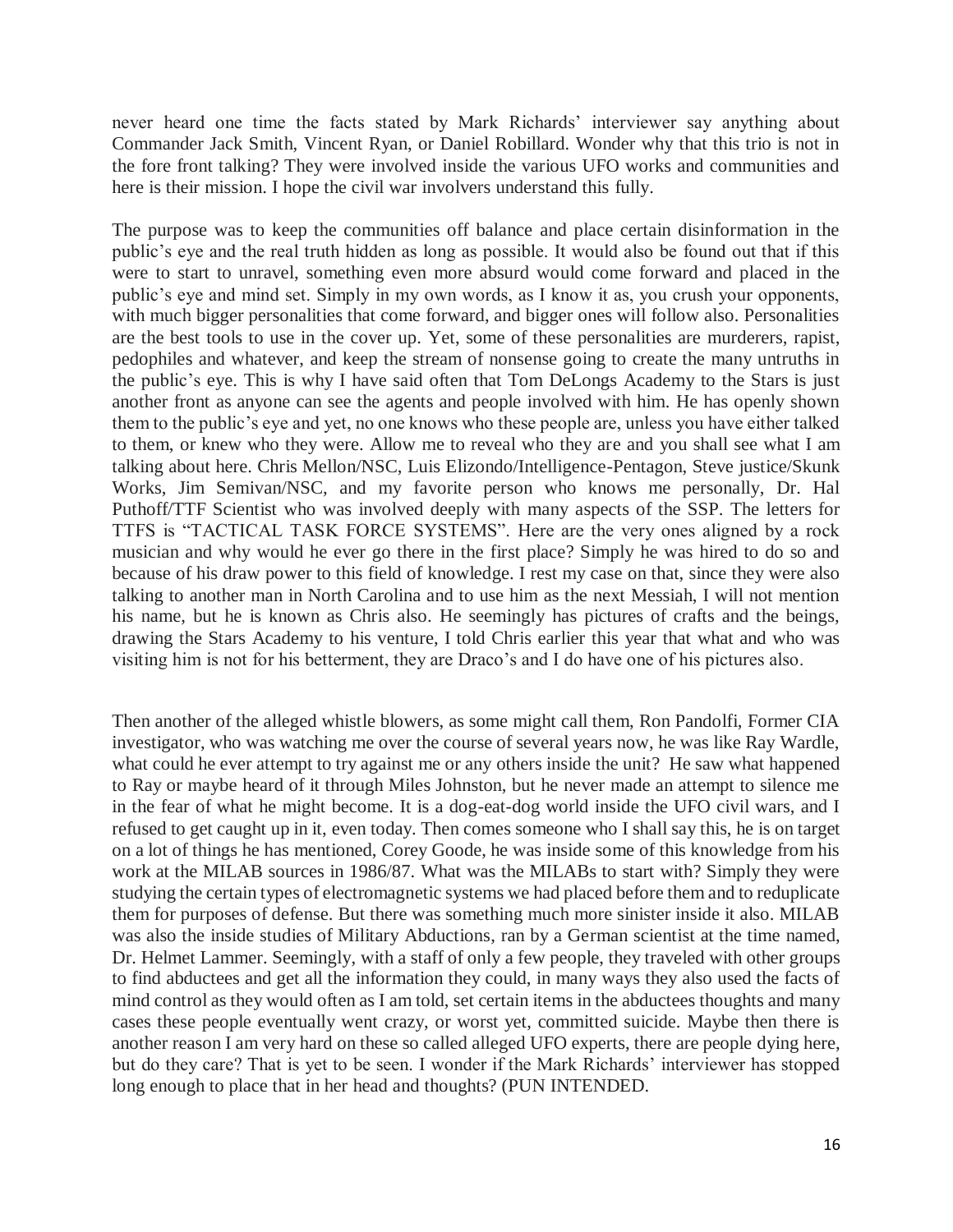never heard one time the facts stated by Mark Richards' interviewer say anything about Commander Jack Smith, Vincent Ryan, or Daniel Robillard. Wonder why that this trio is not in the fore front talking? They were involved inside the various UFO works and communities and here is their mission. I hope the civil war involvers understand this fully.

The purpose was to keep the communities off balance and place certain disinformation in the public's eye and the real truth hidden as long as possible. It would also be found out that if this were to start to unravel, something even more absurd would come forward and placed in the public's eye and mind set. Simply in my own words, as I know it as, you crush your opponents, with much bigger personalities that come forward, and bigger ones will follow also. Personalities are the best tools to use in the cover up. Yet, some of these personalities are murderers, rapist, pedophiles and whatever, and keep the stream of nonsense going to create the many untruths in the public's eye. This is why I have said often that Tom DeLongs Academy to the Stars is just another front as anyone can see the agents and people involved with him. He has openly shown them to the public's eye and yet, no one knows who these people are, unless you have either talked to them, or knew who they were. Allow me to reveal who they are and you shall see what I am talking about here. Chris Mellon/NSC, Luis Elizondo/Intelligence-Pentagon, Steve justice/Skunk Works, Jim Semivan/NSC, and my favorite person who knows me personally, Dr. Hal Puthoff/TTF Scientist who was involved deeply with many aspects of the SSP. The letters for TTFS is "TACTICAL TASK FORCE SYSTEMS". Here are the very ones aligned by a rock musician and why would he ever go there in the first place? Simply he was hired to do so and because of his draw power to this field of knowledge. I rest my case on that, since they were also talking to another man in North Carolina and to use him as the next Messiah, I will not mention his name, but he is known as Chris also. He seemingly has pictures of crafts and the beings, drawing the Stars Academy to his venture, I told Chris earlier this year that what and who was visiting him is not for his betterment, they are Draco's and I do have one of his pictures also.

Then another of the alleged whistle blowers, as some might call them, Ron Pandolfi, Former CIA investigator, who was watching me over the course of several years now, he was like Ray Wardle, what could he ever attempt to try against me or any others inside the unit? He saw what happened to Ray or maybe heard of it through Miles Johnston, but he never made an attempt to silence me in the fear of what he might become. It is a dog-eat-dog world inside the UFO civil wars, and I refused to get caught up in it, even today. Then comes someone who I shall say this, he is on target on a lot of things he has mentioned, Corey Goode, he was inside some of this knowledge from his work at the MILAB sources in 1986/87. What was the MILABs to start with? Simply they were studying the certain types of electromagnetic systems we had placed before them and to reduplicate them for purposes of defense. But there was something much more sinister inside it also. MILAB was also the inside studies of Military Abductions, ran by a German scientist at the time named, Dr. Helmet Lammer. Seemingly, with a staff of only a few people, they traveled with other groups to find abductees and get all the information they could, in many ways they also used the facts of mind control as they would often as I am told, set certain items in the abductees thoughts and many cases these people eventually went crazy, or worst yet, committed suicide. Maybe then there is another reason I am very hard on these so called alleged UFO experts, there are people dying here, but do they care? That is yet to be seen. I wonder if the Mark Richards' interviewer has stopped long enough to place that in her head and thoughts? (PUN INTENDED.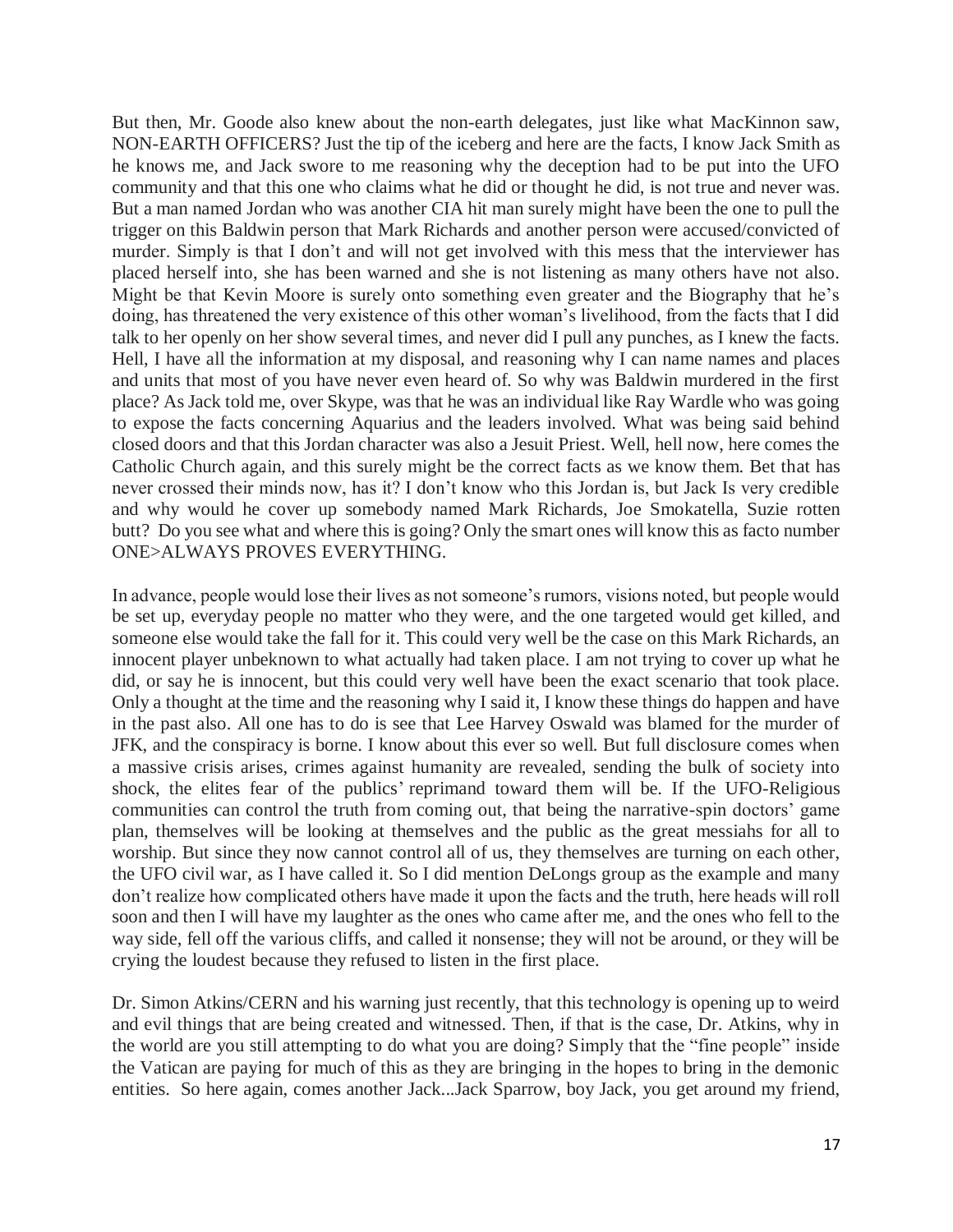But then, Mr. Goode also knew about the non-earth delegates, just like what MacKinnon saw, NON-EARTH OFFICERS? Just the tip of the iceberg and here are the facts, I know Jack Smith as he knows me, and Jack swore to me reasoning why the deception had to be put into the UFO community and that this one who claims what he did or thought he did, is not true and never was. But a man named Jordan who was another CIA hit man surely might have been the one to pull the trigger on this Baldwin person that Mark Richards and another person were accused/convicted of murder. Simply is that I don't and will not get involved with this mess that the interviewer has placed herself into, she has been warned and she is not listening as many others have not also. Might be that Kevin Moore is surely onto something even greater and the Biography that he's doing, has threatened the very existence of this other woman's livelihood, from the facts that I did talk to her openly on her show several times, and never did I pull any punches, as I knew the facts. Hell, I have all the information at my disposal, and reasoning why I can name names and places and units that most of you have never even heard of. So why was Baldwin murdered in the first place? As Jack told me, over Skype, was that he was an individual like Ray Wardle who was going to expose the facts concerning Aquarius and the leaders involved. What was being said behind closed doors and that this Jordan character was also a Jesuit Priest. Well, hell now, here comes the Catholic Church again, and this surely might be the correct facts as we know them. Bet that has never crossed their minds now, has it? I don't know who this Jordan is, but Jack Is very credible and why would he cover up somebody named Mark Richards, Joe Smokatella, Suzie rotten butt? Do you see what and where this is going? Only the smart ones will know this as facto number ONE>ALWAYS PROVES EVERYTHING.

In advance, people would lose their lives as not someone's rumors, visions noted, but people would be set up, everyday people no matter who they were, and the one targeted would get killed, and someone else would take the fall for it. This could very well be the case on this Mark Richards, an innocent player unbeknown to what actually had taken place. I am not trying to cover up what he did, or say he is innocent, but this could very well have been the exact scenario that took place. Only a thought at the time and the reasoning why I said it, I know these things do happen and have in the past also. All one has to do is see that Lee Harvey Oswald was blamed for the murder of JFK, and the conspiracy is borne. I know about this ever so well. But full disclosure comes when a massive crisis arises, crimes against humanity are revealed, sending the bulk of society into shock, the elites fear of the publics' reprimand toward them will be. If the UFO-Religious communities can control the truth from coming out, that being the narrative-spin doctors' game plan, themselves will be looking at themselves and the public as the great messiahs for all to worship. But since they now cannot control all of us, they themselves are turning on each other, the UFO civil war, as I have called it. So I did mention DeLongs group as the example and many don't realize how complicated others have made it upon the facts and the truth, here heads will roll soon and then I will have my laughter as the ones who came after me, and the ones who fell to the way side, fell off the various cliffs, and called it nonsense; they will not be around, or they will be crying the loudest because they refused to listen in the first place.

Dr. Simon Atkins/CERN and his warning just recently, that this technology is opening up to weird and evil things that are being created and witnessed. Then, if that is the case, Dr. Atkins, why in the world are you still attempting to do what you are doing? Simply that the "fine people" inside the Vatican are paying for much of this as they are bringing in the hopes to bring in the demonic entities. So here again, comes another Jack...Jack Sparrow, boy Jack, you get around my friend,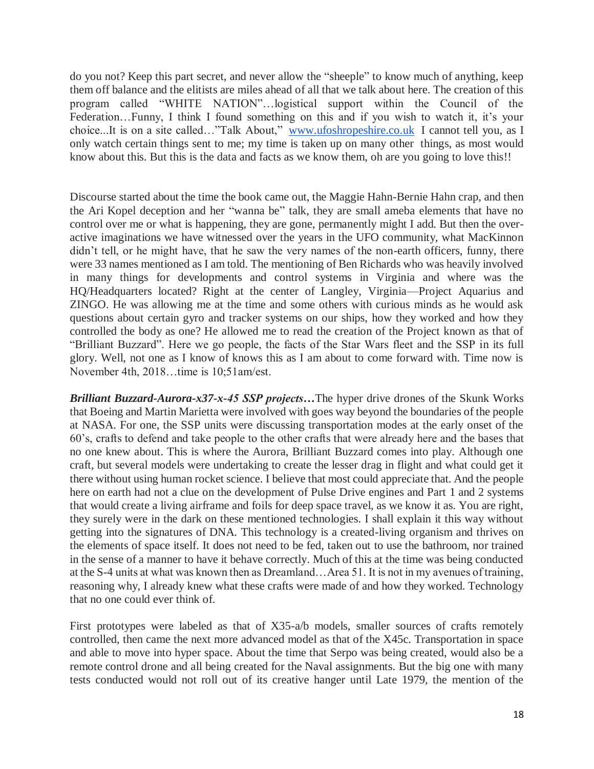do you not? Keep this part secret, and never allow the "sheeple" to know much of anything, keep them off balance and the elitists are miles ahead of all that we talk about here. The creation of this program called "WHITE NATION"…logistical support within the Council of the Federation…Funny, I think I found something on this and if you wish to watch it, it's your choice...It is on a site called…"Talk About," [www.ufoshropeshire.co.uk](www.ufoshropeshire.co.uk) I cannot tell you, as I only watch certain things sent to me; my time is taken up on many other things, as most would know about this. But this is the data and facts as we know them, oh are you going to love this!!

Discourse started about the time the book came out, the Maggie Hahn-Bernie Hahn crap, and then the Ari Kopel deception and her "wanna be" talk, they are small ameba elements that have no control over me or what is happening, they are gone, permanently might I add. But then the over-active imaginations we have witnessed over the years in the UFO community, what MacKinnon didn't tell, or he might have, that he saw the very names of the non-earth officers, funny, there were 33 names mentioned as I am told. The mentioning of Ben Richards who was heavily involved in many things for developments and control systems in Virginia and where was the HQ/Headquarters located? Right at the center of Langley, Virginia—Project Aquarius and ZINGO. He was allowing me at the time and some others with curious minds as he would ask questions about certain gyro and tracker systems on our ships, how they worked and how they controlled the body as one? He allowed me to read the creation of the Project known as that of "Brilliant Buzzard". Here we go people, the facts of the Star Wars fleet and the SSP in its full glory. Well, not one as I know of knows this as I am about to come forward with. Time now is November 4th, 2018…time is 10;51am/est.

***Brilliant Buzzard-Aurora-x37-x-45 SSP projects…***The hyper drive drones of the Skunk Works that Boeing and Martin Marietta were involved with goes way beyond the boundaries of the people at NASA. For one, the SSP units were discussing transportation modes at the early onset of the 60's, crafts to defend and take people to the other crafts that were already here and the bases that no one knew about. This is where the Aurora, Brilliant Buzzard comes into play. Although one craft, but several models were undertaking to create the lesser drag in flight and what could get it there without using human rocket science. I believe that most could appreciate that. And the people here on earth had not a clue on the development of Pulse Drive engines and Part 1 and 2 systems that would create a living airframe and foils for deep space travel, as we know it as. You are right, they surely were in the dark on these mentioned technologies. I shall explain it this way without getting into the signatures of DNA. This technology is a created-living organism and thrives on the elements of space itself. It does not need to be fed, taken out to use the bathroom, nor trained in the sense of a manner to have it behave correctly. Much of this at the time was being conducted at the S-4 units at what was known then as Dreamland…Area 51. It is not in my avenues of training, reasoning why, I already knew what these crafts were made of and how they worked. Technology that no one could ever think of.

First prototypes were labeled as that of X35-a/b models, smaller sources of crafts remotely controlled, then came the next more advanced model as that of the X45c. Transportation in space and able to move into hyper space. About the time that Serpo was being created, would also be a remote control drone and all being created for the Naval assignments. But the big one with many tests conducted would not roll out of its creative hanger until Late 1979, the mention of the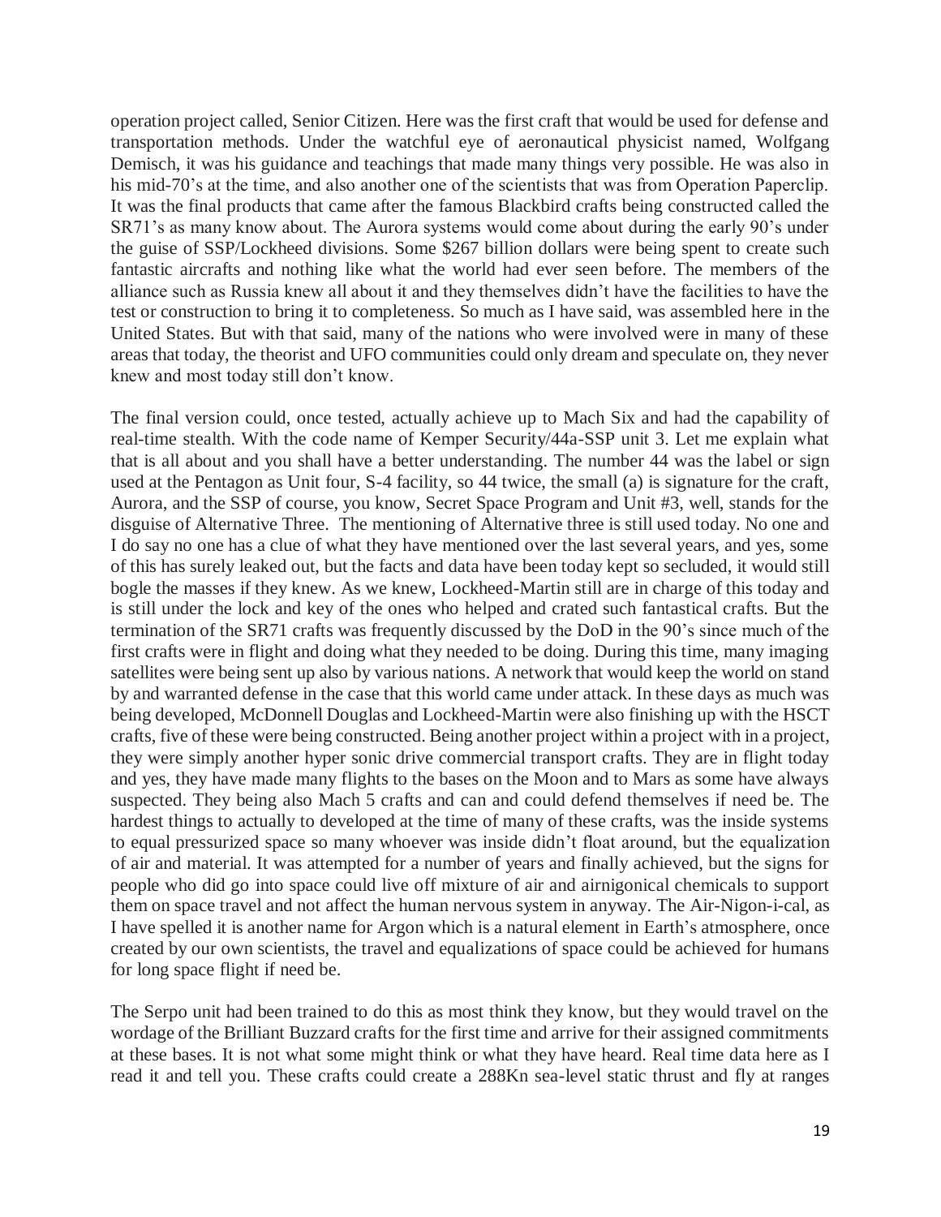operation project called, Senior Citizen. Here was the first craft that would be used for defense and transportation methods. Under the watchful eye of aeronautical physicist named, Wolfgang Demisch, it was his guidance and teachings that made many things very possible. He was also in his mid-70's at the time, and also another one of the scientists that was from Operation Paperclip. It was the final products that came after the famous Blackbird crafts being constructed called the SR71's as many know about. The Aurora systems would come about during the early 90's under the guise of SSP/Lockheed divisions. Some $267 billion dollars were being spent to create such fantastic aircrafts and nothing like what the world had ever seen before. The members of the alliance such as Russia knew all about it and they themselves didn't have the facilities to have the test or construction to bring it to completeness. So much as I have said, was assembled here in the United States. But with that said, many of the nations who were involved were in many of these areas that today, the theorist and UFO communities could only dream and speculate on, they never knew and most today still don't know.

The final version could, once tested, actually achieve up to Mach Six and had the capability of real-time stealth. With the code name of Kemper Security/44a-SSP unit 3. Let me explain what that is all about and you shall have a better understanding. The number 44 was the label or sign used at the Pentagon as Unit four, S-4 facility, so 44 twice, the small (a) is signature for the craft, Aurora, and the SSP of course, you know, Secret Space Program and Unit #3, well, stands for the disguise of Alternative Three. The mentioning of Alternative three is still used today. No one and I do say no one has a clue of what they have mentioned over the last several years, and yes, some of this has surely leaked out, but the facts and data have been today kept so secluded, it would still bogle the masses if they knew. As we knew, Lockheed-Martin still are in charge of this today and is still under the lock and key of the ones who helped and crated such fantastical crafts. But the termination of the SR71 crafts was frequently discussed by the DoD in the 90's since much of the first crafts were in flight and doing what they needed to be doing. During this time, many imaging satellites were being sent up also by various nations. A network that would keep the world on stand by and warranted defense in the case that this world came under attack. In these days as much was being developed, McDonnell Douglas and Lockheed-Martin were also finishing up with the HSCT crafts, five of these were being constructed. Being another project within a project with in a project, they were simply another hyper sonic drive commercial transport crafts. They are in flight today and yes, they have made many flights to the bases on the Moon and to Mars as some have always suspected. They being also Mach 5 crafts and can and could defend themselves if need be. The hardest things to actually to developed at the time of many of these crafts, was the inside systems to equal pressurized space so many whoever was inside didn't float around, but the equalization of air and material. It was attempted for a number of years and finally achieved, but the signs for people who did go into space could live off mixture of air and airnigonical chemicals to support them on space travel and not affect the human nervous system in anyway. The Air-Nigon-i-cal, as I have spelled it is another name for Argon which is a natural element in Earth's atmosphere, once created by our own scientists, the travel and equalizations of space could be achieved for humans for long space flight if need be.

The Serpo unit had been trained to do this as most think they know, but they would travel on the wordage of the Brilliant Buzzard crafts for the first time and arrive for their assigned commitments at these bases. It is not what some might think or what they have heard. Real time data here as I read it and tell you. These crafts could create a 288Kn sea-level static thrust and fly at ranges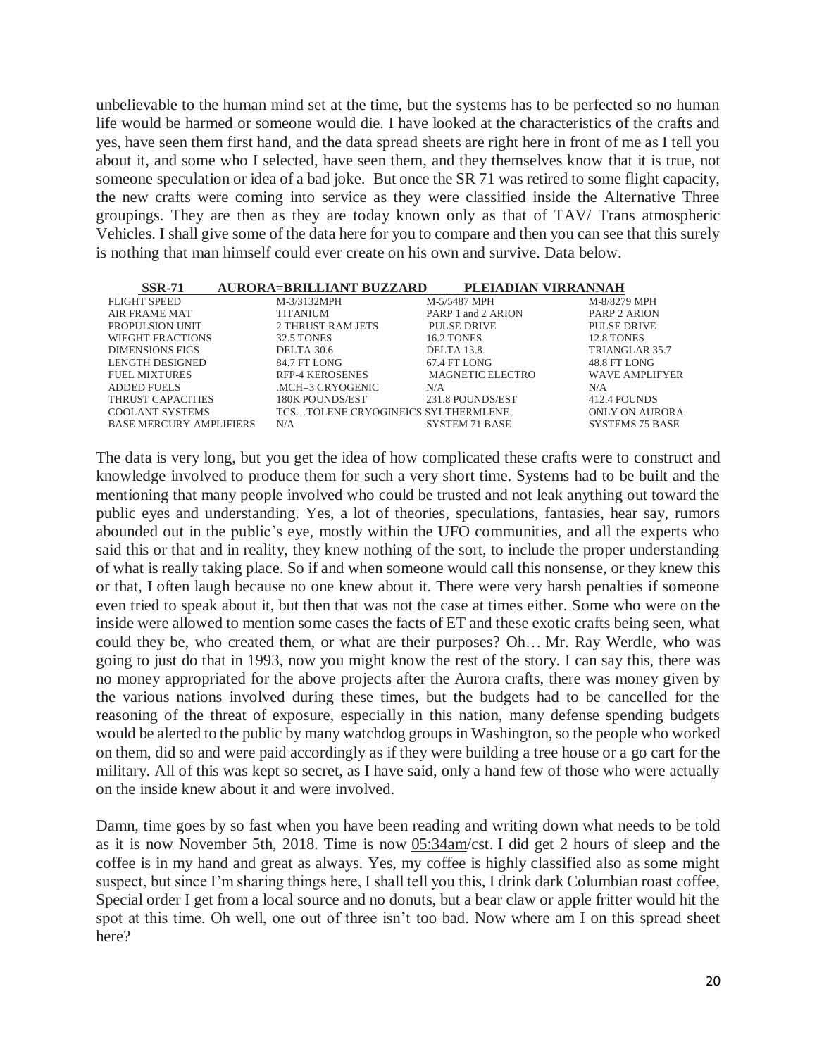unbelievable to the human mind set at the time, but the systems has to be perfected so no human life would be harmed or someone would die. I have looked at the characteristics of the crafts and yes, have seen them first hand, and the data spread sheets are right here in front of me as I tell you about it, and some who I selected, have seen them, and they themselves know that it is true, not someone speculation or idea of a bad joke. But once the SR 71 was retired to some flight capacity, the new crafts were coming into service as they were classified inside the Alternative Three groupings. They are then as they are today known only as that of TAV/ Trans atmospheric Vehicles. I shall give some of the data here for you to compare and then you can see that this surely is nothing that man himself could ever create on his own and survive. Data below.

| SSR-71 | AURORA=BRILLIANT BUZZARD | PLEIADIAN VIRRANNAH | |
|---|---|---|---|
| FLIGHT SPEED | M-3/3132MPH | M-5/5487 MPH | M-8/8279 MPH |
| AIR FRAME MAT | TITANIUM | PARP 1 and 2 ARION | PARP 2 ARION |
| PROPULSION UNIT | 2 THRUST RAM JETS | PULSE DRIVE | PULSE DRIVE |
| WIEGHT FRACTIONS | 32.5 TONES | 16.2 TONES | 12.8 TONES |
| DIMENSIONS FIGS | DELTA-30.6 | DELTA 13.8 | TRIANGLAR 35.7 |
| LENGTH DESIGNED | 84.7 FT LONG | 67.4 FT LONG | 48.8 FT LONG |
| FUEL MIXTURES | RFP-4 KEROSENES | MAGNETIC ELECTRO | WAVE AMPLIFYER |
| ADDED FUELS | .MCH=3 CRYOGENIC | N/A | N/A |
| THRUST CAPACITIES | 180K POUNDS/EST | 231.8 POUNDS/EST | 412.4 POUNDS |
| COOLANT SYSTEMS | TCS…TOLENE CRYOGINEICS | SYLTHERMLENE, | ONLY ON AURORA. |
| BASE MERCURY AMPLIFIERS | N/A | SYSTEM 71 BASE | SYSTEMS 75 BASE |

The data is very long, but you get the idea of how complicated these crafts were to construct and knowledge involved to produce them for such a very short time. Systems had to be built and the mentioning that many people involved who could be trusted and not leak anything out toward the public eyes and understanding. Yes, a lot of theories, speculations, fantasies, hear say, rumors abounded out in the public's eye, mostly within the UFO communities, and all the experts who said this or that and in reality, they knew nothing of the sort, to include the proper understanding of what is really taking place. So if and when someone would call this nonsense, or they knew this or that, I often laugh because no one knew about it. There were very harsh penalties if someone even tried to speak about it, but then that was not the case at times either. Some who were on the inside were allowed to mention some cases the facts of ET and these exotic crafts being seen, what could they be, who created them, or what are their purposes? Oh… Mr. Ray Werdle, who was going to just do that in 1993, now you might know the rest of the story. I can say this, there was no money appropriated for the above projects after the Aurora crafts, there was money given by the various nations involved during these times, but the budgets had to be cancelled for the reasoning of the threat of exposure, especially in this nation, many defense spending budgets would be alerted to the public by many watchdog groups in Washington, so the people who worked on them, did so and were paid accordingly as if they were building a tree house or a go cart for the military. All of this was kept so secret, as I have said, only a hand few of those who were actually on the inside knew about it and were involved.

Damn, time goes by so fast when you have been reading and writing down what needs to be told as it is now November 5th, 2018. Time is now 05:34am/cst. I did get 2 hours of sleep and the coffee is in my hand and great as always. Yes, my coffee is highly classified also as some might suspect, but since I'm sharing things here, I shall tell you this, I drink dark Columbian roast coffee, Special order I get from a local source and no donuts, but a bear claw or apple fritter would hit the spot at this time. Oh well, one out of three isn't too bad. Now where am I on this spread sheet here?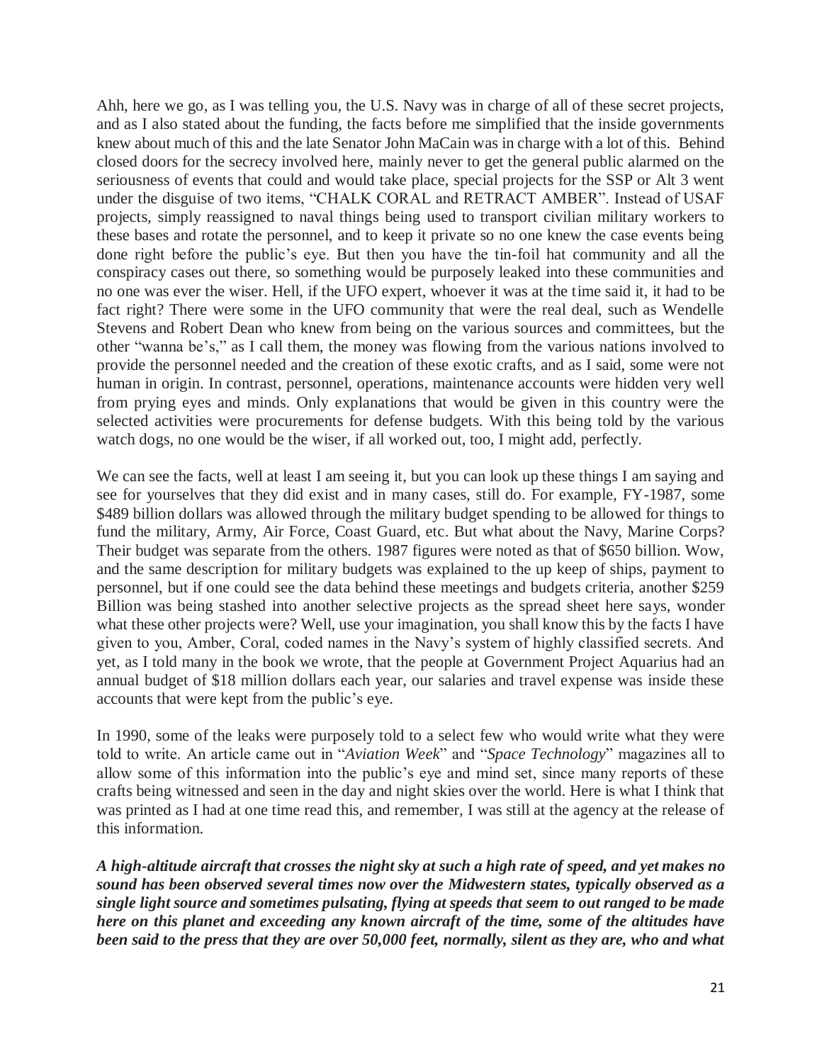Ahh, here we go, as I was telling you, the U.S. Navy was in charge of all of these secret projects, and as I also stated about the funding, the facts before me simplified that the inside governments knew about much of this and the late Senator John MaCain was in charge with a lot of this. Behind closed doors for the secrecy involved here, mainly never to get the general public alarmed on the seriousness of events that could and would take place, special projects for the SSP or Alt 3 went under the disguise of two items, "CHALK CORAL and RETRACT AMBER". Instead of USAF projects, simply reassigned to naval things being used to transport civilian military workers to these bases and rotate the personnel, and to keep it private so no one knew the case events being done right before the public's eye. But then you have the tin-foil hat community and all the conspiracy cases out there, so something would be purposely leaked into these communities and no one was ever the wiser. Hell, if the UFO expert, whoever it was at the time said it, it had to be fact right? There were some in the UFO community that were the real deal, such as Wendelle Stevens and Robert Dean who knew from being on the various sources and committees, but the other "wanna be's," as I call them, the money was flowing from the various nations involved to provide the personnel needed and the creation of these exotic crafts, and as I said, some were not human in origin. In contrast, personnel, operations, maintenance accounts were hidden very well from prying eyes and minds. Only explanations that would be given in this country were the selected activities were procurements for defense budgets. With this being told by the various watch dogs, no one would be the wiser, if all worked out, too, I might add, perfectly.

We can see the facts, well at least I am seeing it, but you can look up these things I am saying and see for yourselves that they did exist and in many cases, still do. For example, FY-1987, some $489 billion dollars was allowed through the military budget spending to be allowed for things to fund the military, Army, Air Force, Coast Guard, etc. But what about the Navy, Marine Corps? Their budget was separate from the others. 1987 figures were noted as that of $650 billion. Wow, and the same description for military budgets was explained to the up keep of ships, payment to personnel, but if one could see the data behind these meetings and budgets criteria, another $259 Billion was being stashed into another selective projects as the spread sheet here says, wonder what these other projects were? Well, use your imagination, you shall know this by the facts I have given to you, Amber, Coral, coded names in the Navy's system of highly classified secrets. And yet, as I told many in the book we wrote, that the people at Government Project Aquarius had an annual budget of $18 million dollars each year, our salaries and travel expense was inside these accounts that were kept from the public's eye.

In 1990, some of the leaks were purposely told to a select few who would write what they were told to write. An article came out in "*Aviation Week*" and "*Space Technology*" magazines all to allow some of this information into the public's eye and mind set, since many reports of these crafts being witnessed and seen in the day and night skies over the world. Here is what I think that was printed as I had at one time read this, and remember, I was still at the agency at the release of this information.

***A high-altitude aircraft that crosses the night sky at such a high rate of speed, and yet makes no sound has been observed several times now over the Midwestern states, typically observed as a single light source and sometimes pulsating, flying at speeds that seem to out ranged to be made here on this planet and exceeding any known aircraft of the time, some of the altitudes have been said to the press that they are over 50,000 feet, normally, silent as they are, who and what***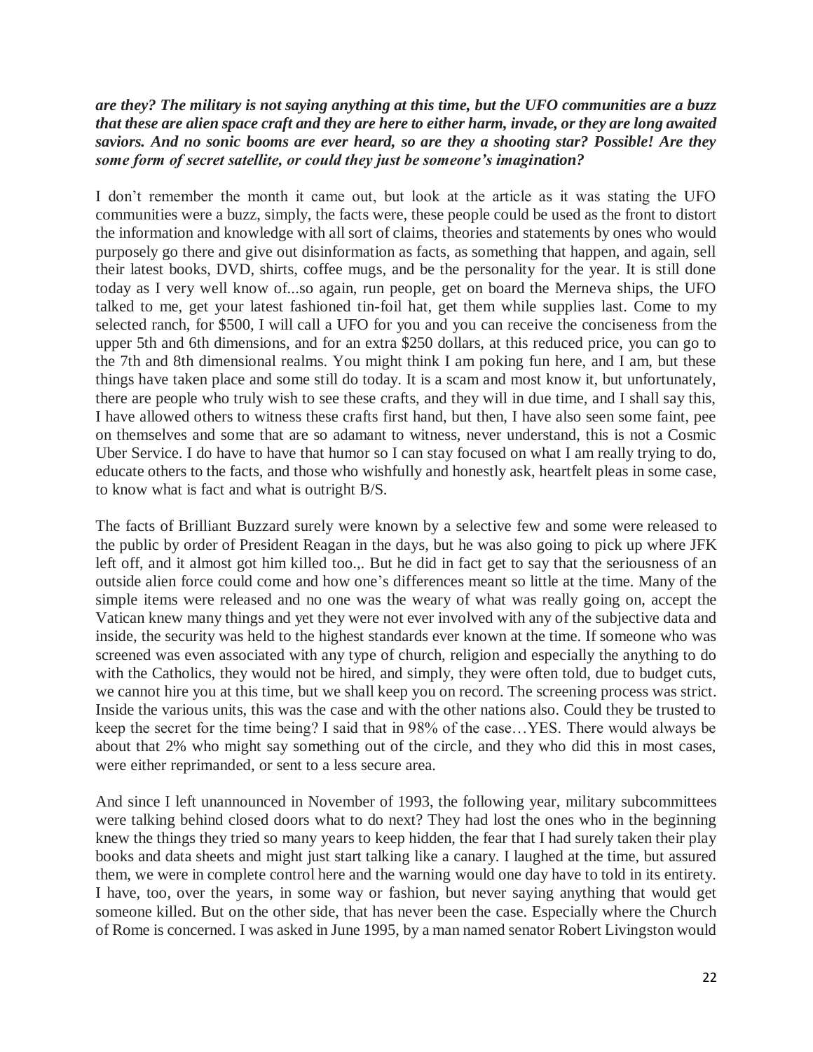***are they? The military is not saying anything at this time, but the UFO communities are a buzz that these are alien space craft and they are here to either harm, invade, or they are long awaited saviors. And no sonic booms are ever heard, so are they a shooting star? Possible! Are they some form of secret satellite, or could they just be someone's imagination?***

I don't remember the month it came out, but look at the article as it was stating the UFO communities were a buzz, simply, the facts were, these people could be used as the front to distort the information and knowledge with all sort of claims, theories and statements by ones who would purposely go there and give out disinformation as facts, as something that happen, and again, sell their latest books, DVD, shirts, coffee mugs, and be the personality for the year. It is still done today as I very well know of...so again, run people, get on board the Merneva ships, the UFO talked to me, get your latest fashioned tin-foil hat, get them while supplies last. Come to my selected ranch, for $500, I will call a UFO for you and you can receive the conciseness from the upper 5th and 6th dimensions, and for an extra $250 dollars, at this reduced price, you can go to the 7th and 8th dimensional realms. You might think I am poking fun here, and I am, but these things have taken place and some still do today. It is a scam and most know it, but unfortunately, there are people who truly wish to see these crafts, and they will in due time, and I shall say this, I have allowed others to witness these crafts first hand, but then, I have also seen some faint, pee on themselves and some that are so adamant to witness, never understand, this is not a Cosmic Uber Service. I do have to have that humor so I can stay focused on what I am really trying to do, educate others to the facts, and those who wishfully and honestly ask, heartfelt pleas in some case, to know what is fact and what is outright B/S.

The facts of Brilliant Buzzard surely were known by a selective few and some were released to the public by order of President Reagan in the days, but he was also going to pick up where JFK left off, and it almost got him killed too.,. But he did in fact get to say that the seriousness of an outside alien force could come and how one's differences meant so little at the time. Many of the simple items were released and no one was the weary of what was really going on, accept the Vatican knew many things and yet they were not ever involved with any of the subjective data and inside, the security was held to the highest standards ever known at the time. If someone who was screened was even associated with any type of church, religion and especially the anything to do with the Catholics, they would not be hired, and simply, they were often told, due to budget cuts, we cannot hire you at this time, but we shall keep you on record. The screening process was strict. Inside the various units, this was the case and with the other nations also. Could they be trusted to keep the secret for the time being? I said that in 98% of the case…YES. There would always be about that 2% who might say something out of the circle, and they who did this in most cases, were either reprimanded, or sent to a less secure area.

And since I left unannounced in November of 1993, the following year, military subcommittees were talking behind closed doors what to do next? They had lost the ones who in the beginning knew the things they tried so many years to keep hidden, the fear that I had surely taken their play books and data sheets and might just start talking like a canary. I laughed at the time, but assured them, we were in complete control here and the warning would one day have to told in its entirety. I have, too, over the years, in some way or fashion, but never saying anything that would get someone killed. But on the other side, that has never been the case. Especially where the Church of Rome is concerned. I was asked in June 1995, by a man named senator Robert Livingston would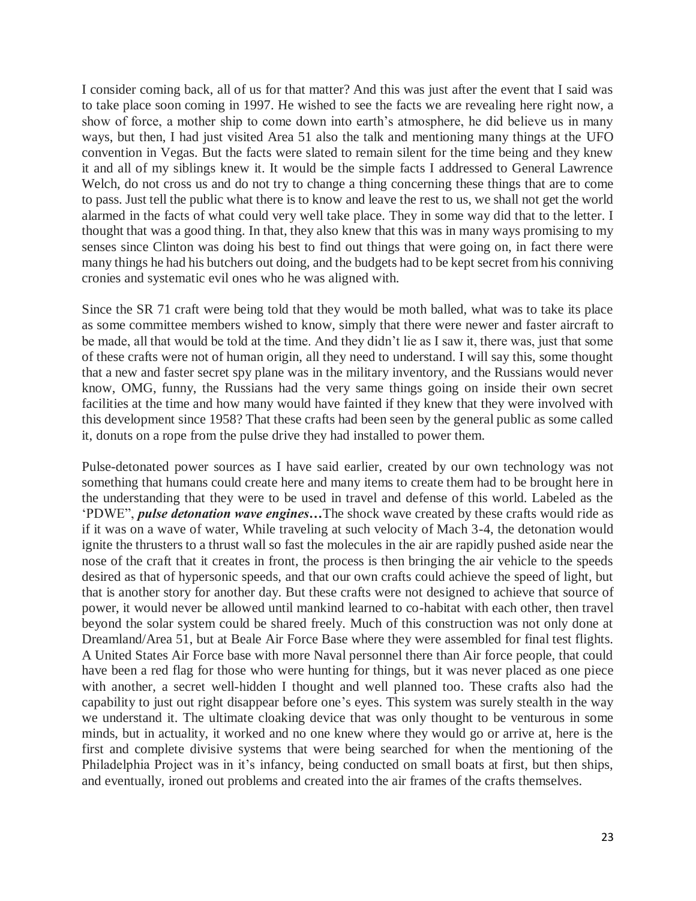I consider coming back, all of us for that matter? And this was just after the event that I said was to take place soon coming in 1997. He wished to see the facts we are revealing here right now, a show of force, a mother ship to come down into earth's atmosphere, he did believe us in many ways, but then, I had just visited Area 51 also the talk and mentioning many things at the UFO convention in Vegas. But the facts were slated to remain silent for the time being and they knew it and all of my siblings knew it. It would be the simple facts I addressed to General Lawrence Welch, do not cross us and do not try to change a thing concerning these things that are to come to pass. Just tell the public what there is to know and leave the rest to us, we shall not get the world alarmed in the facts of what could very well take place. They in some way did that to the letter. I thought that was a good thing. In that, they also knew that this was in many ways promising to my senses since Clinton was doing his best to find out things that were going on, in fact there were many things he had his butchers out doing, and the budgets had to be kept secret from his conniving cronies and systematic evil ones who he was aligned with.

Since the SR 71 craft were being told that they would be moth balled, what was to take its place as some committee members wished to know, simply that there were newer and faster aircraft to be made, all that would be told at the time. And they didn't lie as I saw it, there was, just that some of these crafts were not of human origin, all they need to understand. I will say this, some thought that a new and faster secret spy plane was in the military inventory, and the Russians would never know, OMG, funny, the Russians had the very same things going on inside their own secret facilities at the time and how many would have fainted if they knew that they were involved with this development since 1958? That these crafts had been seen by the general public as some called it, donuts on a rope from the pulse drive they had installed to power them.

Pulse-detonated power sources as I have said earlier, created by our own technology was not something that humans could create here and many items to create them had to be brought here in the understanding that they were to be used in travel and defense of this world. Labeled as the 'PDWE", ***pulse detonation wave engines…***The shock wave created by these crafts would ride as if it was on a wave of water, While traveling at such velocity of Mach 3-4, the detonation would ignite the thrusters to a thrust wall so fast the molecules in the air are rapidly pushed aside near the nose of the craft that it creates in front, the process is then bringing the air vehicle to the speeds desired as that of hypersonic speeds, and that our own crafts could achieve the speed of light, but that is another story for another day. But these crafts were not designed to achieve that source of power, it would never be allowed until mankind learned to co-habitat with each other, then travel beyond the solar system could be shared freely. Much of this construction was not only done at Dreamland/Area 51, but at Beale Air Force Base where they were assembled for final test flights. A United States Air Force base with more Naval personnel there than Air force people, that could have been a red flag for those who were hunting for things, but it was never placed as one piece with another, a secret well-hidden I thought and well planned too. These crafts also had the capability to just out right disappear before one's eyes. This system was surely stealth in the way we understand it. The ultimate cloaking device that was only thought to be venturous in some minds, but in actuality, it worked and no one knew where they would go or arrive at, here is the first and complete divisive systems that were being searched for when the mentioning of the Philadelphia Project was in it's infancy, being conducted on small boats at first, but then ships, and eventually, ironed out problems and created into the air frames of the crafts themselves.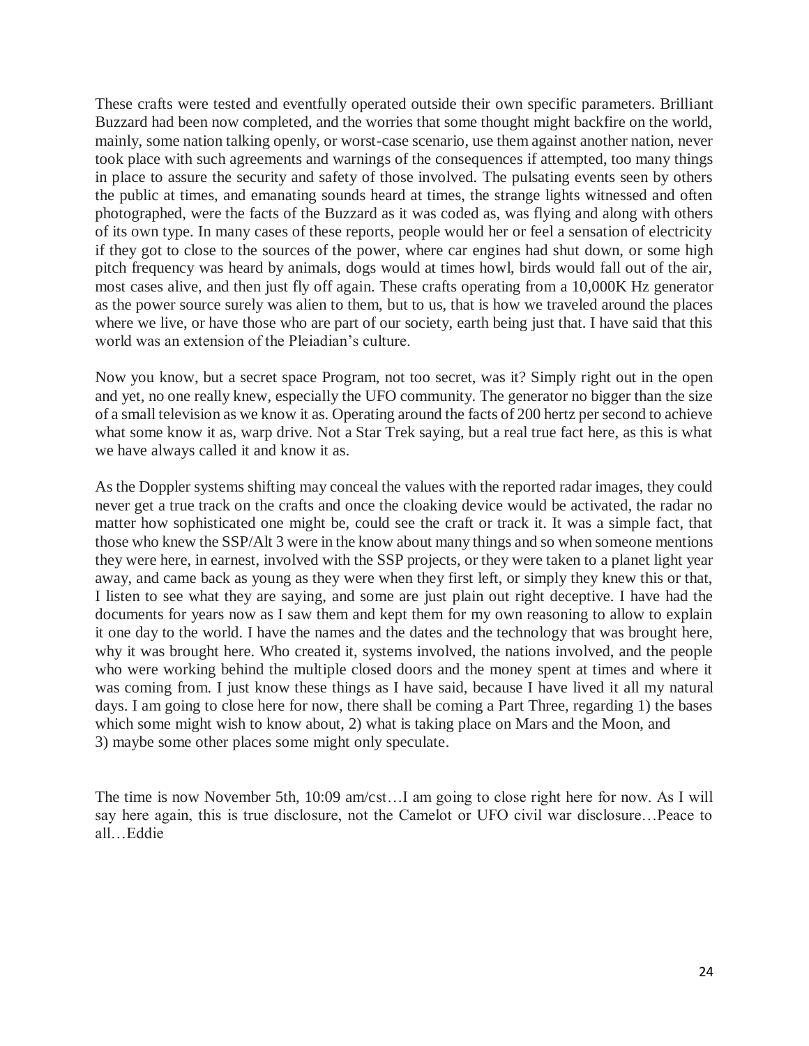These crafts were tested and eventfully operated outside their own specific parameters. Brilliant Buzzard had been now completed, and the worries that some thought might backfire on the world, mainly, some nation talking openly, or worst-case scenario, use them against another nation, never took place with such agreements and warnings of the consequences if attempted, too many things in place to assure the security and safety of those involved. The pulsating events seen by others the public at times, and emanating sounds heard at times, the strange lights witnessed and often photographed, were the facts of the Buzzard as it was coded as, was flying and along with others of its own type. In many cases of these reports, people would her or feel a sensation of electricity if they got to close to the sources of the power, where car engines had shut down, or some high pitch frequency was heard by animals, dogs would at times howl, birds would fall out of the air, most cases alive, and then just fly off again. These crafts operating from a 10,000K Hz generator as the power source surely was alien to them, but to us, that is how we traveled around the places where we live, or have those who are part of our society, earth being just that. I have said that this world was an extension of the Pleiadian's culture.

Now you know, but a secret space Program, not too secret, was it? Simply right out in the open and yet, no one really knew, especially the UFO community. The generator no bigger than the size of a small television as we know it as. Operating around the facts of 200 hertz per second to achieve what some know it as, warp drive. Not a Star Trek saying, but a real true fact here, as this is what we have always called it and know it as.

As the Doppler systems shifting may conceal the values with the reported radar images, they could never get a true track on the crafts and once the cloaking device would be activated, the radar no matter how sophisticated one might be, could see the craft or track it. It was a simple fact, that those who knew the SSP/Alt 3 were in the know about many things and so when someone mentions they were here, in earnest, involved with the SSP projects, or they were taken to a planet light year away, and came back as young as they were when they first left, or simply they knew this or that, I listen to see what they are saying, and some are just plain out right deceptive. I have had the documents for years now as I saw them and kept them for my own reasoning to allow to explain it one day to the world. I have the names and the dates and the technology that was brought here, why it was brought here. Who created it, systems involved, the nations involved, and the people who were working behind the multiple closed doors and the money spent at times and where it was coming from. I just know these things as I have said, because I have lived it all my natural days. I am going to close here for now, there shall be coming a Part Three, regarding 1) the bases which some might wish to know about, 2) what is taking place on Mars and the Moon, and 3) maybe some other places some might only speculate.

The time is now November 5th, 10:09 am/cst…I am going to close right here for now. As I will say here again, this is true disclosure, not the Camelot or UFO civil war disclosure…Peace to all…Eddie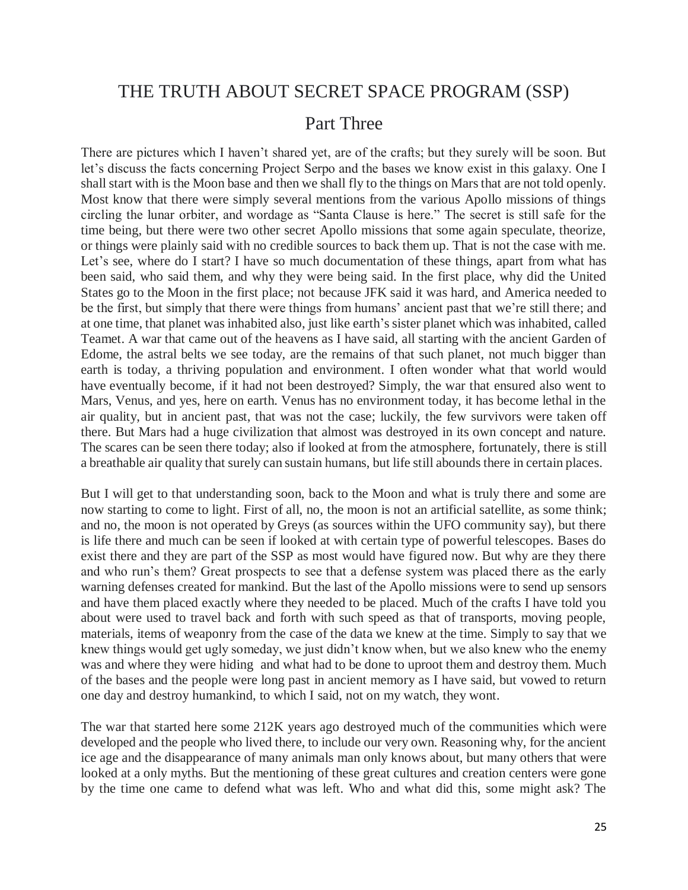# THE TRUTH ABOUT SECRET SPACE PROGRAM (SSP)

## Part Three

There are pictures which I haven't shared yet, are of the crafts; but they surely will be soon. But let's discuss the facts concerning Project Serpo and the bases we know exist in this galaxy. One I shall start with is the Moon base and then we shall fly to the things on Mars that are not told openly. Most know that there were simply several mentions from the various Apollo missions of things circling the lunar orbiter, and wordage as "Santa Clause is here." The secret is still safe for the time being, but there were two other secret Apollo missions that some again speculate, theorize, or things were plainly said with no credible sources to back them up. That is not the case with me. Let's see, where do I start? I have so much documentation of these things, apart from what has been said, who said them, and why they were being said. In the first place, why did the United States go to the Moon in the first place; not because JFK said it was hard, and America needed to be the first, but simply that there were things from humans' ancient past that we're still there; and at one time, that planet was inhabited also, just like earth's sister planet which was inhabited, called Teamet. A war that came out of the heavens as I have said, all starting with the ancient Garden of Edome, the astral belts we see today, are the remains of that such planet, not much bigger than earth is today, a thriving population and environment. I often wonder what that world would have eventually become, if it had not been destroyed? Simply, the war that ensured also went to Mars, Venus, and yes, here on earth. Venus has no environment today, it has become lethal in the air quality, but in ancient past, that was not the case; luckily, the few survivors were taken off there. But Mars had a huge civilization that almost was destroyed in its own concept and nature. The scares can be seen there today; also if looked at from the atmosphere, fortunately, there is still a breathable air quality that surely can sustain humans, but life still abounds there in certain places.

But I will get to that understanding soon, back to the Moon and what is truly there and some are now starting to come to light. First of all, no, the moon is not an artificial satellite, as some think; and no, the moon is not operated by Greys (as sources within the UFO community say), but there is life there and much can be seen if looked at with certain type of powerful telescopes. Bases do exist there and they are part of the SSP as most would have figured now. But why are they there and who run's them? Great prospects to see that a defense system was placed there as the early warning defenses created for mankind. But the last of the Apollo missions were to send up sensors and have them placed exactly where they needed to be placed. Much of the crafts I have told you about were used to travel back and forth with such speed as that of transports, moving people, materials, items of weaponry from the case of the data we knew at the time. Simply to say that we knew things would get ugly someday, we just didn't know when, but we also knew who the enemy was and where they were hiding and what had to be done to uproot them and destroy them. Much of the bases and the people were long past in ancient memory as I have said, but vowed to return one day and destroy humankind, to which I said, not on my watch, they wont.

The war that started here some 212K years ago destroyed much of the communities which were developed and the people who lived there, to include our very own. Reasoning why, for the ancient ice age and the disappearance of many animals man only knows about, but many others that were looked at a only myths. But the mentioning of these great cultures and creation centers were gone by the time one came to defend what was left. Who and what did this, some might ask? The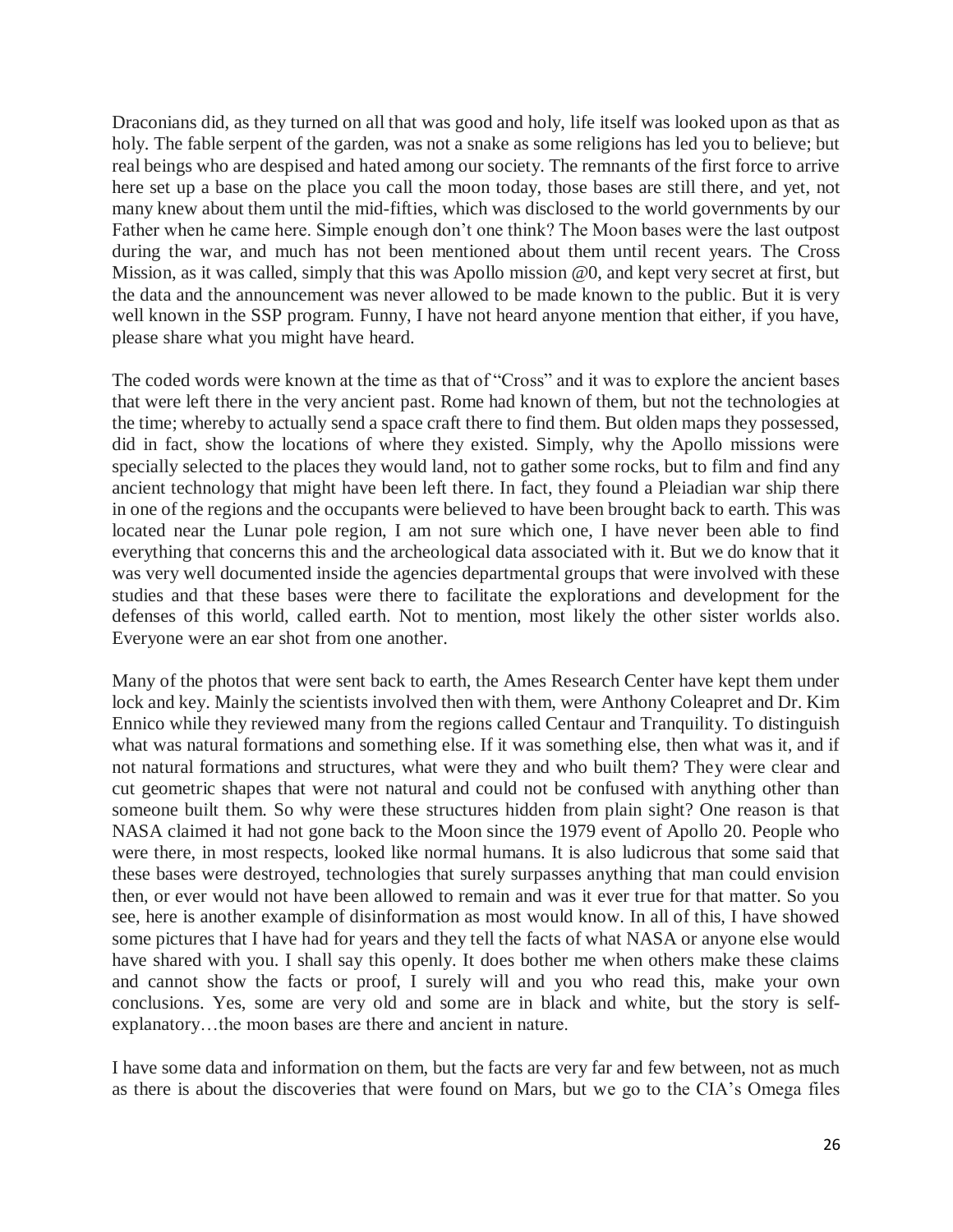Draconians did, as they turned on all that was good and holy, life itself was looked upon as that as holy. The fable serpent of the garden, was not a snake as some religions has led you to believe; but real beings who are despised and hated among our society. The remnants of the first force to arrive here set up a base on the place you call the moon today, those bases are still there, and yet, not many knew about them until the mid-fifties, which was disclosed to the world governments by our Father when he came here. Simple enough don't one think? The Moon bases were the last outpost during the war, and much has not been mentioned about them until recent years. The Cross Mission, as it was called, simply that this was Apollo mission @0, and kept very secret at first, but the data and the announcement was never allowed to be made known to the public. But it is very well known in the SSP program. Funny, I have not heard anyone mention that either, if you have, please share what you might have heard.

The coded words were known at the time as that of "Cross" and it was to explore the ancient bases that were left there in the very ancient past. Rome had known of them, but not the technologies at the time; whereby to actually send a space craft there to find them. But olden maps they possessed, did in fact, show the locations of where they existed. Simply, why the Apollo missions were specially selected to the places they would land, not to gather some rocks, but to film and find any ancient technology that might have been left there. In fact, they found a Pleiadian war ship there in one of the regions and the occupants were believed to have been brought back to earth. This was located near the Lunar pole region, I am not sure which one, I have never been able to find everything that concerns this and the archeological data associated with it. But we do know that it was very well documented inside the agencies departmental groups that were involved with these studies and that these bases were there to facilitate the explorations and development for the defenses of this world, called earth. Not to mention, most likely the other sister worlds also. Everyone were an ear shot from one another.

Many of the photos that were sent back to earth, the Ames Research Center have kept them under lock and key. Mainly the scientists involved then with them, were Anthony Coleapret and Dr. Kim Ennico while they reviewed many from the regions called Centaur and Tranquility. To distinguish what was natural formations and something else. If it was something else, then what was it, and if not natural formations and structures, what were they and who built them? They were clear and cut geometric shapes that were not natural and could not be confused with anything other than someone built them. So why were these structures hidden from plain sight? One reason is that NASA claimed it had not gone back to the Moon since the 1979 event of Apollo 20. People who were there, in most respects, looked like normal humans. It is also ludicrous that some said that these bases were destroyed, technologies that surely surpasses anything that man could envision then, or ever would not have been allowed to remain and was it ever true for that matter. So you see, here is another example of disinformation as most would know. In all of this, I have showed some pictures that I have had for years and they tell the facts of what NASA or anyone else would have shared with you. I shall say this openly. It does bother me when others make these claims and cannot show the facts or proof, I surely will and you who read this, make your own conclusions. Yes, some are very old and some are in black and white, but the story is self-explanatory…the moon bases are there and ancient in nature.

I have some data and information on them, but the facts are very far and few between, not as much as there is about the discoveries that were found on Mars, but we go to the CIA's Omega files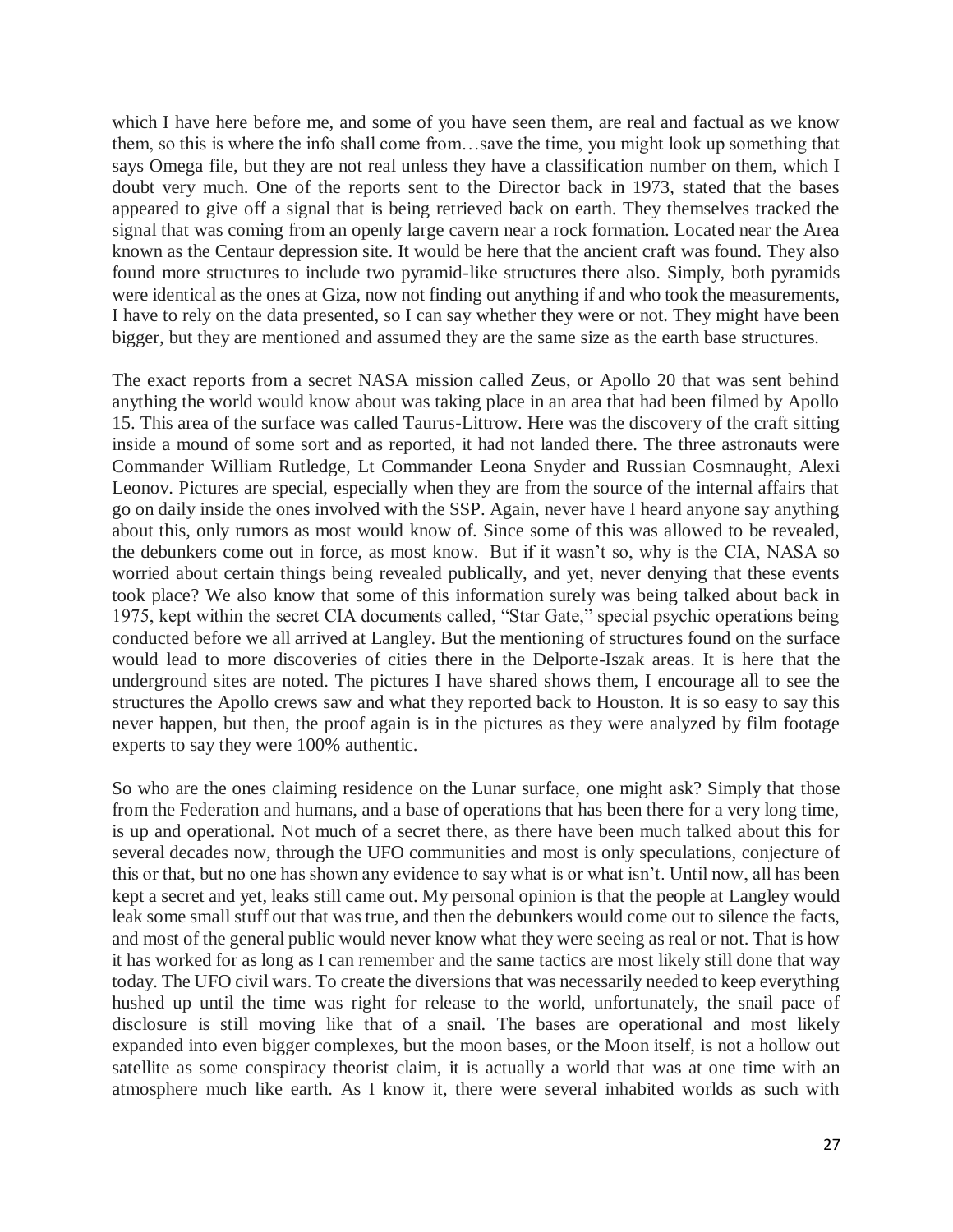which I have here before me, and some of you have seen them, are real and factual as we know them, so this is where the info shall come from…save the time, you might look up something that says Omega file, but they are not real unless they have a classification number on them, which I doubt very much. One of the reports sent to the Director back in 1973, stated that the bases appeared to give off a signal that is being retrieved back on earth. They themselves tracked the signal that was coming from an openly large cavern near a rock formation. Located near the Area known as the Centaur depression site. It would be here that the ancient craft was found. They also found more structures to include two pyramid-like structures there also. Simply, both pyramids were identical as the ones at Giza, now not finding out anything if and who took the measurements, I have to rely on the data presented, so I can say whether they were or not. They might have been bigger, but they are mentioned and assumed they are the same size as the earth base structures.

The exact reports from a secret NASA mission called Zeus, or Apollo 20 that was sent behind anything the world would know about was taking place in an area that had been filmed by Apollo 15. This area of the surface was called Taurus-Littrow. Here was the discovery of the craft sitting inside a mound of some sort and as reported, it had not landed there. The three astronauts were Commander William Rutledge, Lt Commander Leona Snyder and Russian Cosmnaught, Alexi Leonov. Pictures are special, especially when they are from the source of the internal affairs that go on daily inside the ones involved with the SSP. Again, never have I heard anyone say anything about this, only rumors as most would know of. Since some of this was allowed to be revealed, the debunkers come out in force, as most know. But if it wasn't so, why is the CIA, NASA so worried about certain things being revealed publically, and yet, never denying that these events took place? We also know that some of this information surely was being talked about back in 1975, kept within the secret CIA documents called, "Star Gate," special psychic operations being conducted before we all arrived at Langley. But the mentioning of structures found on the surface would lead to more discoveries of cities there in the Delporte-Iszak areas. It is here that the underground sites are noted. The pictures I have shared shows them, I encourage all to see the structures the Apollo crews saw and what they reported back to Houston. It is so easy to say this never happen, but then, the proof again is in the pictures as they were analyzed by film footage experts to say they were 100% authentic.

So who are the ones claiming residence on the Lunar surface, one might ask? Simply that those from the Federation and humans, and a base of operations that has been there for a very long time, is up and operational. Not much of a secret there, as there have been much talked about this for several decades now, through the UFO communities and most is only speculations, conjecture of this or that, but no one has shown any evidence to say what is or what isn't. Until now, all has been kept a secret and yet, leaks still came out. My personal opinion is that the people at Langley would leak some small stuff out that was true, and then the debunkers would come out to silence the facts, and most of the general public would never know what they were seeing as real or not. That is how it has worked for as long as I can remember and the same tactics are most likely still done that way today. The UFO civil wars. To create the diversions that was necessarily needed to keep everything hushed up until the time was right for release to the world, unfortunately, the snail pace of disclosure is still moving like that of a snail. The bases are operational and most likely expanded into even bigger complexes, but the moon bases, or the Moon itself, is not a hollow out satellite as some conspiracy theorist claim, it is actually a world that was at one time with an atmosphere much like earth. As I know it, there were several inhabited worlds as such with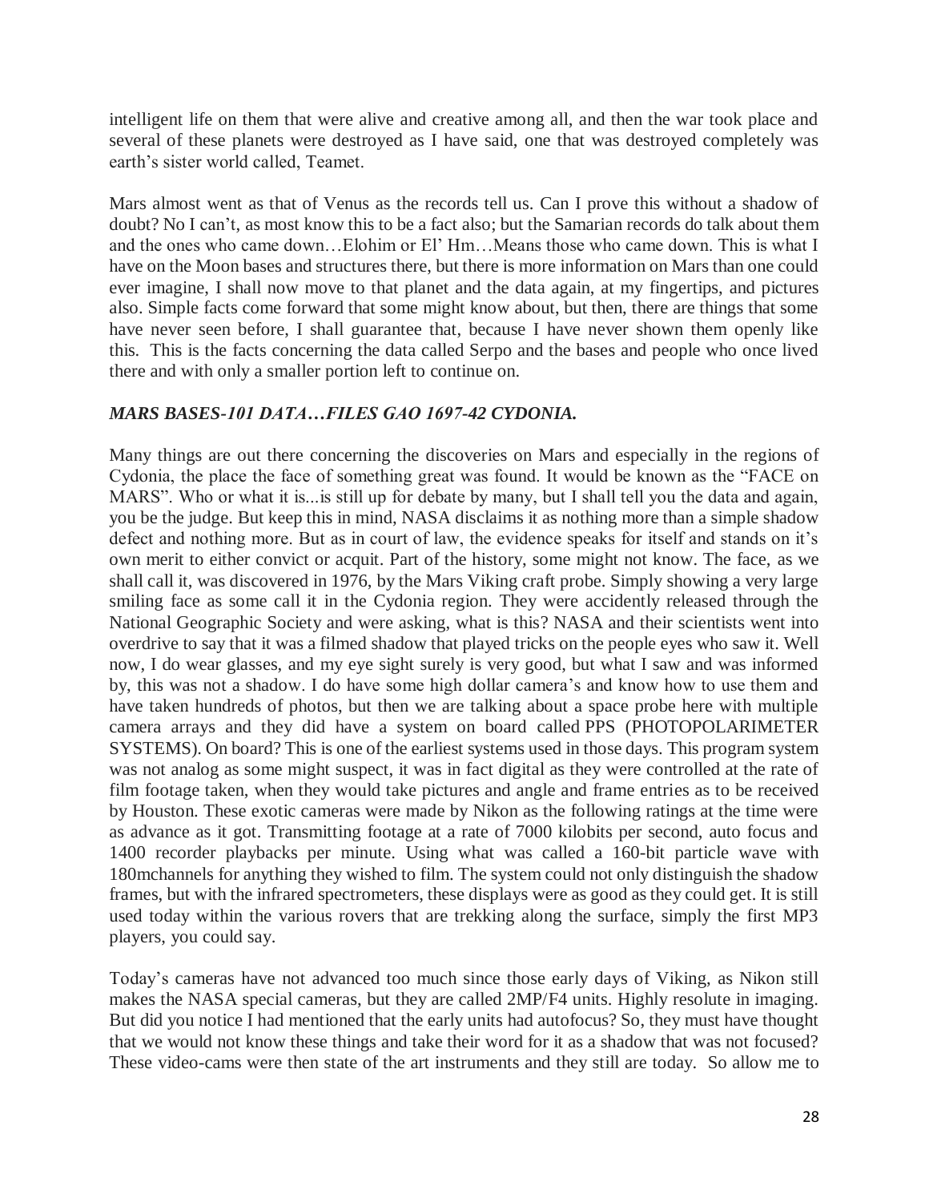intelligent life on them that were alive and creative among all, and then the war took place and several of these planets were destroyed as I have said, one that was destroyed completely was earth's sister world called, Teamet.

Mars almost went as that of Venus as the records tell us. Can I prove this without a shadow of doubt? No I can't, as most know this to be a fact also; but the Samarian records do talk about them and the ones who came down…Elohim or El' Hm…Means those who came down. This is what I have on the Moon bases and structures there, but there is more information on Mars than one could ever imagine, I shall now move to that planet and the data again, at my fingertips, and pictures also. Simple facts come forward that some might know about, but then, there are things that some have never seen before, I shall guarantee that, because I have never shown them openly like this. This is the facts concerning the data called Serpo and the bases and people who once lived there and with only a smaller portion left to continue on.

***MARS BASES-101 DATA…FILES GAO 1697-42 CYDONIA.***

Many things are out there concerning the discoveries on Mars and especially in the regions of Cydonia, the place the face of something great was found. It would be known as the "FACE on MARS". Who or what it is...is still up for debate by many, but I shall tell you the data and again, you be the judge. But keep this in mind, NASA disclaims it as nothing more than a simple shadow defect and nothing more. But as in court of law, the evidence speaks for itself and stands on it's own merit to either convict or acquit. Part of the history, some might not know. The face, as we shall call it, was discovered in 1976, by the Mars Viking craft probe. Simply showing a very large smiling face as some call it in the Cydonia region. They were accidently released through the National Geographic Society and were asking, what is this? NASA and their scientists went into overdrive to say that it was a filmed shadow that played tricks on the people eyes who saw it. Well now, I do wear glasses, and my eye sight surely is very good, but what I saw and was informed by, this was not a shadow. I do have some high dollar camera's and know how to use them and have taken hundreds of photos, but then we are talking about a space probe here with multiple camera arrays and they did have a system on board called PPS (PHOTOPOLARIMETER SYSTEMS). On board? This is one of the earliest systems used in those days. This program system was not analog as some might suspect, it was in fact digital as they were controlled at the rate of film footage taken, when they would take pictures and angle and frame entries as to be received by Houston. These exotic cameras were made by Nikon as the following ratings at the time were as advance as it got. Transmitting footage at a rate of 7000 kilobits per second, auto focus and 1400 recorder playbacks per minute. Using what was called a 160-bit particle wave with 180mchannels for anything they wished to film. The system could not only distinguish the shadow frames, but with the infrared spectrometers, these displays were as good as they could get. It is still used today within the various rovers that are trekking along the surface, simply the first MP3 players, you could say.

Today's cameras have not advanced too much since those early days of Viking, as Nikon still makes the NASA special cameras, but they are called 2MP/F4 units. Highly resolute in imaging. But did you notice I had mentioned that the early units had autofocus? So, they must have thought that we would not know these things and take their word for it as a shadow that was not focused? These video-cams were then state of the art instruments and they still are today. So allow me to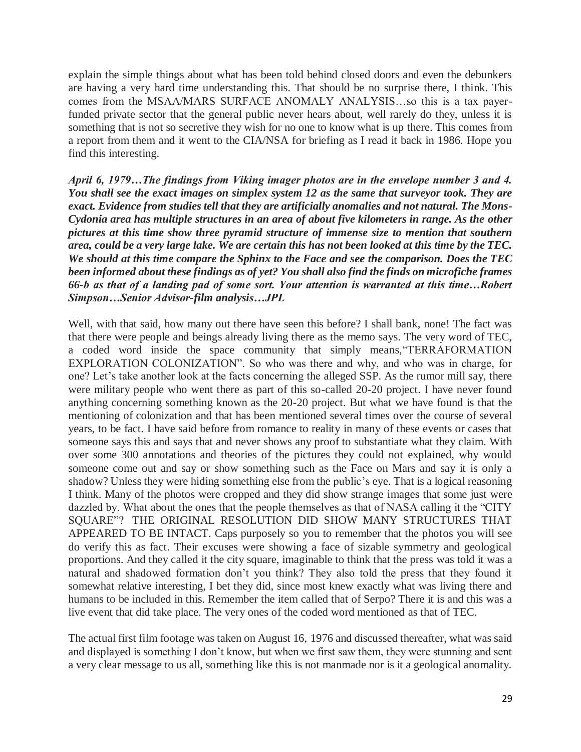explain the simple things about what has been told behind closed doors and even the debunkers are having a very hard time understanding this. That should be no surprise there, I think. This comes from the MSAA/MARS SURFACE ANOMALY ANALYSIS…so this is a tax payer-funded private sector that the general public never hears about, well rarely do they, unless it is something that is not so secretive they wish for no one to know what is up there. This comes from a report from them and it went to the CIA/NSA for briefing as I read it back in 1986. Hope you find this interesting.

***April 6, 1979…The findings from Viking imager photos are in the envelope number 3 and 4. You shall see the exact images on simplex system 12 as the same that surveyor took. They are exact. Evidence from studies tell that they are artificially anomalies and not natural. The Mons-Cydonia area has multiple structures in an area of about five kilometers in range. As the other pictures at this time show three pyramid structure of immense size to mention that southern area, could be a very large lake. We are certain this has not been looked at this time by the TEC. We should at this time compare the Sphinx to the Face and see the comparison. Does the TEC been informed about these findings as of yet? You shall also find the finds on microfiche frames 66-b as that of a landing pad of some sort. Your attention is warranted at this time…Robert Simpson….Senior Advisor-film analysis….JPL***

Well, with that said, how many out there have seen this before? I shall bank, none! The fact was that there were people and beings already living there as the memo says. The very word of TEC, a coded word inside the space community that simply means,"TERRAFORMATION EXPLORATION COLONIZATION". So who was there and why, and who was in charge, for one? Let's take another look at the facts concerning the alleged SSP. As the rumor mill say, there were military people who went there as part of this so-called 20-20 project. I have never found anything concerning something known as the 20-20 project. But what we have found is that the mentioning of colonization and that has been mentioned several times over the course of several years, to be fact. I have said before from romance to reality in many of these events or cases that someone says this and says that and never shows any proof to substantiate what they claim. With over some 300 annotations and theories of the pictures they could not explained, why would someone come out and say or show something such as the Face on Mars and say it is only a shadow? Unless they were hiding something else from the public's eye. That is a logical reasoning I think. Many of the photos were cropped and they did show strange images that some just were dazzled by. What about the ones that the people themselves as that of NASA calling it the "CITY SQUARE"? THE ORIGINAL RESOLUTION DID SHOW MANY STRUCTURES THAT APPEARED TO BE INTACT. Caps purposely so you to remember that the photos you will see do verify this as fact. Their excuses were showing a face of sizable symmetry and geological proportions. And they called it the city square, imaginable to think that the press was told it was a natural and shadowed formation don't you think? They also told the press that they found it somewhat relative interesting, I bet they did, since most knew exactly what was living there and humans to be included in this. Remember the item called that of Serpo? There it is and this was a live event that did take place. The very ones of the coded word mentioned as that of TEC.

The actual first film footage was taken on August 16, 1976 and discussed thereafter, what was said and displayed is something I don't know, but when we first saw them, they were stunning and sent a very clear message to us all, something like this is not manmade nor is it a geological anomality.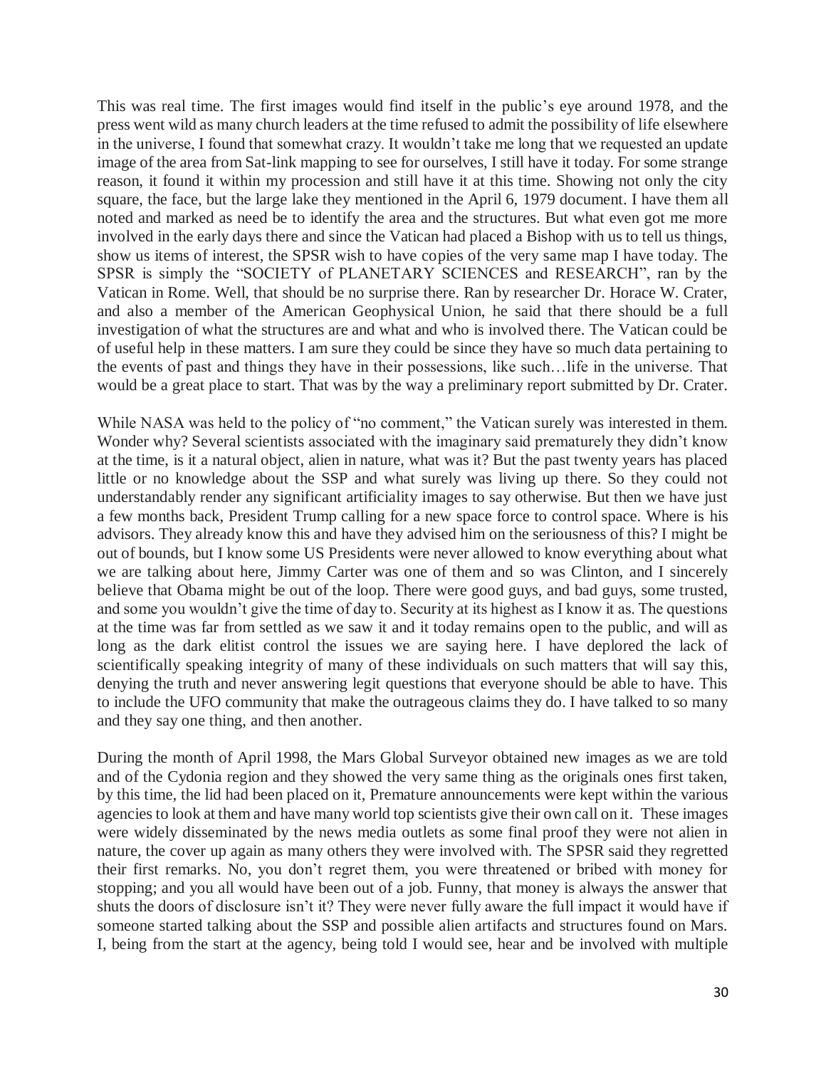This was real time. The first images would find itself in the public's eye around 1978, and the press went wild as many church leaders at the time refused to admit the possibility of life elsewhere in the universe, I found that somewhat crazy. It wouldn't take me long that we requested an update image of the area from Sat-link mapping to see for ourselves, I still have it today. For some strange reason, it found it within my procession and still have it at this time. Showing not only the city square, the face, but the large lake they mentioned in the April 6, 1979 document. I have them all noted and marked as need be to identify the area and the structures. But what even got me more involved in the early days there and since the Vatican had placed a Bishop with us to tell us things, show us items of interest, the SPSR wish to have copies of the very same map I have today. The SPSR is simply the "SOCIETY of PLANETARY SCIENCES and RESEARCH", ran by the Vatican in Rome. Well, that should be no surprise there. Ran by researcher Dr. Horace W. Crater, and also a member of the American Geophysical Union, he said that there should be a full investigation of what the structures are and what and who is involved there. The Vatican could be of useful help in these matters. I am sure they could be since they have so much data pertaining to the events of past and things they have in their possessions, like such…life in the universe. That would be a great place to start. That was by the way a preliminary report submitted by Dr. Crater.

While NASA was held to the policy of "no comment," the Vatican surely was interested in them. Wonder why? Several scientists associated with the imaginary said prematurely they didn't know at the time, is it a natural object, alien in nature, what was it? But the past twenty years has placed little or no knowledge about the SSP and what surely was living up there. So they could not understandably render any significant artificiality images to say otherwise. But then we have just a few months back, President Trump calling for a new space force to control space. Where is his advisors. They already know this and have they advised him on the seriousness of this? I might be out of bounds, but I know some US Presidents were never allowed to know everything about what we are talking about here, Jimmy Carter was one of them and so was Clinton, and I sincerely believe that Obama might be out of the loop. There were good guys, and bad guys, some trusted, and some you wouldn't give the time of day to. Security at its highest as I know it as. The questions at the time was far from settled as we saw it and it today remains open to the public, and will as long as the dark elitist control the issues we are saying here. I have deplored the lack of scientifically speaking integrity of many of these individuals on such matters that will say this, denying the truth and never answering legit questions that everyone should be able to have. This to include the UFO community that make the outrageous claims they do. I have talked to so many and they say one thing, and then another.

During the month of April 1998, the Mars Global Surveyor obtained new images as we are told and of the Cydonia region and they showed the very same thing as the originals ones first taken, by this time, the lid had been placed on it, Premature announcements were kept within the various agencies to look at them and have many world top scientists give their own call on it. These images were widely disseminated by the news media outlets as some final proof they were not alien in nature, the cover up again as many others they were involved with. The SPSR said they regretted their first remarks. No, you don't regret them, you were threatened or bribed with money for stopping; and you all would have been out of a job. Funny, that money is always the answer that shuts the doors of disclosure isn't it? They were never fully aware the full impact it would have if someone started talking about the SSP and possible alien artifacts and structures found on Mars. I, being from the start at the agency, being told I would see, hear and be involved with multiple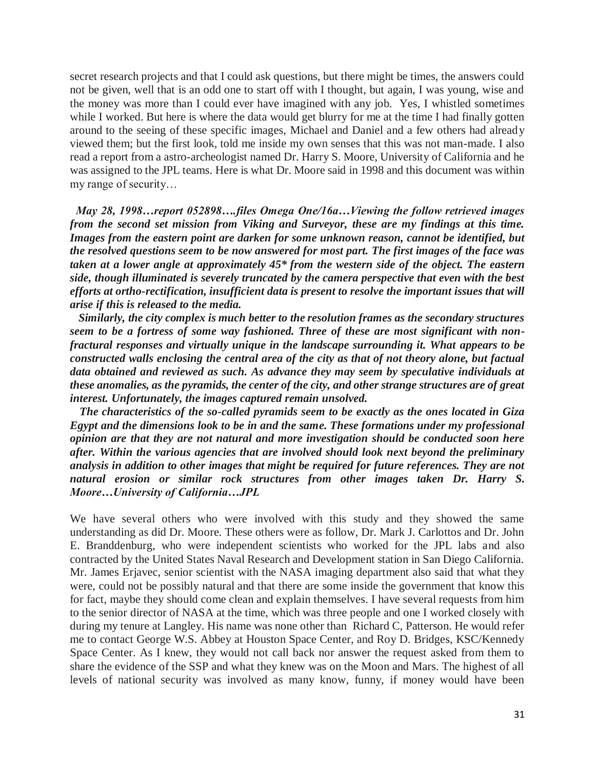secret research projects and that I could ask questions, but there might be times, the answers could not be given, well that is an odd one to start off with I thought, but again, I was young, wise and the money was more than I could ever have imagined with any job. Yes, I whistled sometimes while I worked. But here is where the data would get blurry for me at the time I had finally gotten around to the seeing of these specific images, Michael and Daniel and a few others had already viewed them; but the first look, told me inside my own senses that this was not man-made. I also read a report from a astro-archeologist named Dr. Harry S. Moore, University of California and he was assigned to the JPL teams. Here is what Dr. Moore said in 1998 and this document was within my range of security…

***May 28, 1998…report 052898….files Omega One/16a…Viewing the follow retrieved images from the second set mission from Viking and Surveyor, these are my findings at this time. Images from the eastern point are darken for some unknown reason, cannot be identified, but the resolved questions seem to be now answered for most part. The first images of the face was taken at a lower angle at approximately 45* from the western side of the object. The eastern side, though illuminated is severely truncated by the camera perspective that even with the best efforts at ortho-rectification, insufficient data is present to resolve the important issues that will arise if this is released to the media.***

***Similarly, the city complex is much better to the resolution frames as the secondary structures seem to be a fortress of some way fashioned. Three of these are most significant with non-fractural responses and virtually unique in the landscape surrounding it. What appears to be constructed walls enclosing the central area of the city as that of not theory alone, but factual data obtained and reviewed as such. As advance they may seem by speculative individuals at these anomalies, as the pyramids, the center of the city, and other strange structures are of great interest. Unfortunately, the images captured remain unsolved.***

***The characteristics of the so-called pyramids seem to be exactly as the ones located in Giza Egypt and the dimensions look to be in and the same. These formations under my professional opinion are that they are not natural and more investigation should be conducted soon here after. Within the various agencies that are involved should look next beyond the preliminary analysis in addition to other images that might be required for future references. They are not natural erosion or similar rock structures from other images taken Dr. Harry S. Moore…University of California…JPL***

We have several others who were involved with this study and they showed the same understanding as did Dr. Moore. These others were as follow, Dr. Mark J. Carlottos and Dr. John E. Branddenburg, who were independent scientists who worked for the JPL labs and also contracted by the United States Naval Research and Development station in San Diego California. Mr. James Erjavec, senior scientist with the NASA imaging department also said that what they were, could not be possibly natural and that there are some inside the government that know this for fact, maybe they should come clean and explain themselves. I have several requests from him to the senior director of NASA at the time, which was three people and one I worked closely with during my tenure at Langley. His name was none other than Richard C, Patterson. He would refer me to contact George W.S. Abbey at Houston Space Center, and Roy D. Bridges, KSC/Kennedy Space Center. As I knew, they would not call back nor answer the request asked from them to share the evidence of the SSP and what they knew was on the Moon and Mars. The highest of all levels of national security was involved as many know, funny, if money would have been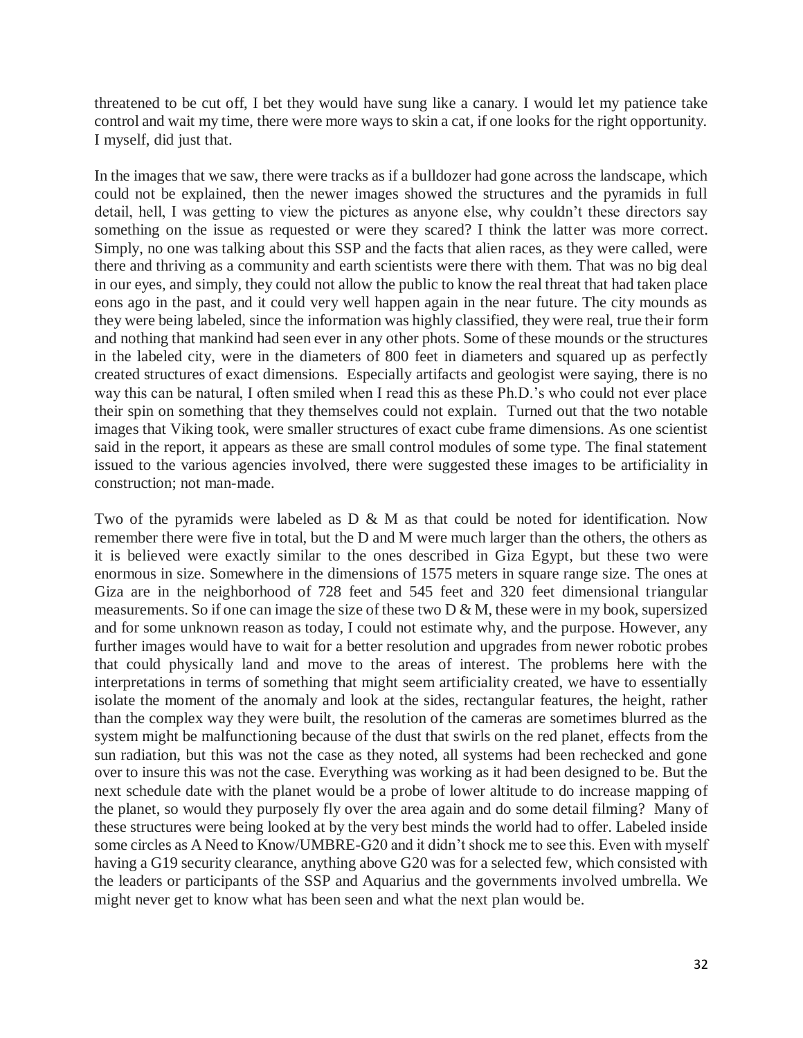threatened to be cut off, I bet they would have sung like a canary. I would let my patience take control and wait my time, there were more ways to skin a cat, if one looks for the right opportunity. I myself, did just that.

In the images that we saw, there were tracks as if a bulldozer had gone across the landscape, which could not be explained, then the newer images showed the structures and the pyramids in full detail, hell, I was getting to view the pictures as anyone else, why couldn't these directors say something on the issue as requested or were they scared? I think the latter was more correct. Simply, no one was talking about this SSP and the facts that alien races, as they were called, were there and thriving as a community and earth scientists were there with them. That was no big deal in our eyes, and simply, they could not allow the public to know the real threat that had taken place eons ago in the past, and it could very well happen again in the near future. The city mounds as they were being labeled, since the information was highly classified, they were real, true their form and nothing that mankind had seen ever in any other phots. Some of these mounds or the structures in the labeled city, were in the diameters of 800 feet in diameters and squared up as perfectly created structures of exact dimensions. Especially artifacts and geologist were saying, there is no way this can be natural, I often smiled when I read this as these Ph.D.'s who could not ever place their spin on something that they themselves could not explain. Turned out that the two notable images that Viking took, were smaller structures of exact cube frame dimensions. As one scientist said in the report, it appears as these are small control modules of some type. The final statement issued to the various agencies involved, there were suggested these images to be artificiality in construction; not man-made.

Two of the pyramids were labeled as D & M as that could be noted for identification. Now remember there were five in total, but the D and M were much larger than the others, the others as it is believed were exactly similar to the ones described in Giza Egypt, but these two were enormous in size. Somewhere in the dimensions of 1575 meters in square range size. The ones at Giza are in the neighborhood of 728 feet and 545 feet and 320 feet dimensional triangular measurements. So if one can image the size of these two D & M, these were in my book, supersized and for some unknown reason as today, I could not estimate why, and the purpose. However, any further images would have to wait for a better resolution and upgrades from newer robotic probes that could physically land and move to the areas of interest. The problems here with the interpretations in terms of something that might seem artificiality created, we have to essentially isolate the moment of the anomaly and look at the sides, rectangular features, the height, rather than the complex way they were built, the resolution of the cameras are sometimes blurred as the system might be malfunctioning because of the dust that swirls on the red planet, effects from the sun radiation, but this was not the case as they noted, all systems had been rechecked and gone over to insure this was not the case. Everything was working as it had been designed to be. But the next schedule date with the planet would be a probe of lower altitude to do increase mapping of the planet, so would they purposely fly over the area again and do some detail filming? Many of these structures were being looked at by the very best minds the world had to offer. Labeled inside some circles as A Need to Know/UMBRE-G20 and it didn't shock me to see this. Even with myself having a G19 security clearance, anything above G20 was for a selected few, which consisted with the leaders or participants of the SSP and Aquarius and the governments involved umbrella. We might never get to know what has been seen and what the next plan would be.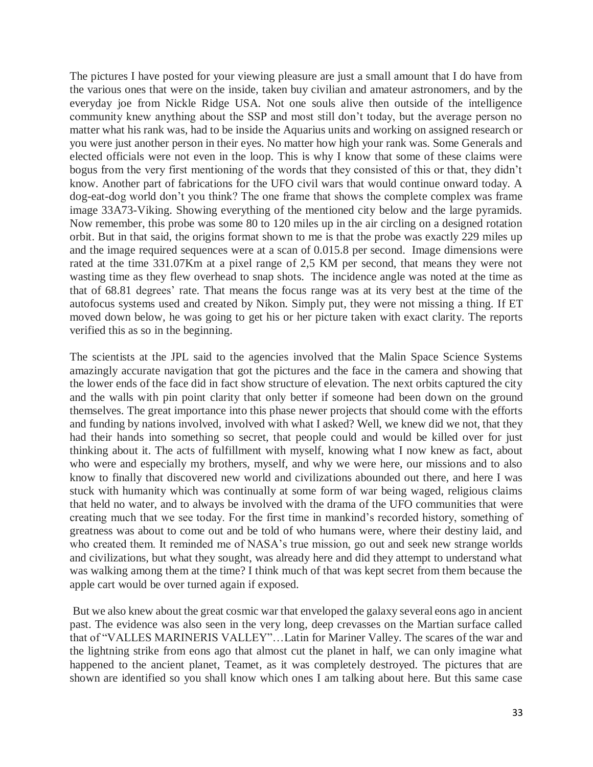The pictures I have posted for your viewing pleasure are just a small amount that I do have from the various ones that were on the inside, taken buy civilian and amateur astronomers, and by the everyday joe from Nickle Ridge USA. Not one souls alive then outside of the intelligence community knew anything about the SSP and most still don't today, but the average person no matter what his rank was, had to be inside the Aquarius units and working on assigned research or you were just another person in their eyes. No matter how high your rank was. Some Generals and elected officials were not even in the loop. This is why I know that some of these claims were bogus from the very first mentioning of the words that they consisted of this or that, they didn't know. Another part of fabrications for the UFO civil wars that would continue onward today. A dog-eat-dog world don't you think? The one frame that shows the complete complex was frame image 33A73-Viking. Showing everything of the mentioned city below and the large pyramids. Now remember, this probe was some 80 to 120 miles up in the air circling on a designed rotation orbit. But in that said, the origins format shown to me is that the probe was exactly 229 miles up and the image required sequences were at a scan of 0.015.8 per second. Image dimensions were rated at the time 331.07Km at a pixel range of 2,5 KM per second, that means they were not wasting time as they flew overhead to snap shots. The incidence angle was noted at the time as that of 68.81 degrees' rate. That means the focus range was at its very best at the time of the autofocus systems used and created by Nikon. Simply put, they were not missing a thing. If ET moved down below, he was going to get his or her picture taken with exact clarity. The reports verified this as so in the beginning.

The scientists at the JPL said to the agencies involved that the Malin Space Science Systems amazingly accurate navigation that got the pictures and the face in the camera and showing that the lower ends of the face did in fact show structure of elevation. The next orbits captured the city and the walls with pin point clarity that only better if someone had been down on the ground themselves. The great importance into this phase newer projects that should come with the efforts and funding by nations involved, involved with what I asked? Well, we knew did we not, that they had their hands into something so secret, that people could and would be killed over for just thinking about it. The acts of fulfillment with myself, knowing what I now knew as fact, about who were and especially my brothers, myself, and why we were here, our missions and to also know to finally that discovered new world and civilizations abounded out there, and here I was stuck with humanity which was continually at some form of war being waged, religious claims that held no water, and to always be involved with the drama of the UFO communities that were creating much that we see today. For the first time in mankind's recorded history, something of greatness was about to come out and be told of who humans were, where their destiny laid, and who created them. It reminded me of NASA's true mission, go out and seek new strange worlds and civilizations, but what they sought, was already here and did they attempt to understand what was walking among them at the time? I think much of that was kept secret from them because the apple cart would be over turned again if exposed.

But we also knew about the great cosmic war that enveloped the galaxy several eons ago in ancient past. The evidence was also seen in the very long, deep crevasses on the Martian surface called that of "VALLES MARINERIS VALLEY"…Latin for Mariner Valley. The scares of the war and the lightning strike from eons ago that almost cut the planet in half, we can only imagine what happened to the ancient planet, Teamet, as it was completely destroyed. The pictures that are shown are identified so you shall know which ones I am talking about here. But this same case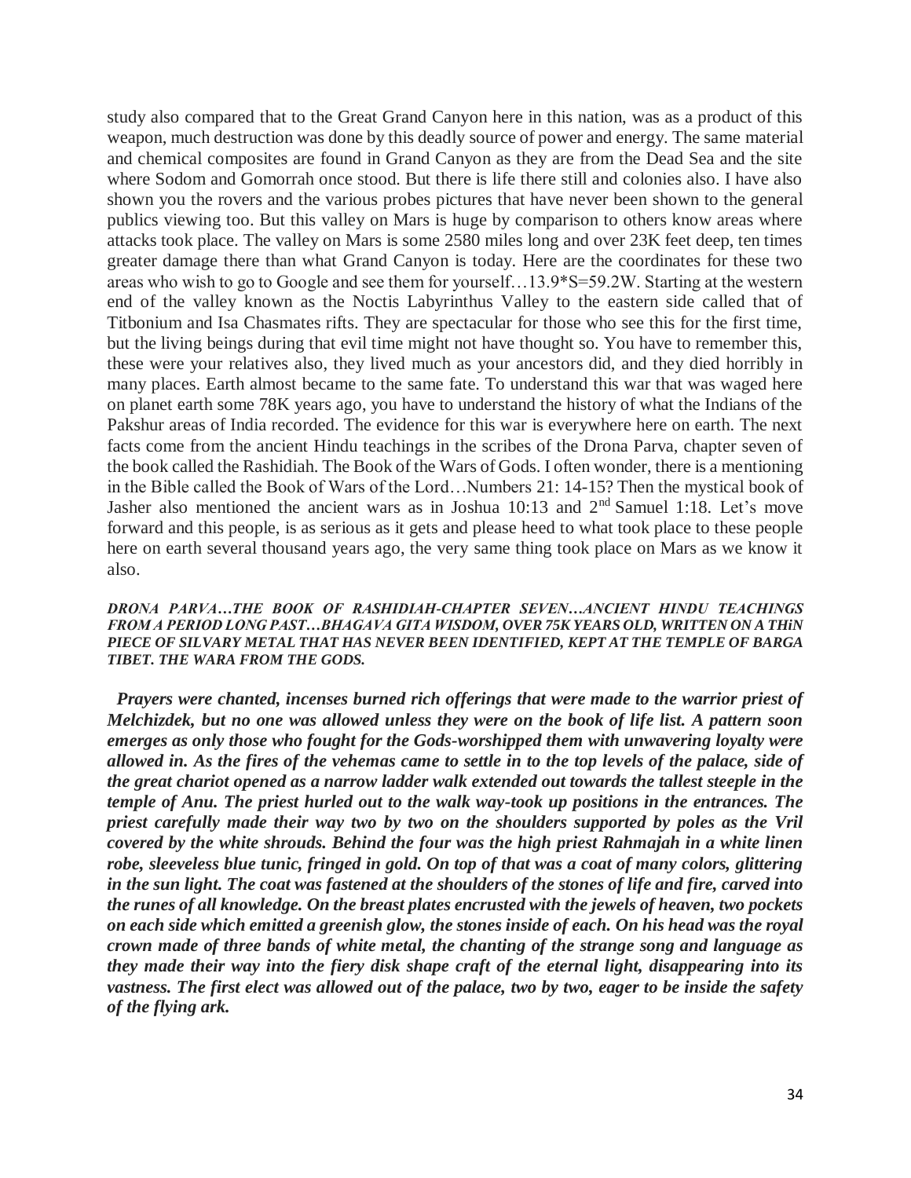study also compared that to the Great Grand Canyon here in this nation, was as a product of this weapon, much destruction was done by this deadly source of power and energy. The same material and chemical composites are found in Grand Canyon as they are from the Dead Sea and the site where Sodom and Gomorrah once stood. But there is life there still and colonies also. I have also shown you the rovers and the various probes pictures that have never been shown to the general publics viewing too. But this valley on Mars is huge by comparison to others know areas where attacks took place. The valley on Mars is some 2580 miles long and over 23K feet deep, ten times greater damage there than what Grand Canyon is today. Here are the coordinates for these two areas who wish to go to Google and see them for yourself…13.9*S=59.2W. Starting at the western end of the valley known as the Noctis Labyrinthus Valley to the eastern side called that of Titbonium and Isa Chasmates rifts. They are spectacular for those who see this for the first time, but the living beings during that evil time might not have thought so. You have to remember this, these were your relatives also, they lived much as your ancestors did, and they died horribly in many places. Earth almost became to the same fate. To understand this war that was waged here on planet earth some 78K years ago, you have to understand the history of what the Indians of the Pakshur areas of India recorded. The evidence for this war is everywhere here on earth. The next facts come from the ancient Hindu teachings in the scribes of the Drona Parva, chapter seven of the book called the Rashidiah. The Book of the Wars of Gods. I often wonder, there is a mentioning in the Bible called the Book of Wars of the Lord…Numbers 21: 14-15? Then the mystical book of Jasher also mentioned the ancient wars as in Joshua 10:13 and 2nd Samuel 1:18. Let's move forward and this people, is as serious as it gets and please heed to what took place to these people here on earth several thousand years ago, the very same thing took place on Mars as we know it also.

***DRONA PARVA…THE BOOK OF RASHIDIAH-CHAPTER SEVEN…ANCIENT HINDU TEACHINGS FROM A PERIOD LONG PAST…BHAGAVA GITA WISDOM, OVER 75K YEARS OLD, WRITTEN ON A THiN PIECE OF SILVARY METAL THAT HAS NEVER BEEN IDENTIFIED, KEPT AT THE TEMPLE OF BARGA TIBET. THE WARA FROM THE GODS.***

***Prayers were chanted, incenses burned rich offerings that were made to the warrior priest of Melchizdek, but no one was allowed unless they were on the book of life list. A pattern soon emerges as only those who fought for the Gods-worshipped them with unwavering loyalty were allowed in. As the fires of the vehemas came to settle in to the top levels of the palace, side of the great chariot opened as a narrow ladder walk extended out towards the tallest steeple in the temple of Anu. The priest hurled out to the walk way-took up positions in the entrances. The priest carefully made their way two by two on the shoulders supported by poles as the Vril covered by the white shrouds. Behind the four was the high priest Rahmajah in a white linen robe, sleeveless blue tunic, fringed in gold. On top of that was a coat of many colors, glittering in the sun light. The coat was fastened at the shoulders of the stones of life and fire, carved into the runes of all knowledge. On the breast plates encrusted with the jewels of heaven, two pockets on each side which emitted a greenish glow, the stones inside of each. On his head was the royal crown made of three bands of white metal, the chanting of the strange song and language as they made their way into the fiery disk shape craft of the eternal light, disappearing into its vastness. The first elect was allowed out of the palace, two by two, eager to be inside the safety of the flying ark.***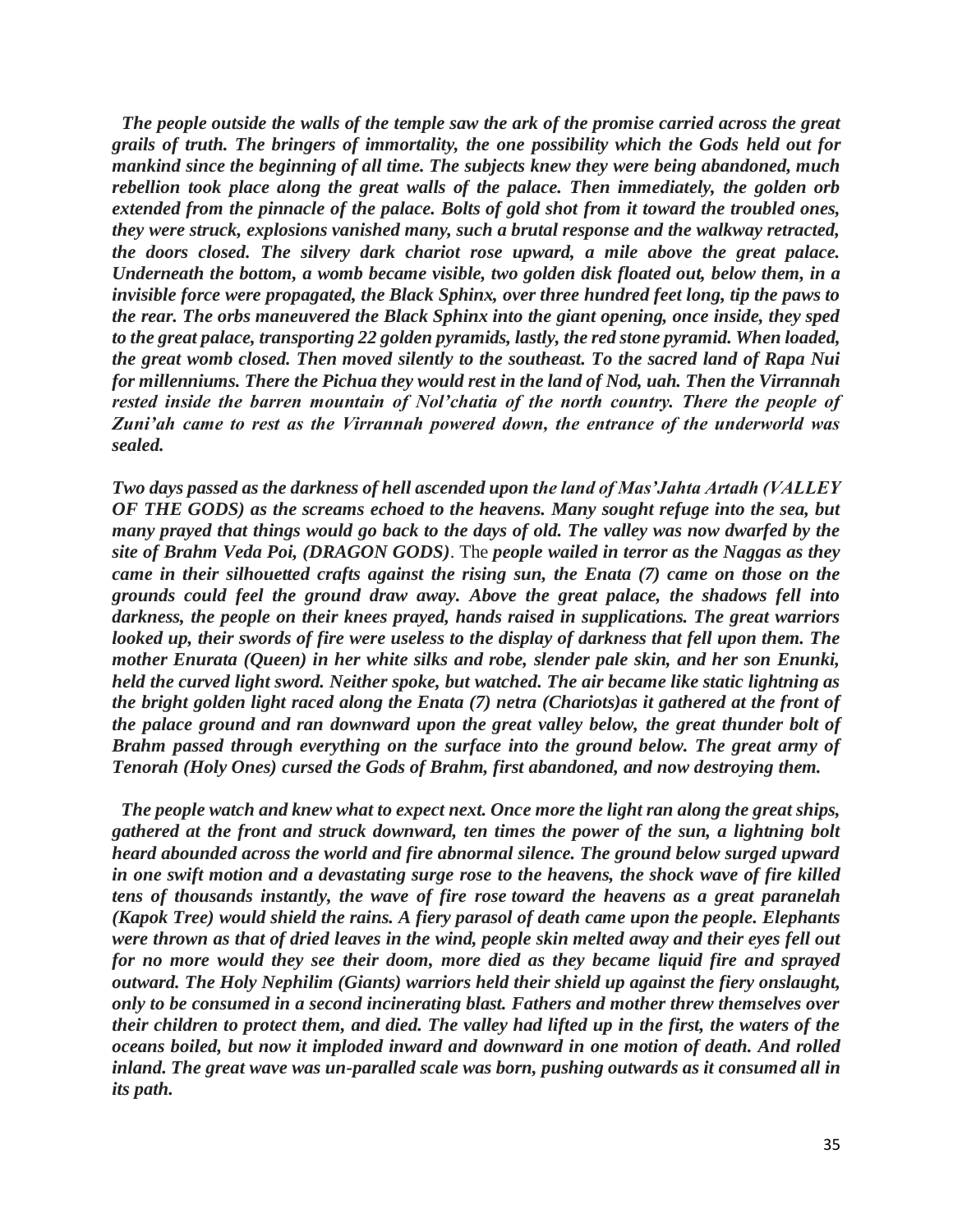*The people outside the walls of the temple saw the ark of the promise carried across the great grails of truth. The bringers of immortality, the one possibility which the Gods held out for mankind since the beginning of all time. The subjects knew they were being abandoned, much rebellion took place along the great walls of the palace. Then immediately, the golden orb extended from the pinnacle of the palace. Bolts of gold shot from it toward the troubled ones, they were struck, explosions vanished many, such a brutal response and the walkway retracted, the doors closed. The silvery dark chariot rose upward, a mile above the great palace. Underneath the bottom, a womb became visible, two golden disk floated out, below them, in a invisible force were propagated, the Black Sphinx, over three hundred feet long, tip the paws to the rear. The orbs maneuvered the Black Sphinx into the giant opening, once inside, they sped to the great palace, transporting 22 golden pyramids, lastly, the red stone pyramid. When loaded, the great womb closed. Then moved silently to the southeast. To the sacred land of Rapa Nui for millenniums. There the Pichua they would rest in the land of Nod, uah. Then the Virrannah rested inside the barren mountain of Nol'chatia of the north country. There the people of Zuni'ah came to rest as the Virrannah powered down, the entrance of the underworld was sealed.*

*Two days passed as the darkness of hell ascended upon the land of Mas'Jahta Artadh (VALLEY OF THE GODS) as the screams echoed to the heavens. Many sought refuge into the sea, but many prayed that things would go back to the days of old. The valley was now dwarfed by the site of Brahm Veda Poi, (DRAGON GODDS)*. The *people wailed in terror as the Naggas as they came in their silhouetted crafts against the rising sun, the Enata (7) came on those on the grounds could feel the ground draw away. Above the great palace, the shadows fell into darkness, the people on their knees prayed, hands raised in supplications. The great warriors looked up, their swords of fire were useless to the display of darkness that fell upon them. The mother Enurata (Queen) in her white silks and robe, slender pale skin, and her son Enunki, held the curved light sword. Neither spoke, but watched. The air became like static lightning as the bright golden light raced along the Enata (7) netra (Chariots)as it gathered at the front of the palace ground and ran downward upon the great valley below, the great thunder bolt of Brahm passed through everything on the surface into the ground below. The great army of Tenorah (Holy Ones) cursed the Gods of Brahm, first abandoned, and now destroying them.*

*The people watch and knew what to expect next. Once more the light ran along the great ships, gathered at the front and struck downward, ten times the power of the sun, a lightning bolt heard abounded across the world and fire abnormal silence. The ground below surged upward in one swift motion and a devastating surge rose to the heavens, the shock wave of fire killed tens of thousands instantly, the wave of fire rose toward the heavens as a great paranelah (Kapok Tree) would shield the rains. A fiery parasol of death came upon the people. Elephants were thrown as that of dried leaves in the wind, people skin melted away and their eyes fell out for no more would they see their doom, more died as they became liquid fire and sprayed outward. The Holy Nephilim (Giants) warriors held their shield up against the fiery onslaught, only to be consumed in a second incinerating blast. Fathers and mother threw themselves over their children to protect them, and died. The valley had lifted up in the first, the waters of the oceans boiled, but now it imploded inward and downward in one motion of death. And rolled inland. The great wave was un-paralled scale was born, pushing outwards as it consumed all in its path.*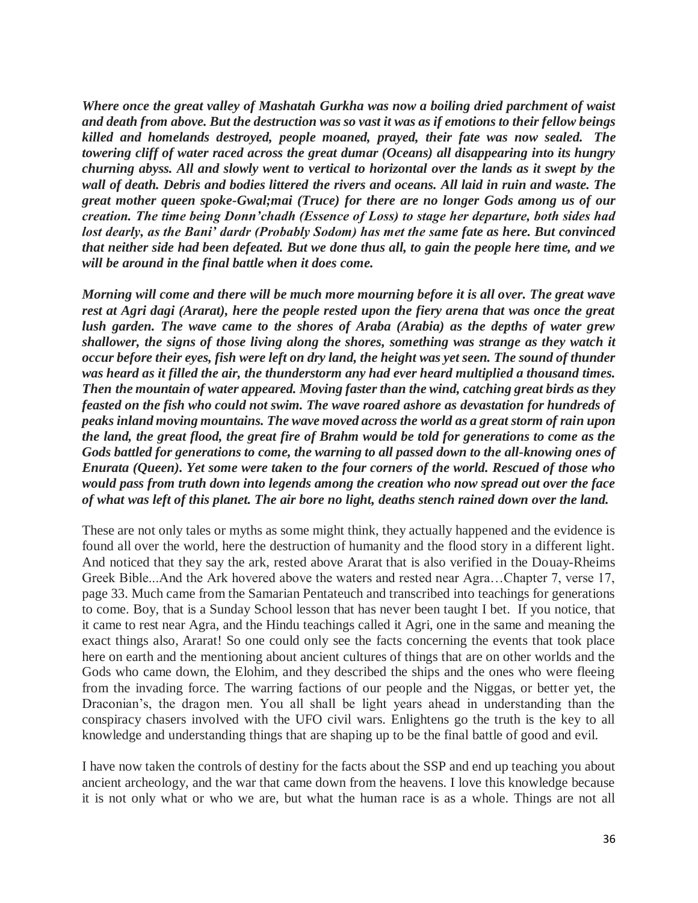***Where once the great valley of Mashatah Gurkha was now a boiling dried parchment of waist and death from above. But the destruction was so vast it was as if emotions to their fellow beings killed and homelands destroyed, people moaned, prayed, their fate was now sealed. The towering cliff of water raced across the great dumar (Oceans) all disappearing into its hungry churning abyss. All and slowly went to vertical to horizontal over the lands as it swept by the wall of death. Debris and bodies littered the rivers and oceans. All laid in ruin and waste. The great mother queen spoke-Gwal;mai (Truce) for there are no longer Gods among us of our creation. The time being Donn'chadh (Essence of Loss) to stage her departure, both sides had lost dearly, as the Bani' dardr (Probably Sodom) has met the same fate as here. But convinced that neither side had been defeated. But we done thus all, to gain the people here time, and we will be around in the final battle when it does come.***

***Morning will come and there will be much more mourning before it is all over. The great wave rest at Agri dagi (Ararat), here the people rested upon the fiery arena that was once the great lush garden. The wave came to the shores of Araba (Arabia) as the depths of water grew shallower, the signs of those living along the shores, something was strange as they watch it occur before their eyes, fish were left on dry land, the height was yet seen. The sound of thunder was heard as it filled the air, the thunderstorm any had ever heard multiplied a thousand times. Then the mountain of water appeared. Moving faster than the wind, catching great birds as they feasted on the fish who could not swim. The wave roared ashore as devastation for hundreds of peaks inland moving mountains. The wave moved across the world as a great storm of rain upon the land, the great flood, the great fire of Brahm would be told for generations to come as the Gods battled for generations to come, the warning to all passed down to the all-knowing ones of Enurata (Queen). Yet some were taken to the four corners of the world. Rescued of those who would pass from truth down into legends among the creation who now spread out over the face of what was left of this planet. The air bore no light, deaths stench rained down over the land.***

These are not only tales or myths as some might think, they actually happened and the evidence is found all over the world, here the destruction of humanity and the flood story in a different light. And noticed that they say the ark, rested above Ararat that is also verified in the Douay-Rheims Greek Bible...And the Ark hovered above the waters and rested near Agra…Chapter 7, verse 17, page 33. Much came from the Samarian Pentateuch and transcribed into teachings for generations to come. Boy, that is a Sunday School lesson that has never been taught I bet. If you notice, that it came to rest near Agra, and the Hindu teachings called it Agri, one in the same and meaning the exact things also, Ararat! So one could only see the facts concerning the events that took place here on earth and the mentioning about ancient cultures of things that are on other worlds and the Gods who came down, the Elohim, and they described the ships and the ones who were fleeing from the invading force. The warring factions of our people and the Niggas, or better yet, the Draconian's, the dragon men. You all shall be light years ahead in understanding than the conspiracy chasers involved with the UFO civil wars. Enlightens go the truth is the key to all knowledge and understanding things that are shaping up to be the final battle of good and evil.

I have now taken the controls of destiny for the facts about the SSP and end up teaching you about ancient archeology, and the war that came down from the heavens. I love this knowledge because it is not only what or who we are, but what the human race is as a whole. Things are not all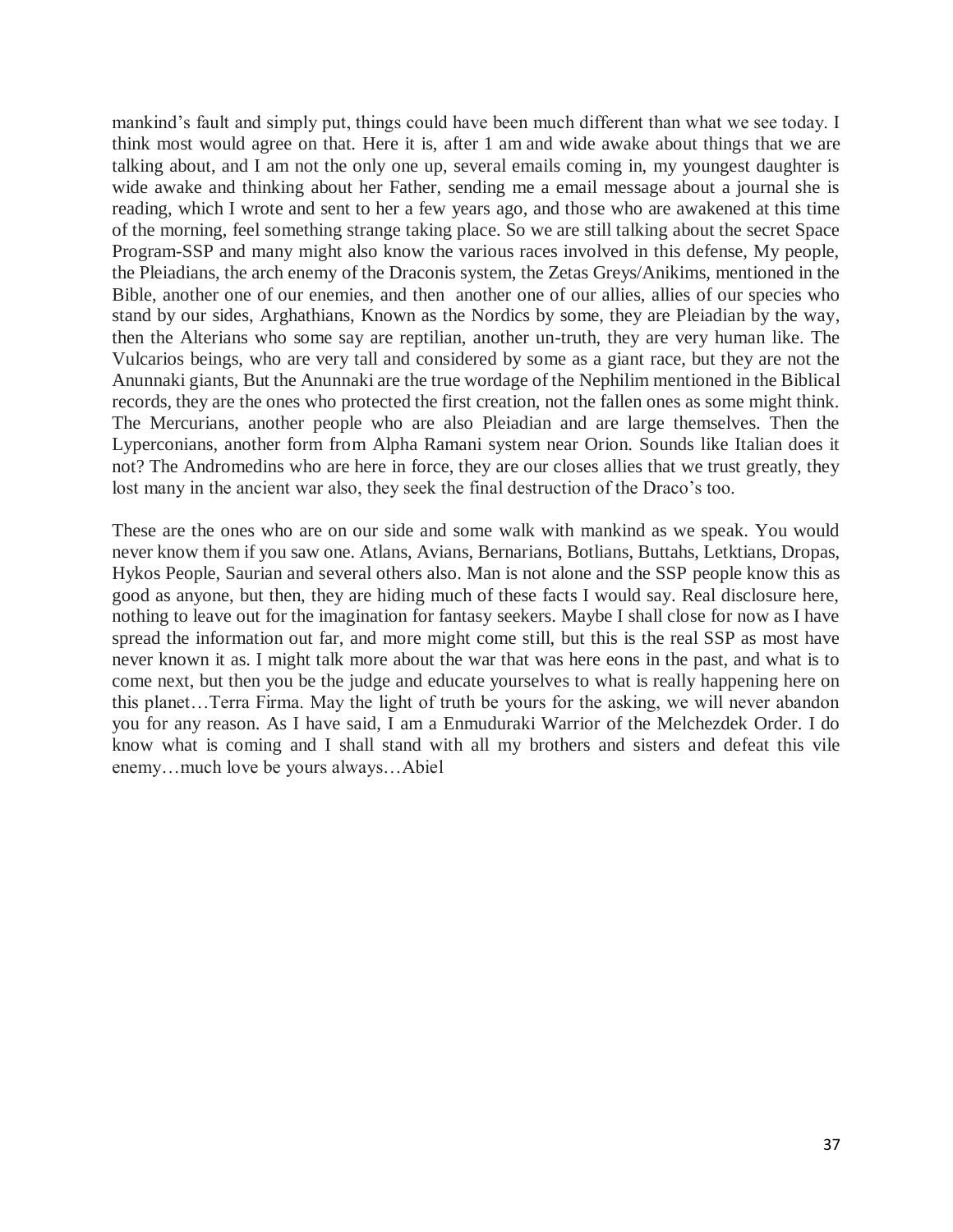mankind's fault and simply put, things could have been much different than what we see today. I think most would agree on that. Here it is, after 1 am and wide awake about things that we are talking about, and I am not the only one up, several emails coming in, my youngest daughter is wide awake and thinking about her Father, sending me a email message about a journal she is reading, which I wrote and sent to her a few years ago, and those who are awakened at this time of the morning, feel something strange taking place. So we are still talking about the secret Space Program-SSP and many might also know the various races involved in this defense, My people, the Pleiadians, the arch enemy of the Draconis system, the Zetas Greys/Anikims, mentioned in the Bible, another one of our enemies, and then another one of our allies, allies of our species who stand by our sides, Arghathians, Known as the Nordics by some, they are Pleiadian by the way, then the Alterians who some say are reptilian, another un-truth, they are very human like. The Vulcarios beings, who are very tall and considered by some as a giant race, but they are not the Anunnaki giants, But the Anunnaki are the true wordage of the Nephilim mentioned in the Biblical records, they are the ones who protected the first creation, not the fallen ones as some might think. The Mercurians, another people who are also Pleiadian and are large themselves. Then the Lyperconians, another form from Alpha Ramani system near Orion. Sounds like Italian does it not? The Andromedins who are here in force, they are our closes allies that we trust greatly, they lost many in the ancient war also, they seek the final destruction of the Draco's too.

These are the ones who are on our side and some walk with mankind as we speak. You would never know them if you saw one. Atlans, Avians, Bernarians, Botlians, Buttahs, Letktians, Dropas, Hykos People, Saurian and several others also. Man is not alone and the SSP people know this as good as anyone, but then, they are hiding much of these facts I would say. Real disclosure here, nothing to leave out for the imagination for fantasy seekers. Maybe I shall close for now as I have spread the information out far, and more might come still, but this is the real SSP as most have never known it as. I might talk more about the war that was here eons in the past, and what is to come next, but then you be the judge and educate yourselves to what is really happening here on this planet…Terra Firma. May the light of truth be yours for the asking, we will never abandon you for any reason. As I have said, I am a Enmuduraki Warrior of the Melchezdek Order. I do know what is coming and I shall stand with all my brothers and sisters and defeat this vile enemy…much love be yours always…Abiel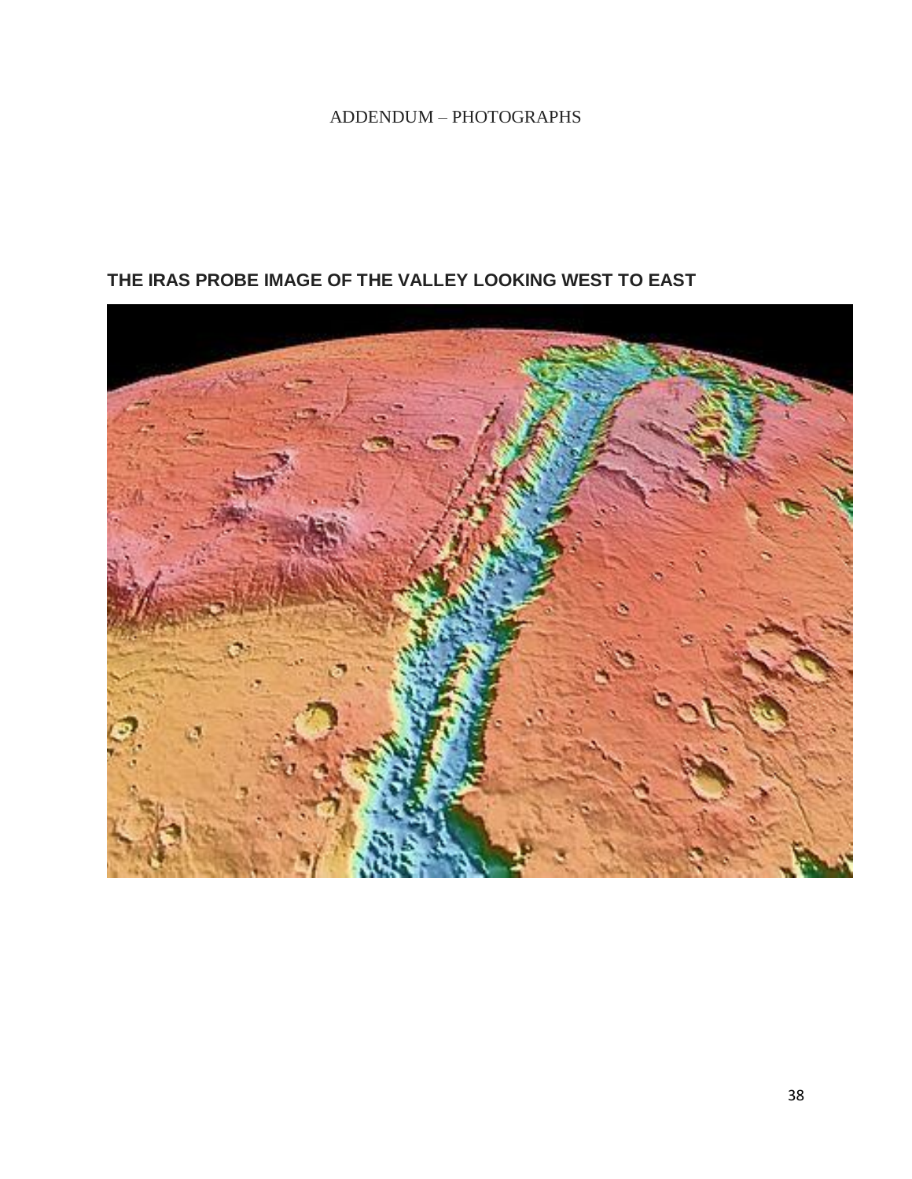ADDENDUM – PHOTOGRAPHS

**THE IRAS PROBE IMAGE OF THE VALLEY LOOKING WEST TO EAST**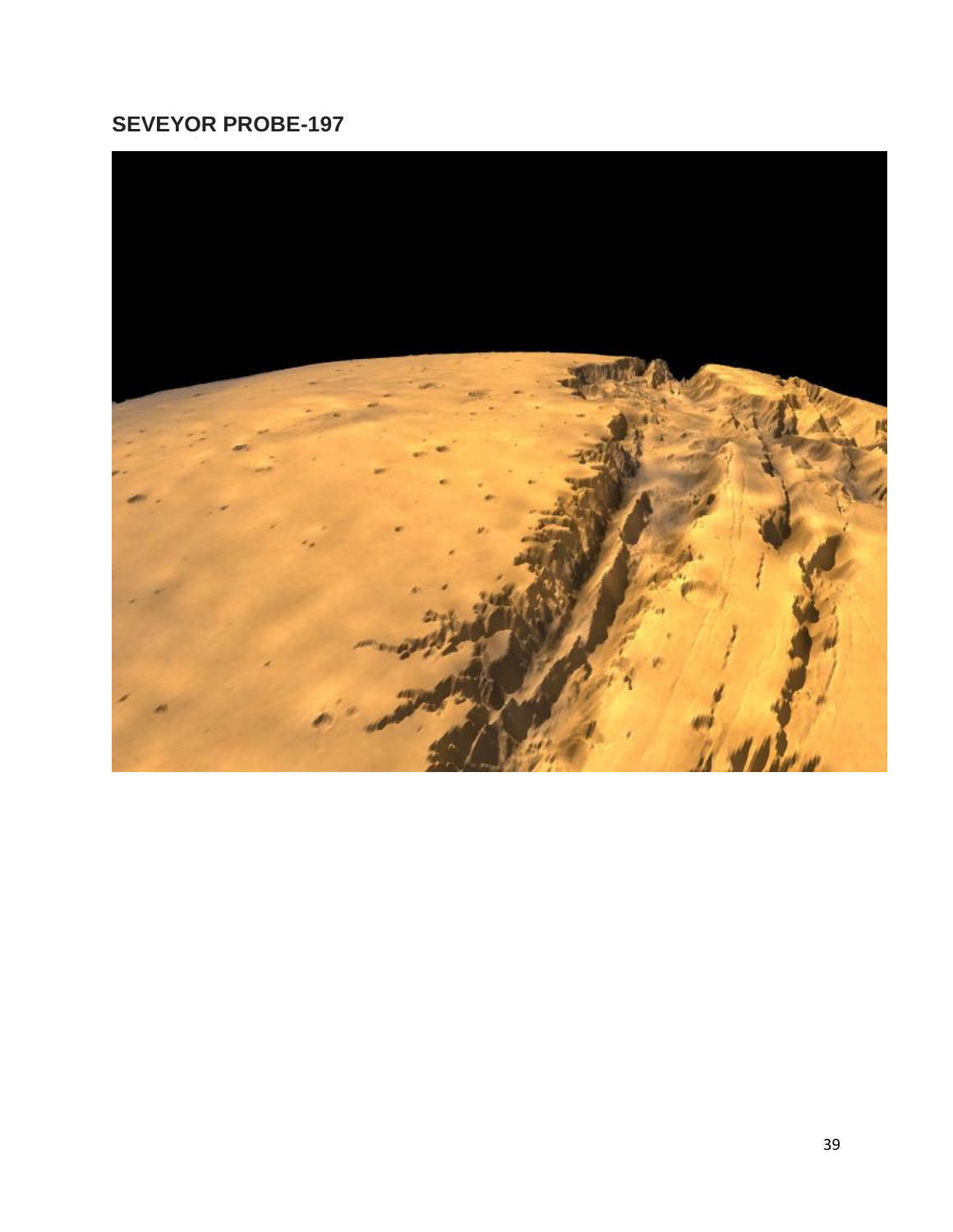## SEVEYOR PROBE-197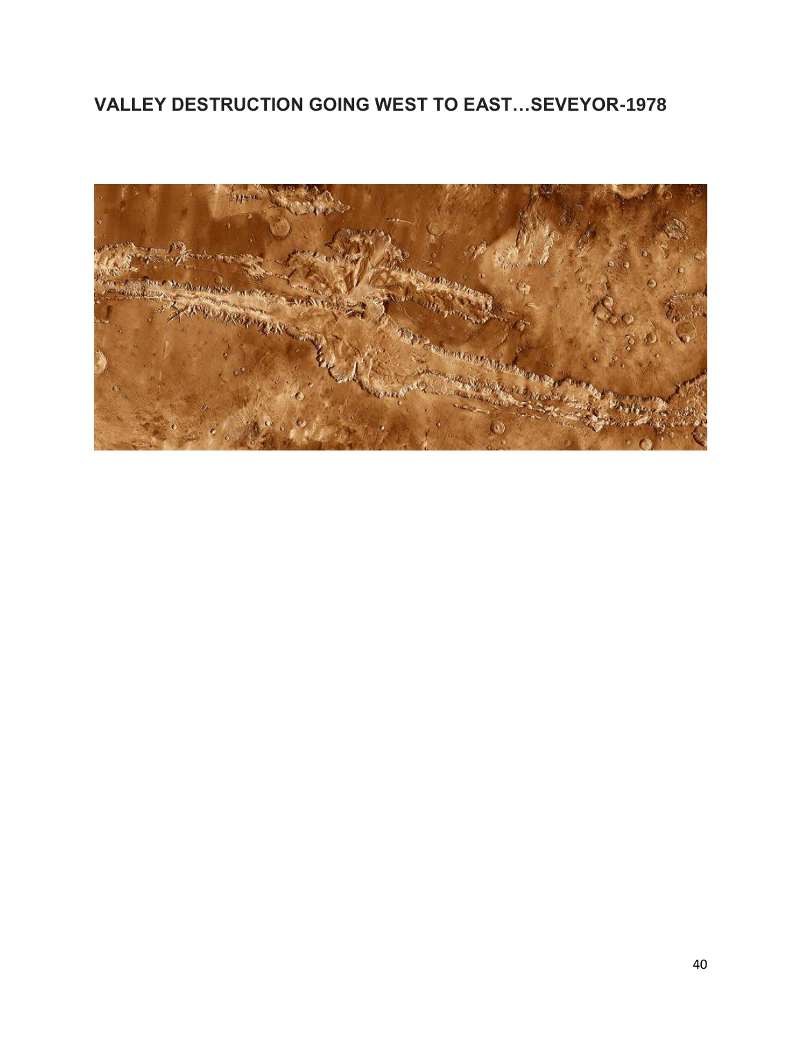**VALLEY DESTRUCTION GOING WEST TO EAST…SEVEYOR-1978**